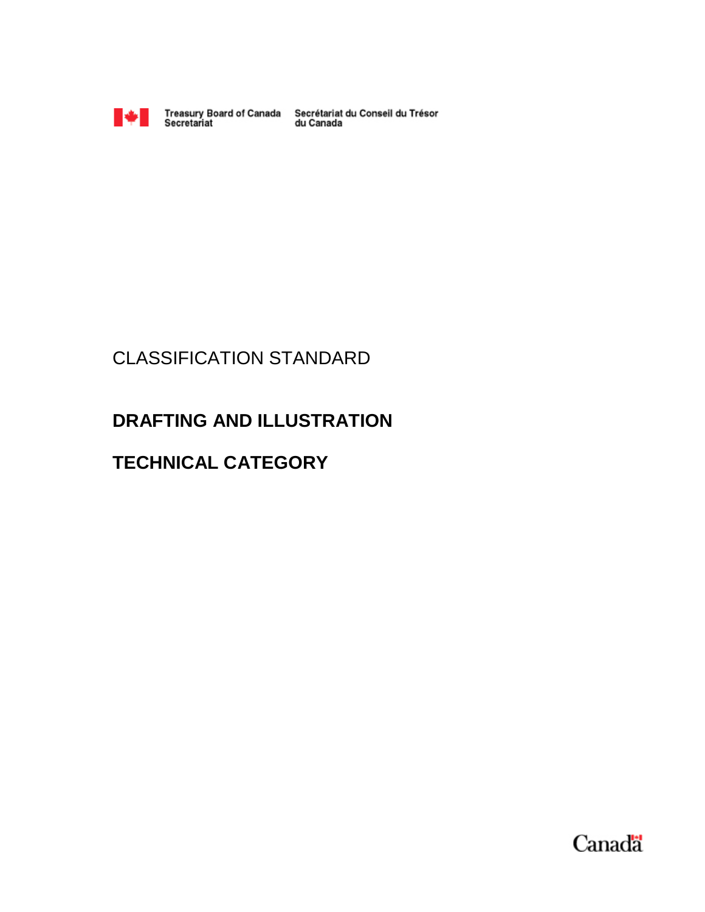Treasury Board of Canada Secretariat    Secrétariat du Conseil du Trésor du Canada

CLASSIFICATION STANDARD

# DRAFTING AND ILLUSTRATION

# TECHNICAL CATEGORY

Canada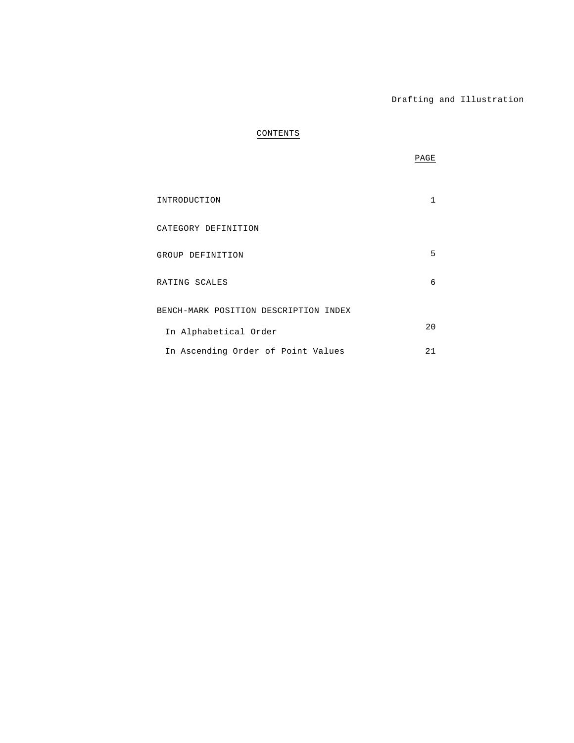## CONTENTS

| | PAGE |
|---|---|
| INTRODUCTION | 1 |
| CATEGORY DEFINITION | |
| GROUP DEFINITION | 5 |
| RATING SCALES | 6 |
| BENCH-MARK POSITION DESCRIPTION INDEX | |
| In Alphabetical Order | 20 |
| In Ascending Order of Point Values | 21 |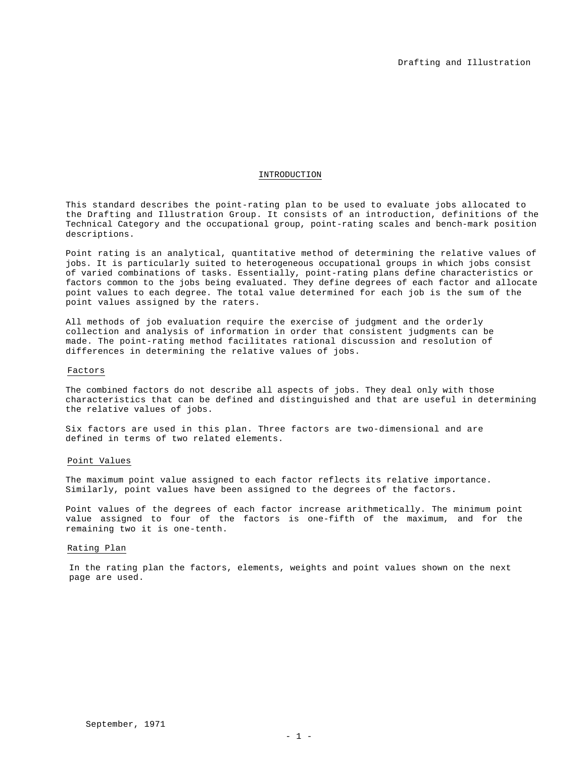# INTRODUCTION

This standard describes the point-rating plan to be used to evaluate jobs allocated to the Drafting and Illustration Group. It consists of an introduction, definitions of the Technical Category and the occupational group, point-rating scales and bench-mark position descriptions.

Point rating is an analytical, quantitative method of determining the relative values of jobs. It is particularly suited to heterogeneous occupational groups in which jobs consist of varied combinations of tasks. Essentially, point-rating plans define characteristics or factors common to the jobs being evaluated. They define degrees of each factor and allocate point values to each degree. The total value determined for each job is the sum of the point values assigned by the raters.

All methods of job evaluation require the exercise of judgment and the orderly collection and analysis of information in order that consistent judgments can be made. The point-rating method facilitates rational discussion and resolution of differences in determining the relative values of jobs.

## Factors

The combined factors do not describe all aspects of jobs. They deal only with those characteristics that can be defined and distinguished and that are useful in determining the relative values of jobs.

Six factors are used in this plan. Three factors are two-dimensional and are defined in terms of two related elements.

## Point Values

The maximum point value assigned to each factor reflects its relative importance. Similarly, point values have been assigned to the degrees of the factors.

Point values of the degrees of each factor increase arithmetically. The minimum point value assigned to four of the factors is one-fifth of the maximum, and for the remaining two it is one-tenth.

## Rating Plan

In the rating plan the factors, elements, weights and point values shown on the next page are used.

September, 1971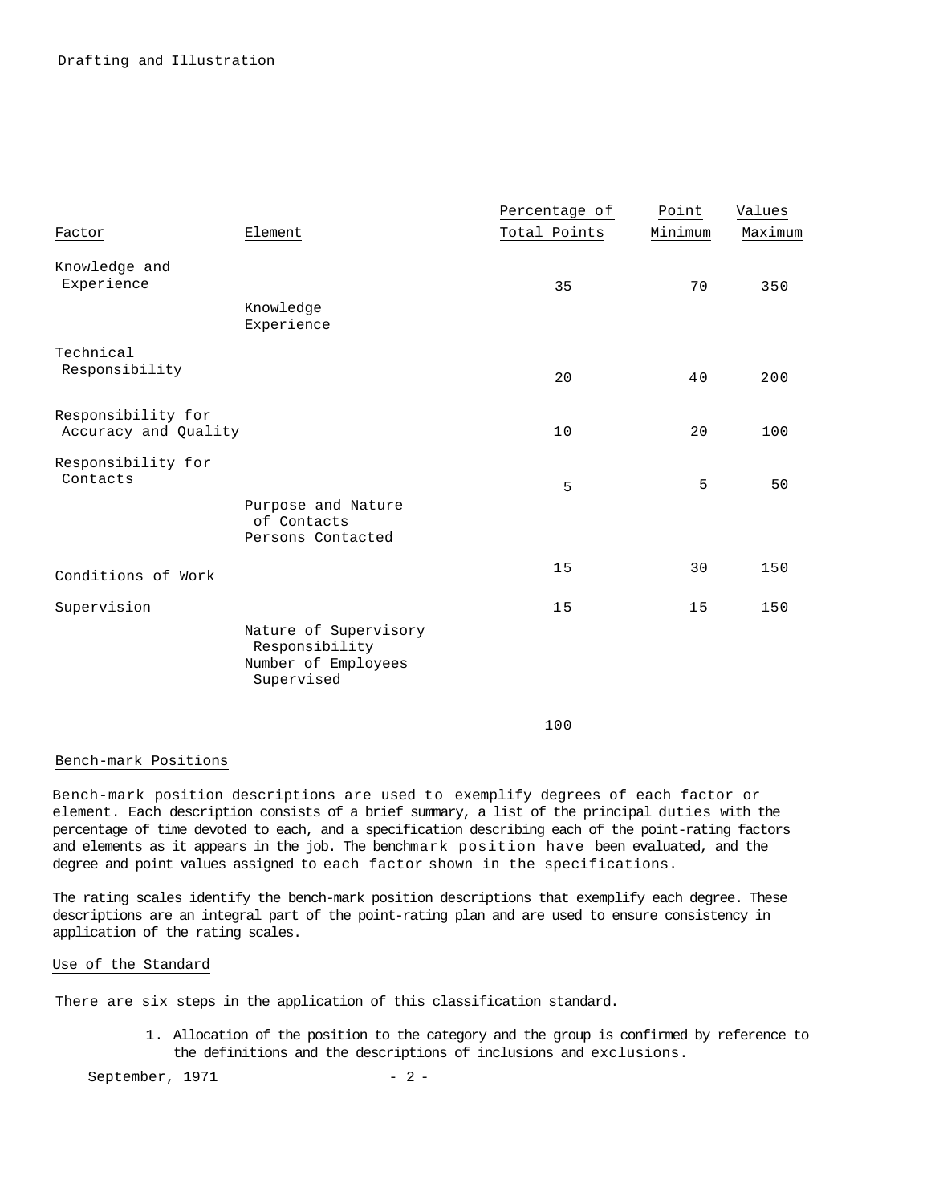| Factor | Element | Percentage of Total Points | Point Values Minimum | Point Values Maximum |
|---|---|---|---|---|
| Knowledge and Experience | | 35 | 70 | 350 |
| | Knowledge | | | |
| | Experience | | | |
| Technical Responsibility | | 20 | 40 | 200 |
| Responsibility for Accuracy and Quality | | 10 | 20 | 100 |
| Responsibility for Contacts | | 5 | 5 | 50 |
| | Purpose and Nature of Contacts | | | |
| | Persons Contacted | | | |
| Conditions of Work | | 15 | 30 | 150 |
| Supervision | | 15 | 15 | 150 |
| | Nature of Supervisory Responsibility | | | |
| | Number of Employees Supervised | | | |
| | | 100 | | |

## Bench-mark Positions

Bench-mark position descriptions are used to exemplify degrees of each factor or element. Each description consists of a brief summary, a list of the principal duties with the percentage of time devoted to each, and a specification describing each of the point-rating factors and elements as it appears in the job. The benchmark position have been evaluated, and the degree and point values assigned to each factor shown in the specifications.

The rating scales identify the bench-mark position descriptions that exemplify each degree. These descriptions are an integral part of the point-rating plan and are used to ensure consistency in application of the rating scales.

## Use of the Standard

There are six steps in the application of this classification standard.

1. Allocation of the position to the category and the group is confirmed by reference to the definitions and the descriptions of inclusions and exclusions.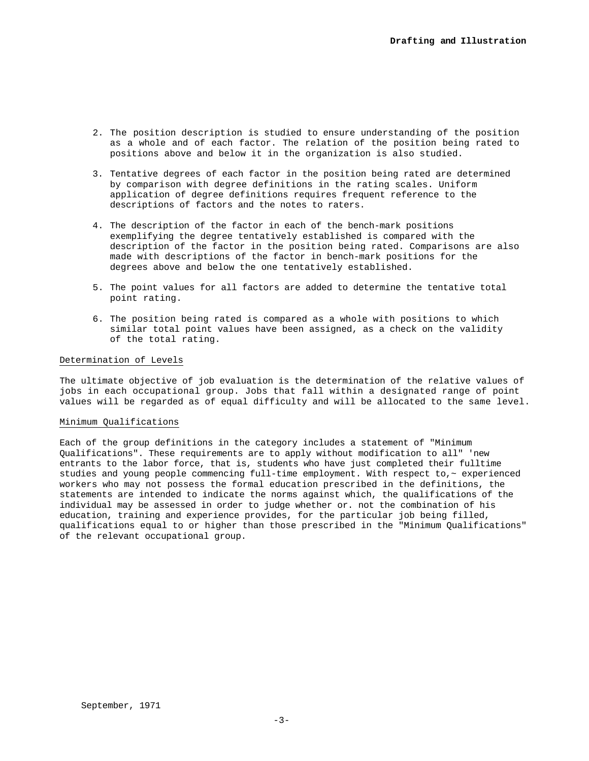2. The position description is studied to ensure understanding of the position as a whole and of each factor. The relation of the position being rated to positions above and below it in the organization is also studied.

3. Tentative degrees of each factor in the position being rated are determined by comparison with degree definitions in the rating scales. Uniform application of degree definitions requires frequent reference to the descriptions of factors and the notes to raters.

4. The description of the factor in each of the bench-mark positions exemplifying the degree tentatively established is compared with the description of the factor in the position being rated. Comparisons are also made with descriptions of the factor in bench-mark positions for the degrees above and below the one tentatively established.

5. The point values for all factors are added to determine the tentative total point rating.

6. The position being rated is compared as a whole with positions to which similar total point values have been assigned, as a check on the validity of the total rating.

Determination of Levels

The ultimate objective of job evaluation is the determination of the relative values of jobs in each occupational group. Jobs that fall within a designated range of point values will be regarded as of equal difficulty and will be allocated to the same level.

Minimum Qualifications

Each of the group definitions in the category includes a statement of "Minimum Qualifications". These requirements are to apply without modification to all" 'new entrants to the labor force, that is, students who have just completed their fulltime studies and young people commencing full-time employment. With respect to,~ experienced workers who may not possess the formal education prescribed in the definitions, the statements are intended to indicate the norms against which, the qualifications of the individual may be assessed in order to judge whether or. not the combination of his education, training and experience provides, for the particular job being filled, qualifications equal to or higher than those prescribed in the "Minimum Qualifications" of the relevant occupational group.

September, 1971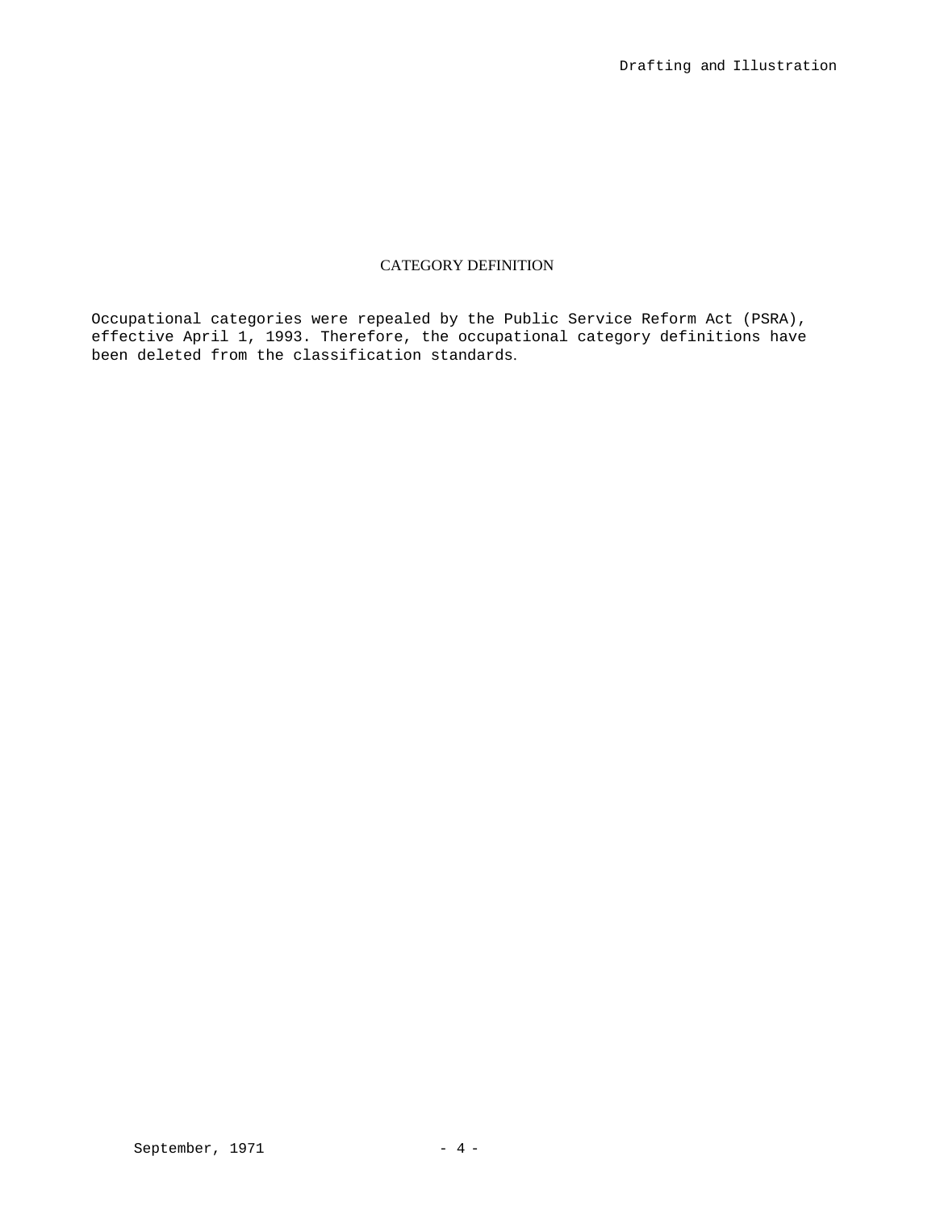## CATEGORY DEFINITION

Occupational categories were repealed by the Public Service Reform Act (PSRA), effective April 1, 1993. Therefore, the occupational category definitions have been deleted from the classification standards.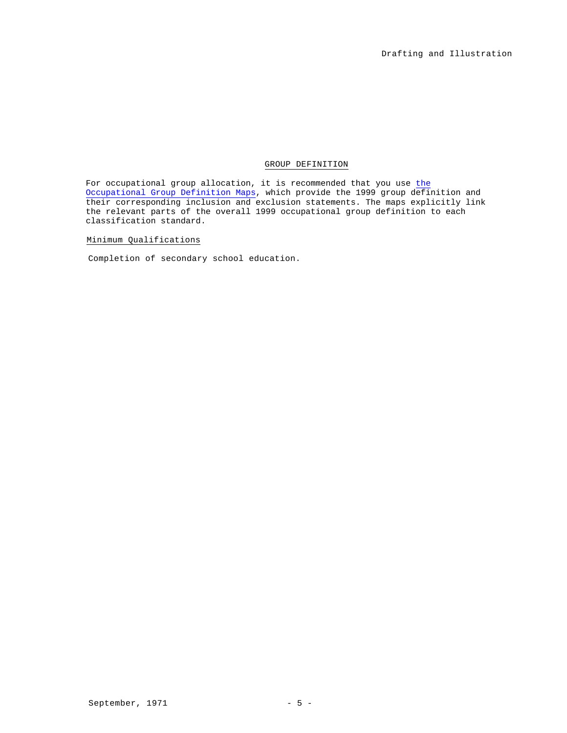## GROUP DEFINITION

For occupational group allocation, it is recommended that you use the Occupational Group Definition Maps, which provide the 1999 group definition and their corresponding inclusion and exclusion statements. The maps explicitly link the relevant parts of the overall 1999 occupational group definition to each classification standard.

### Minimum Qualifications

Completion of secondary school education.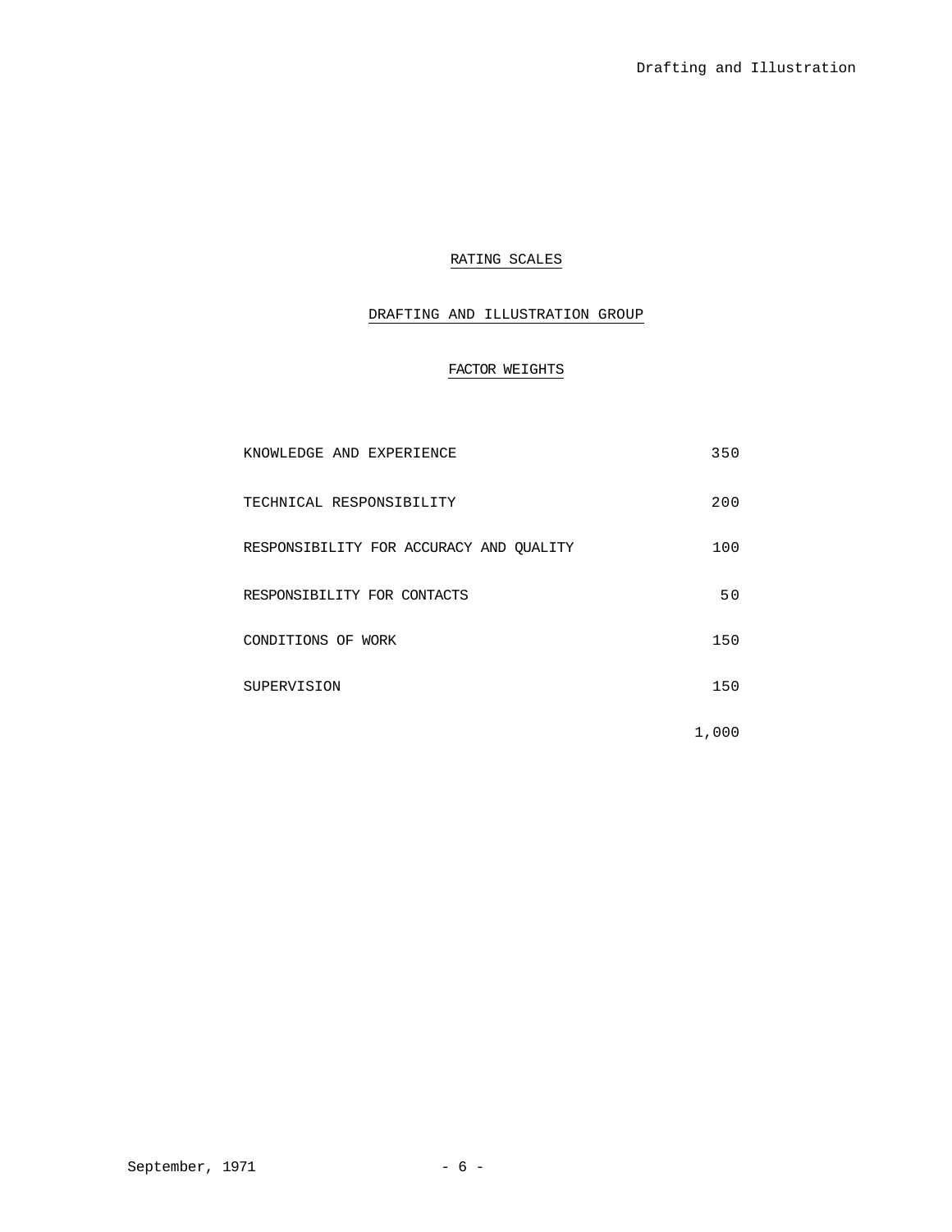## RATING SCALES

## DRAFTING AND ILLUSTRATION GROUP

### FACTOR WEIGHTS

| | |
|---|---|
| KNOWLEDGE AND EXPERIENCE | 350 |
| TECHNICAL RESPONSIBILITY | 200 |
| RESPONSIBILITY FOR ACCURACY AND QUALITY | 100 |
| RESPONSIBILITY FOR CONTACTS | 50 |
| CONDITIONS OF WORK | 150 |
| SUPERVISION | 150 |
| | 1,000 |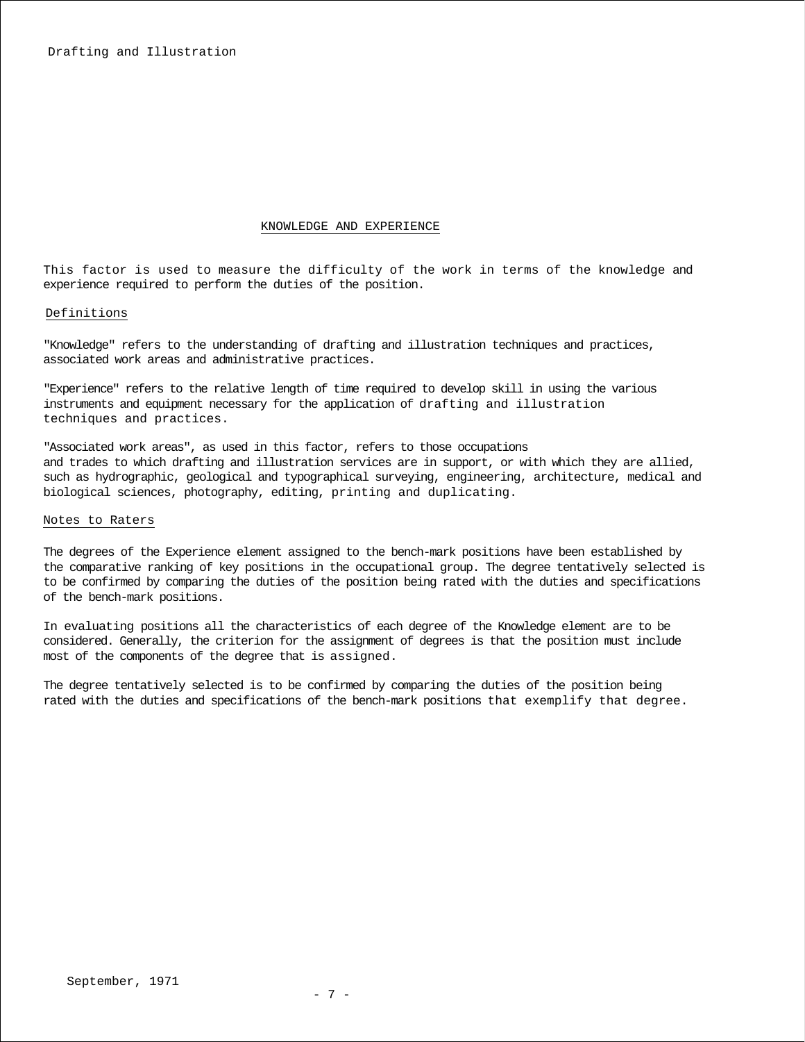## KNOWLEDGE AND EXPERIENCE

This factor is used to measure the difficulty of the work in terms of the knowledge and experience required to perform the duties of the position.

### Definitions

"Knowledge" refers to the understanding of drafting and illustration techniques and practices, associated work areas and administrative practices.

"Experience" refers to the relative length of time required to develop skill in using the various instruments and equipment necessary for the application of drafting and illustration techniques and practices.

"Associated work areas", as used in this factor, refers to those occupations and trades to which drafting and illustration services are in support, or with which they are allied, such as hydrographic, geological and typographical surveying, engineering, architecture, medical and biological sciences, photography, editing, printing and duplicating.

### Notes to Raters

The degrees of the Experience element assigned to the bench-mark positions have been established by the comparative ranking of key positions in the occupational group. The degree tentatively selected is to be confirmed by comparing the duties of the position being rated with the duties and specifications of the bench-mark positions.

In evaluating positions all the characteristics of each degree of the Knowledge element are to be considered. Generally, the criterion for the assignment of degrees is that the position must include most of the components of the degree that is assigned.

The degree tentatively selected is to be confirmed by comparing the duties of the position being rated with the duties and specifications of the bench-mark positions that exemplify that degree.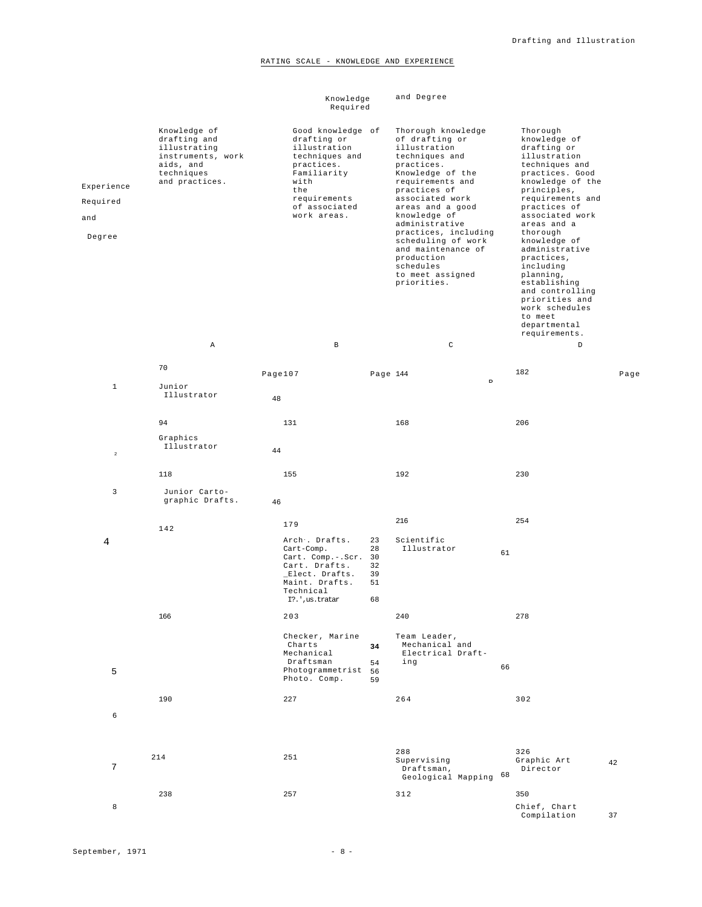## RATING SCALE - KNOWLEDGE AND EXPERIENCE

| Experience Required and Degree | Knowledge Required and Degree | | | |
|---|---|---|---|---|
| | Knowledge of drafting and illustrating instruments, work aids, and techniques and practices. | Good knowledge of drafting or illustration techniques and practices. Familiarity with the requirements of associated work areas. | Thorough knowledge of drafting or illustration techniques and practices. Knowledge of the requirements and practices of associated work areas and a good knowledge of administrative practices, including scheduling of work and maintenance of production schedules to meet assigned priorities. | Thorough knowledge of drafting or illustration techniques and practices. Good knowledge of the principles, requirements and practices of associated work areas and a thorough knowledge of administrative practices, including planning, establishing and controlling priorities and work schedules to meet departmental requirements. |
| | A | B | C | D |
| 1 | 70<br>Junior Illustrator 48 | 107 | 144 | 182 |
| 2 | 94<br>Graphics Illustrator 44 | 131 | 168 | 206 |
| 3 | 118<br>Junior Cartographic Drafts. 46 | 155 | 192 | 230 |
| 4 | 142 | 179<br>Arch. Drafts. 23<br>Cart-Comp. 28<br>Cart. Comp.-Scr. 30<br>Cart. Drafts. 32<br>Elect. Drafts. 39<br>Maint. Drafts. 51<br>Technical Illustrator 68 | 216<br>Scientific Illustrator 61 | 254 |
| 5 | 166 | 203<br>Checker, Marine Charts 34<br>Mechanical Draftsman 54<br>Photogrammetrist 56<br>Photo. Comp. 59 | 240<br>Team Leader, Mechanical and Electrical Drafting 66 | 278 |
| 6 | 190 | 227 | 264 | 302 |
| 7 | 214 | 251 | 288<br>Supervising Draftsman, Geological Mapping 68 | 326<br>Graphic Art Director 42 |
| 8 | 238 | 257 | 312 | 350<br>Chief, Chart Compilation 37 |

September, 1971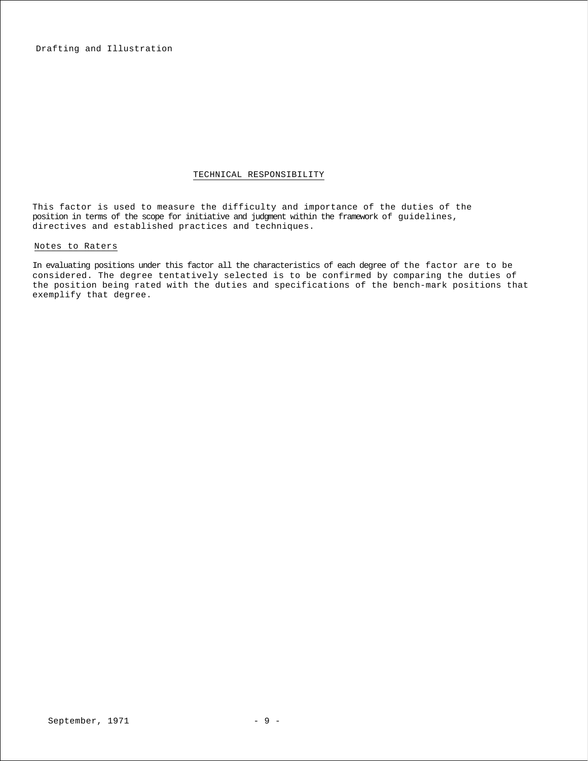## TECHNICAL RESPONSIBILITY

This factor is used to measure the difficulty and importance of the duties of the position in terms of the scope for initiative and judgment within the framework of guidelines, directives and established practices and techniques.

### Notes to Raters

In evaluating positions under this factor all the characteristics of each degree of the factor are to be considered. The degree tentatively selected is to be confirmed by comparing the duties of the position being rated with the duties and specifications of the bench-mark positions that exemplify that degree.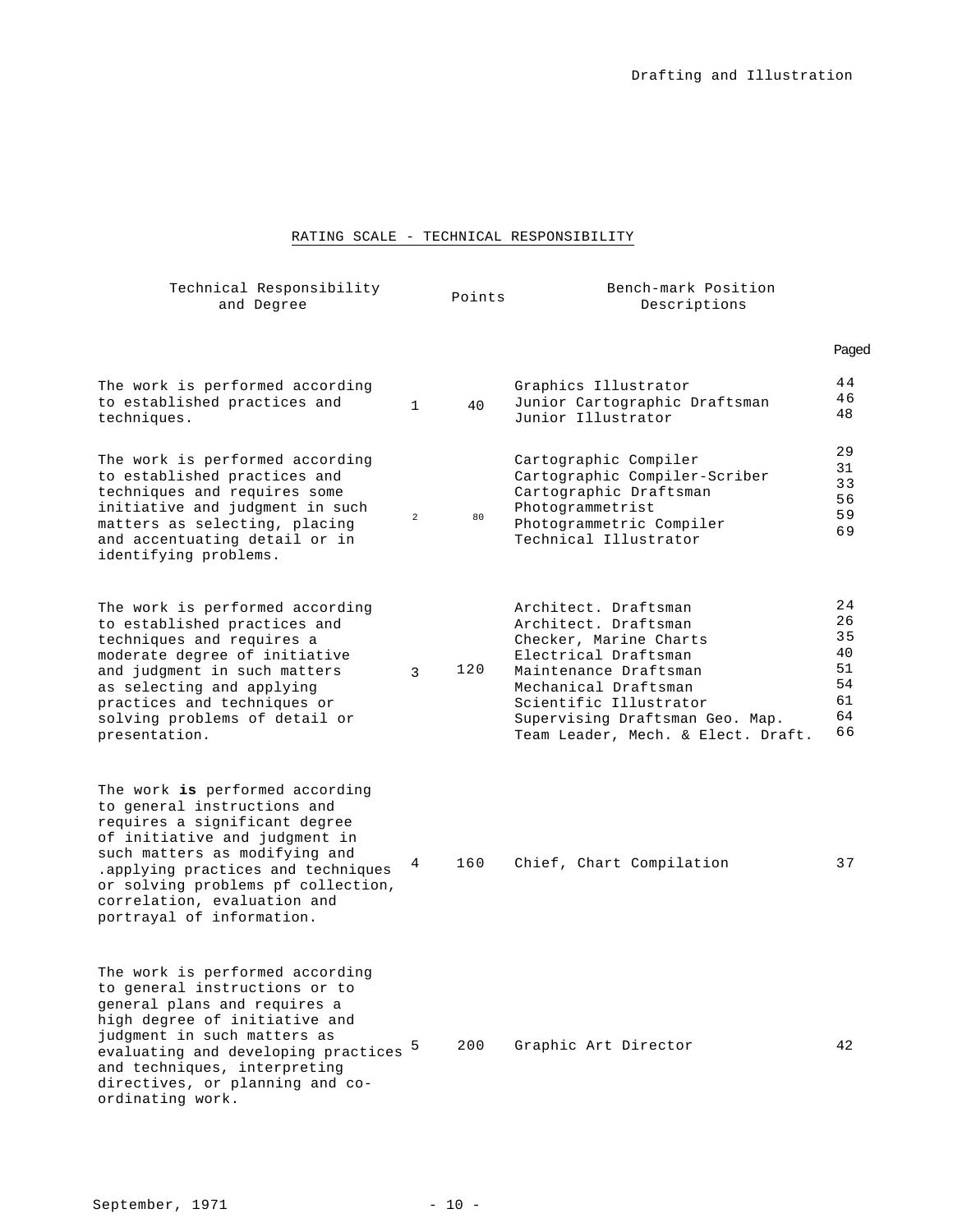## RATING SCALE - TECHNICAL RESPONSIBILITY

| Technical Responsibility and Degree | | Points | Bench-mark Position Descriptions | Paged |
|---|---|---|---|---|
| The work is performed according to established practices and techniques. | 1 | 40 | Graphics Illustrator<br>Junior Cartographic Draftsman<br>Junior Illustrator | 44<br>46<br>48 |
| The work is performed according to established practices and techniques and requires some initiative and judgment in such matters as selecting, placing and accentuating detail or in identifying problems. | 2 | 80 | Cartographic Compiler<br>Cartographic Compiler-Scriber<br>Cartographic Draftsman<br>Photogrammetrist<br>Photogrammetric Compiler<br>Technical Illustrator | 29<br>31<br>33<br>56<br>59<br>69 |
| The work is performed according to established practices and techniques and requires a moderate degree of initiative and judgment in such matters as selecting and applying practices and techniques or solving problems of detail or presentation. | 3 | 120 | Architect. Draftsman<br>Architect. Draftsman<br>Checker, Marine Charts<br>Electrical Draftsman<br>Maintenance Draftsman<br>Mechanical Draftsman<br>Scientific Illustrator<br>Supervising Draftsman Geo. Map.<br>Team Leader, Mech. & Elect. Draft. | 24<br>26<br>35<br>40<br>51<br>54<br>61<br>64<br>66 |
| The work **is** performed according to general instructions and requires a significant degree of initiative and judgment in such matters as modifying and .applying practices and techniques or solving problems pf collection, correlation, evaluation and portrayal of information. | 4 | 160 | Chief, Chart Compilation | 37 |
| The work is performed according to general instructions or to general plans and requires a high degree of initiative and judgment in such matters as evaluating and developing practices and techniques, interpreting directives, or planning and co-ordinating work. | 5 | 200 | Graphic Art Director | 42 |

September, 1971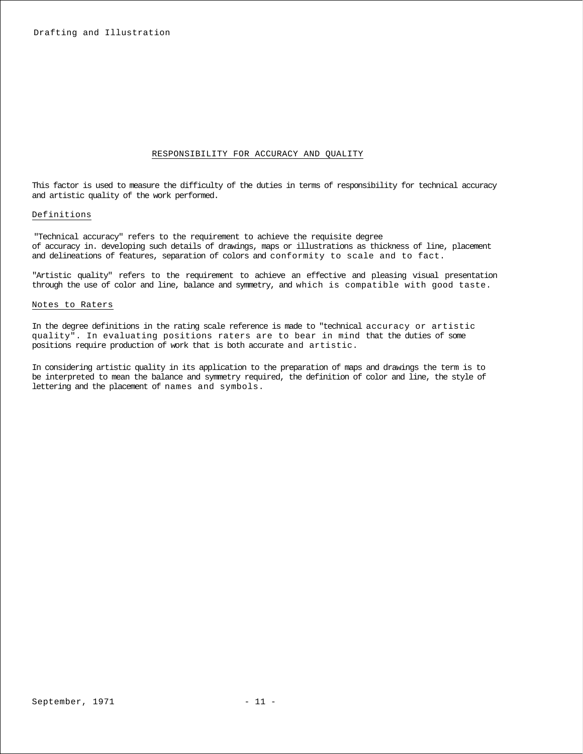## RESPONSIBILITY FOR ACCURACY AND QUALITY

This factor is used to measure the difficulty of the duties in terms of responsibility for technical accuracy and artistic quality of the work performed.

### Definitions

"Technical accuracy" refers to the requirement to achieve the requisite degree of accuracy in. developing such details of drawings, maps or illustrations as thickness of line, placement and delineations of features, separation of colors and conformity to scale and to fact.

"Artistic quality" refers to the requirement to achieve an effective and pleasing visual presentation through the use of color and line, balance and symmetry, and which is compatible with good taste.

### Notes to Raters

In the degree definitions in the rating scale reference is made to "technical accuracy or artistic quality". In evaluating positions raters are to bear in mind that the duties of some positions require production of work that is both accurate and artistic.

In considering artistic quality in its application to the preparation of maps and drawings the term is to be interpreted to mean the balance and symmetry required, the definition of color and line, the style of lettering and the placement of names and symbols.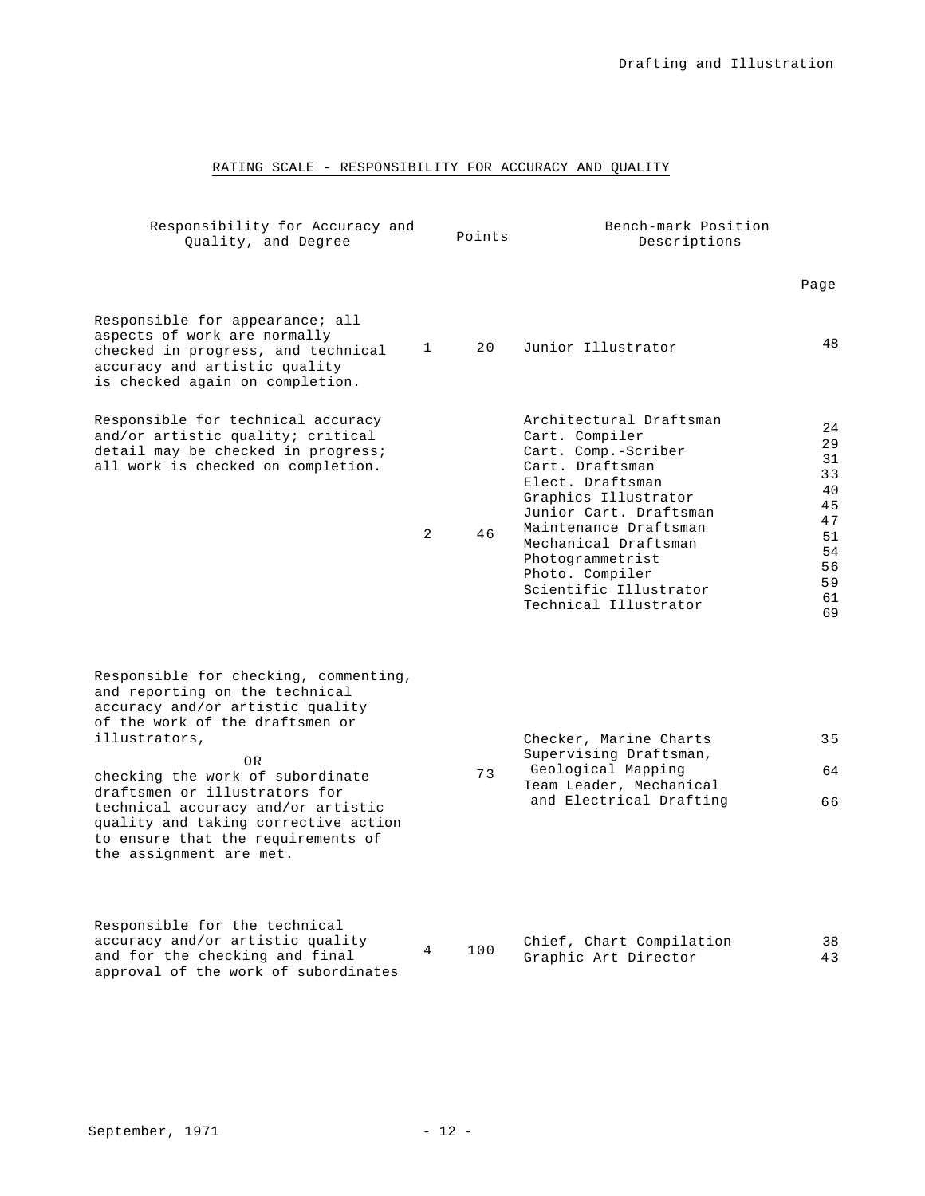## RATING SCALE - RESPONSIBILITY FOR ACCURACY AND QUALITY

| Responsibility for Accuracy and Quality, and Degree | | Points | Bench-mark Position Descriptions | Page |
|---|---|---|---|---|
| Responsible for appearance; all aspects of work are normally checked in progress, and technical accuracy and artistic quality is checked again on completion. | 1 | 20 | Junior Illustrator | 48 |
| Responsible for technical accuracy and/or artistic quality; critical detail may be checked in progress; all work is checked on completion. | 2 | 46 | Architectural Draftsman<br>Cart. Compiler<br>Cart. Comp.-Scriber<br>Cart. Draftsman<br>Elect. Draftsman<br>Graphics Illustrator<br>Junior Cart. Draftsman<br>Maintenance Draftsman<br>Mechanical Draftsman<br>Photogrammetrist<br>Photo. Compiler<br>Scientific Illustrator<br>Technical Illustrator | 24<br>29<br>31<br>33<br>40<br>45<br>47<br>51<br>54<br>56<br>59<br>61<br>69 |
| Responsible for checking, commenting, and reporting on the technical accuracy and/or artistic quality of the work of the draftsmen or illustrators,<br>OR<br>checking the work of subordinate draftsmen or illustrators for technical accuracy and/or artistic quality and taking corrective action to ensure that the requirements of the assignment are met. | | 73 | Checker, Marine Charts<br>Supervising Draftsman, Geological Mapping<br>Team Leader, Mechanical and Electrical Drafting | 35<br>64<br>66 |
| Responsible for the technical accuracy and/or artistic quality and for the checking and final approval of the work of subordinates | 4 | 100 | Chief, Chart Compilation<br>Graphic Art Director | 38<br>43 |

September, 1971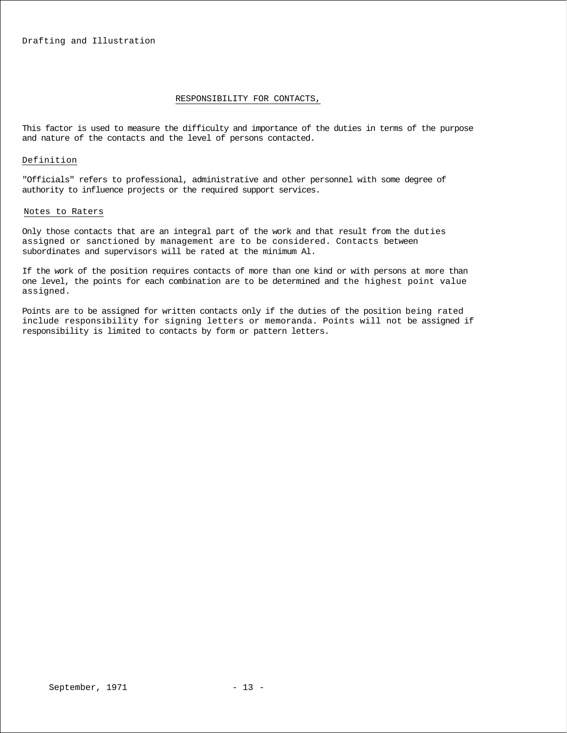## RESPONSIBILITY FOR CONTACTS,

This factor is used to measure the difficulty and importance of the duties in terms of the purpose and nature of the contacts and the level of persons contacted.

### Definition

"Officials" refers to professional, administrative and other personnel with some degree of authority to influence projects or the required support services.

### Notes to Raters

Only those contacts that are an integral part of the work and that result from the duties assigned or sanctioned by management are to be considered. Contacts between subordinates and supervisors will be rated at the minimum Al.

If the work of the position requires contacts of more than one kind or with persons at more than one level, the points for each combination are to be determined and the highest point value assigned.

Points are to be assigned for written contacts only if the duties of the position being rated include responsibility for signing letters or memoranda. Points will not be assigned if responsibility is limited to contacts by form or pattern letters.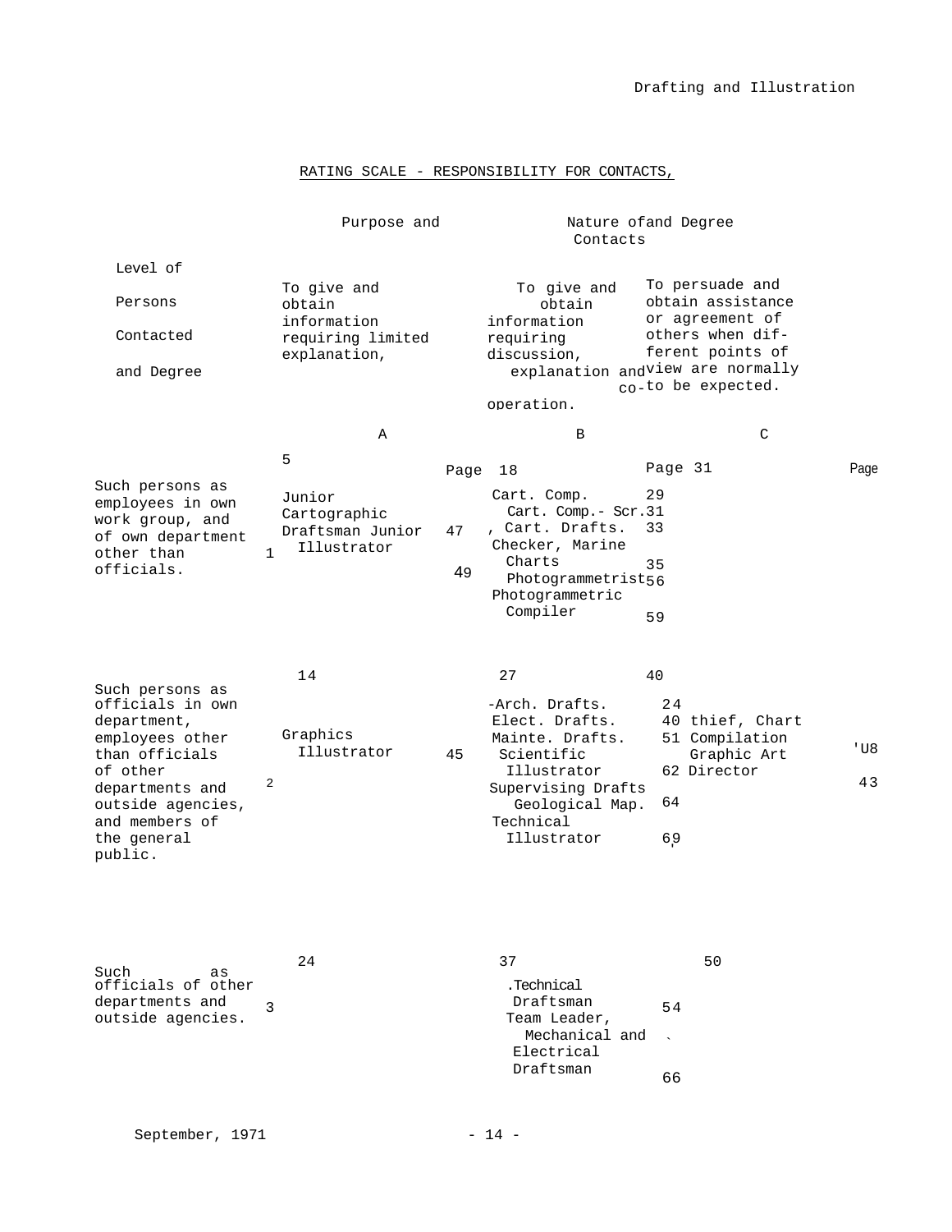RATING SCALE - RESPONSIBILITY FOR CONTACTS,

| Level of Persons Contacted and Degree | | Purpose and Nature of Contacts and Degree | | | | | |
|---|---|---|---|---|---|---|---|
| | | A | | B | | C | |
| | | To give and obtain information requiring limited explanation, | | To give and obtain information requiring discussion, explanation and co-operation. | | To persuade and obtain assistance or agreement of others when different points of view are normally to be expected. | |
| | | | Page | | Page | | Page |
| Such persons as employees in own work group, and of own department other than officials. | 1 | 5<br>Junior Cartographic Draftsman<br>Junior Illustrator | <br>47<br>49 | 18<br>Cart. Comp.<br>Cart. Comp.- Scr.<br>Cart. Drafts.<br>Checker, Marine Charts<br>Photogrammetrist<br>Photogrammetric Compiler | <br>29<br>31<br>33<br>35<br>56<br>59 | 31 | |
| Such persons as officials in own department, employees other than officials of other departments and outside agencies, and members of the general public. | 2 | 14<br>Graphics Illustrator | <br>45 | 27<br>Arch. Drafts.<br>Elect. Drafts.<br>Mainte. Drafts.<br>Scientific Illustrator<br>Supervising Drafts Geological Map.<br>Technical Illustrator | <br>24<br>40<br>51<br>62<br>64<br>69 | 40<br>Chief, Chart Compilation<br>Graphic Art Director | <br>38<br>43 |
| Such as officials of other departments and outside agencies. | 3 | 24 | | 37<br>Technical Draftsman<br>Team Leader, Mechanical and Electrical Draftsman | <br>54<br>66 | 50 | |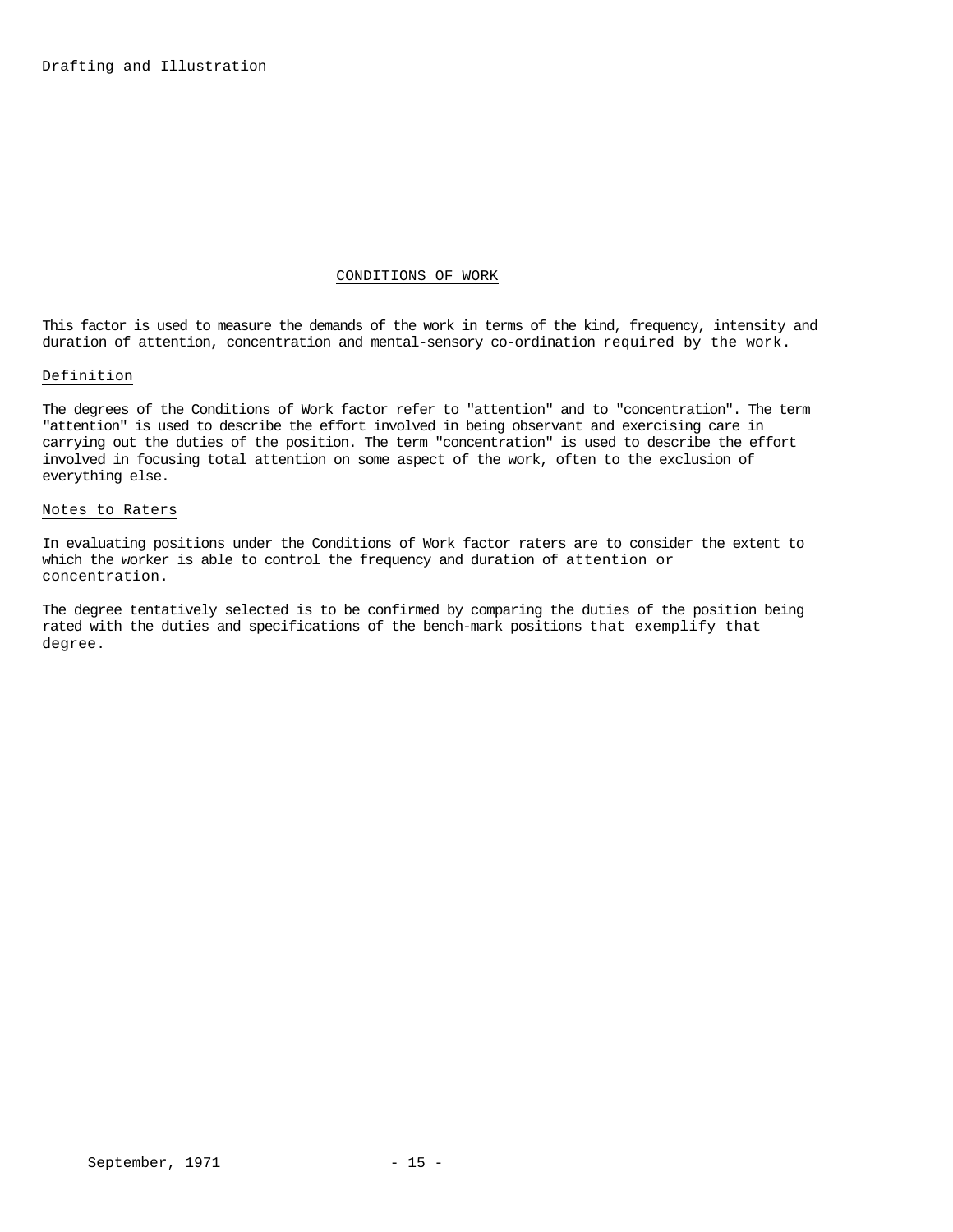## CONDITIONS OF WORK

This factor is used to measure the demands of the work in terms of the kind, frequency, intensity and duration of attention, concentration and mental-sensory co-ordination required by the work.

### Definition

The degrees of the Conditions of Work factor refer to "attention" and to "concentration". The term "attention" is used to describe the effort involved in being observant and exercising care in carrying out the duties of the position. The term "concentration" is used to describe the effort involved in focusing total attention on some aspect of the work, often to the exclusion of everything else.

### Notes to Raters

In evaluating positions under the Conditions of Work factor raters are to consider the extent to which the worker is able to control the frequency and duration of attention or concentration.

The degree tentatively selected is to be confirmed by comparing the duties of the position being rated with the duties and specifications of the bench-mark positions that exemplify that degree.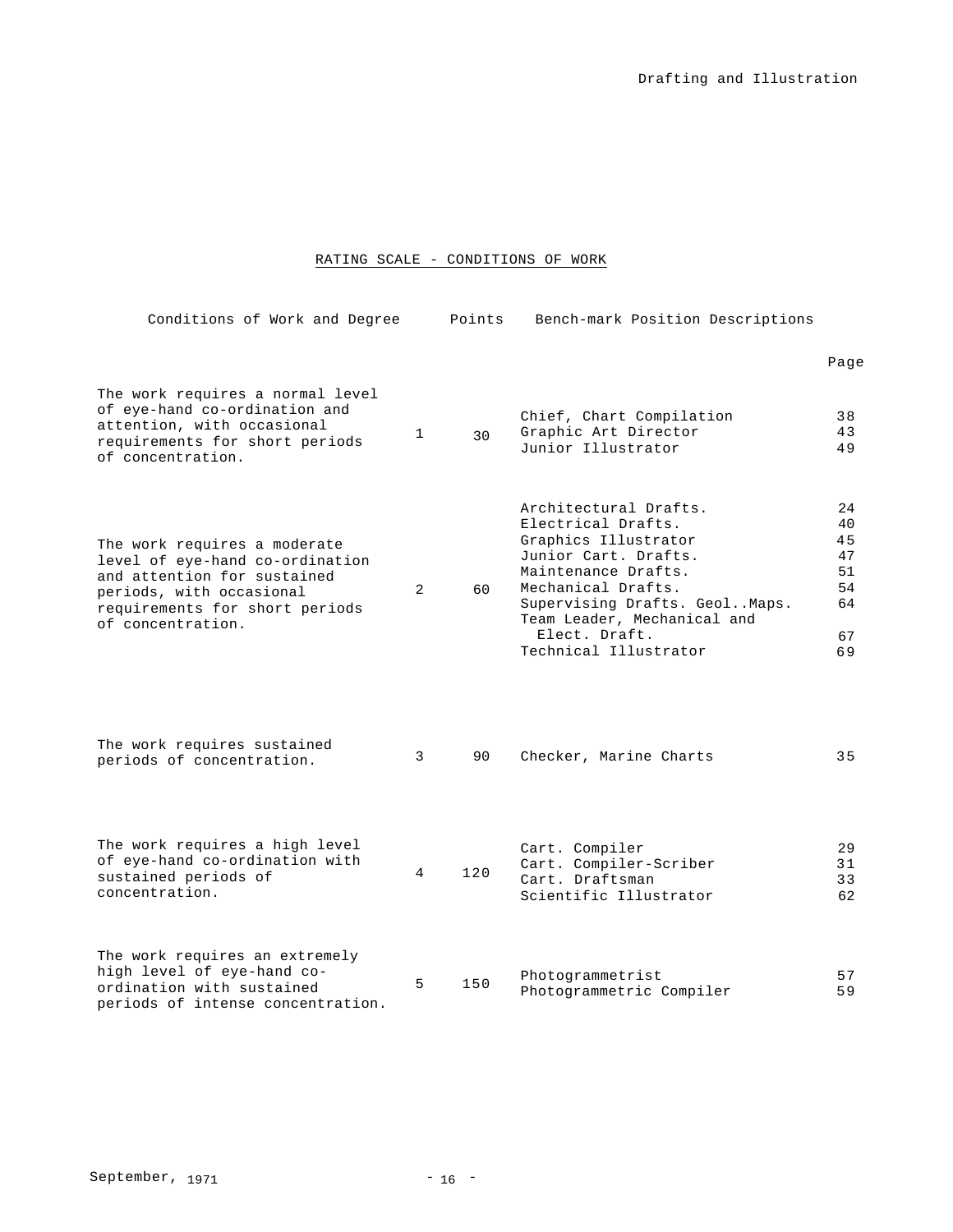## RATING SCALE - CONDITIONS OF WORK

| Conditions of Work and Degree | | Points | Bench-mark Position Descriptions | Page |
|---|---|---|---|---|
| The work requires a normal level of eye-hand co-ordination and attention, with occasional requirements for short periods of concentration. | 1 | 30 | Chief, Chart Compilation<br>Graphic Art Director<br>Junior Illustrator | 38<br>43<br>49 |
| The work requires a moderate level of eye-hand co-ordination and attention for sustained periods, with occasional requirements for short periods of concentration. | 2 | 60 | Architectural Drafts.<br>Electrical Drafts.<br>Graphics Illustrator<br>Junior Cart. Drafts.<br>Maintenance Drafts.<br>Mechanical Drafts.<br>Supervising Drafts. Geol..Maps.<br>Team Leader, Mechanical and Elect. Draft.<br>Technical Illustrator | 24<br>40<br>45<br>47<br>51<br>54<br>64<br>67<br>69 |
| The work requires sustained periods of concentration. | 3 | 90 | Checker, Marine Charts | 35 |
| The work requires a high level of eye-hand co-ordination with sustained periods of concentration. | 4 | 120 | Cart. Compiler<br>Cart. Compiler-Scriber<br>Cart. Draftsman<br>Scientific Illustrator | 29<br>31<br>33<br>62 |
| The work requires an extremely high level of eye-hand co-ordination with sustained periods of intense concentration. | 5 | 150 | Photogrammetrist<br>Photogrammetric Compiler | 57<br>59 |

September, 1971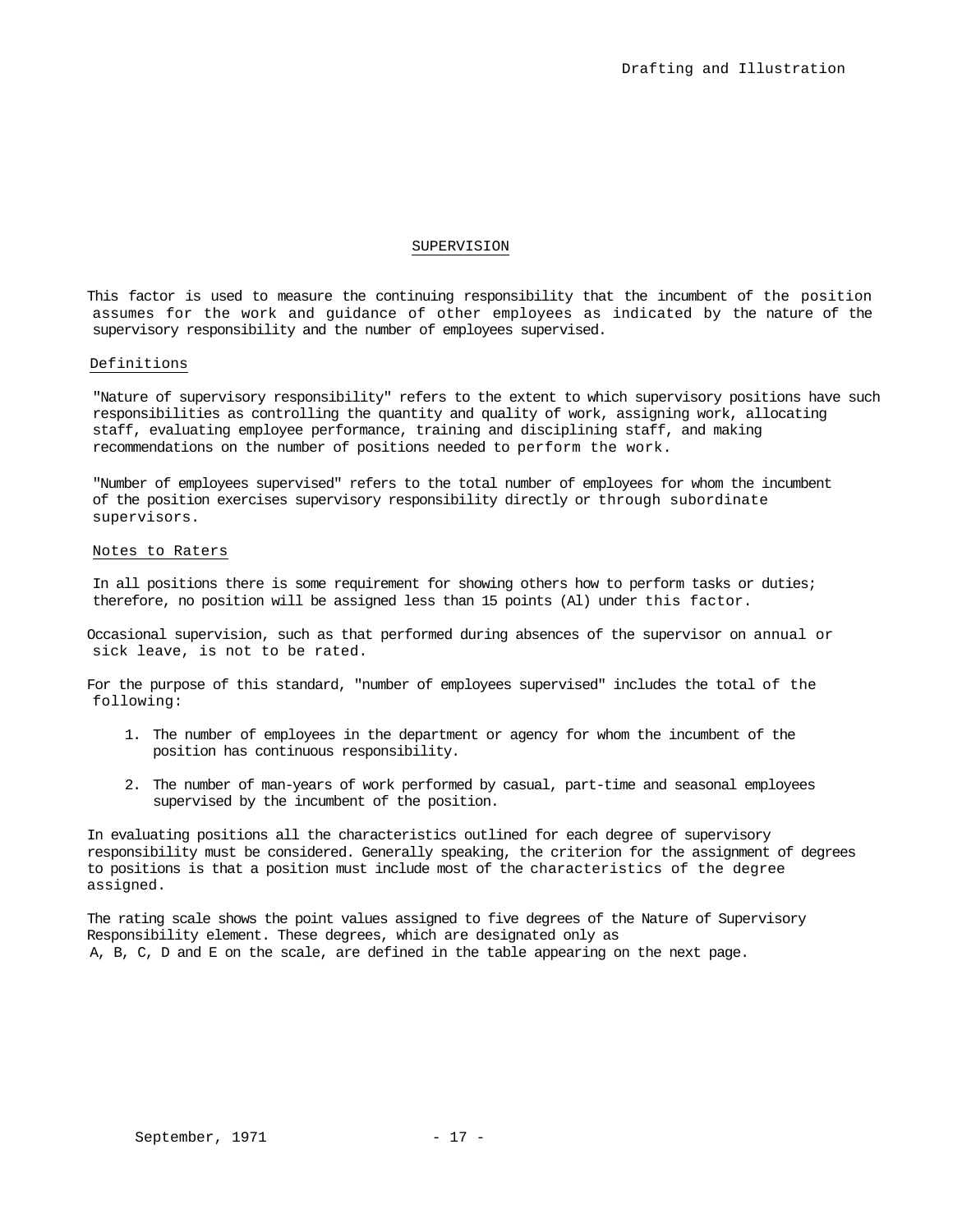## SUPERVISION

This factor is used to measure the continuing responsibility that the incumbent of the position assumes for the work and guidance of other employees as indicated by the nature of the supervisory responsibility and the number of employees supervised.

### Definitions

"Nature of supervisory responsibility" refers to the extent to which supervisory positions have such responsibilities as controlling the quantity and quality of work, assigning work, allocating staff, evaluating employee performance, training and disciplining staff, and making recommendations on the number of positions needed to perform the work.

"Number of employees supervised" refers to the total number of employees for whom the incumbent of the position exercises supervisory responsibility directly or through subordinate supervisors.

### Notes to Raters

In all positions there is some requirement for showing others how to perform tasks or duties; therefore, no position will be assigned less than 15 points (Al) under this factor.

Occasional supervision, such as that performed during absences of the supervisor on annual or sick leave, is not to be rated.

For the purpose of this standard, "number of employees supervised" includes the total of the following:

1. The number of employees in the department or agency for whom the incumbent of the position has continuous responsibility.
2. The number of man-years of work performed by casual, part-time and seasonal employees supervised by the incumbent of the position.

In evaluating positions all the characteristics outlined for each degree of supervisory responsibility must be considered. Generally speaking, the criterion for the assignment of degrees to positions is that a position must include most of the characteristics of the degree assigned.

The rating scale shows the point values assigned to five degrees of the Nature of Supervisory Responsibility element. These degrees, which are designated only as A, B, C, D and E on the scale, are defined in the table appearing on the next page.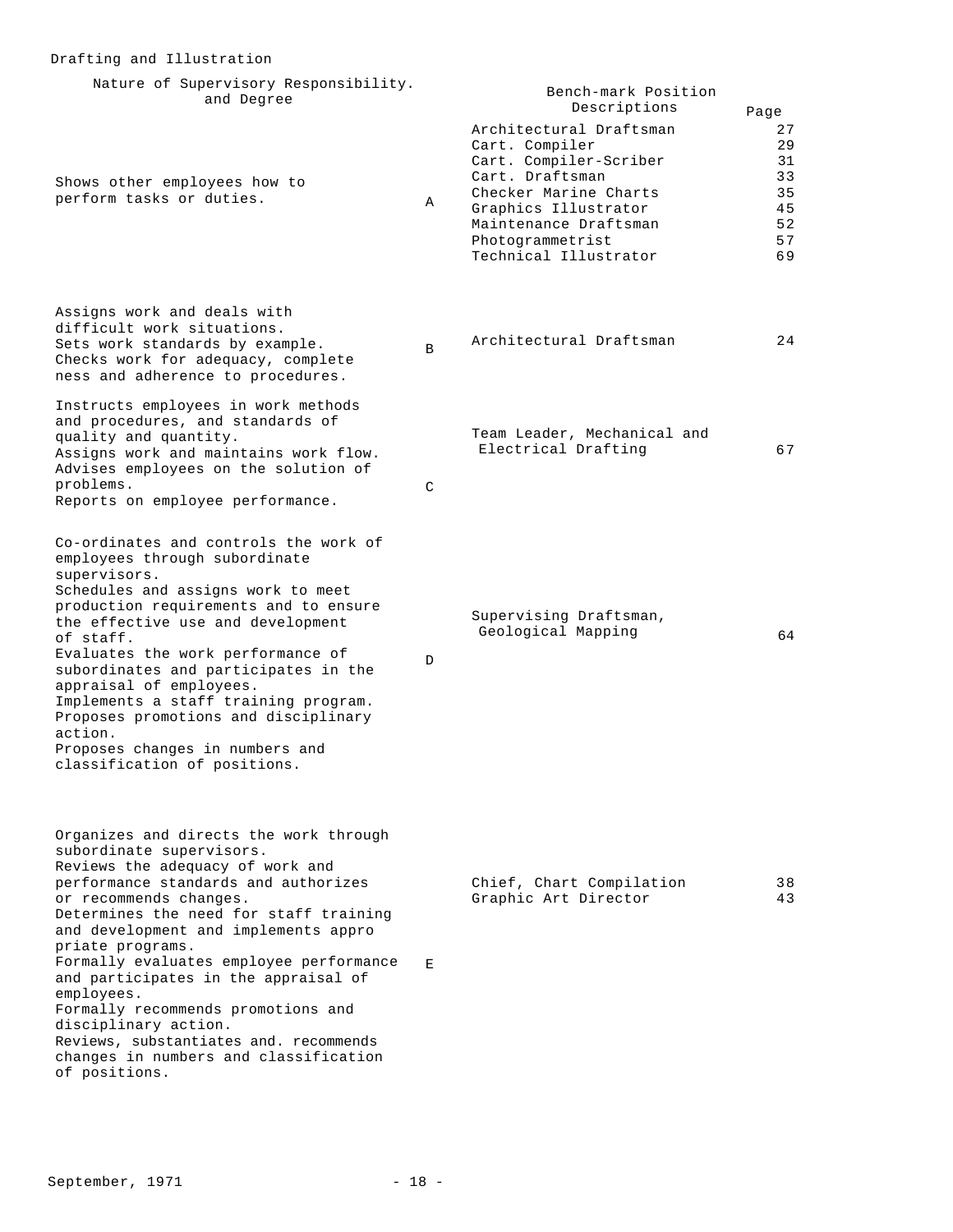Drafting and Illustration

| Nature of Supervisory Responsibility. and Degree | | Bench-mark Position Descriptions | Page |
|---|---|---|---|
| Shows other employees how to perform tasks or duties. | A | Architectural Draftsman<br>Cart. Compiler<br>Cart. Compiler-Scriber<br>Cart. Draftsman<br>Checker Marine Charts<br>Graphics Illustrator<br>Maintenance Draftsman<br>Photogrammetrist<br>Technical Illustrator | 27<br>29<br>31<br>33<br>35<br>45<br>52<br>57<br>69 |
| Assigns work and deals with difficult work situations.<br>Sets work standards by example.<br>Checks work for adequacy, complete ness and adherence to procedures. | B | Architectural Draftsman | 24 |
| Instructs employees in work methods and procedures, and standards of quality and quantity.<br>Assigns work and maintains work flow.<br>Advises employees on the solution of problems.<br>Reports on employee performance. | C | Team Leader, Mechanical and Electrical Drafting | 67 |
| Co-ordinates and controls the work of employees through subordinate supervisors.<br>Schedules and assigns work to meet production requirements and to ensure the effective use and development of staff.<br>Evaluates the work performance of subordinates and participates in the appraisal of employees.<br>Implements a staff training program.<br>Proposes promotions and disciplinary action.<br>Proposes changes in numbers and classification of positions. | D | Supervising Draftsman, Geological Mapping | 64 |
| Organizes and directs the work through subordinate supervisors.<br>Reviews the adequacy of work and performance standards and authorizes or recommends changes.<br>Determines the need for staff training and development and implements appro priate programs.<br>Formally evaluates employee performance and participates in the appraisal of employees.<br>Formally recommends promotions and disciplinary action.<br>Reviews, substantiates and. recommends changes in numbers and classification of positions. | E | Chief, Chart Compilation<br>Graphic Art Director | 38<br>43 |

September, 1971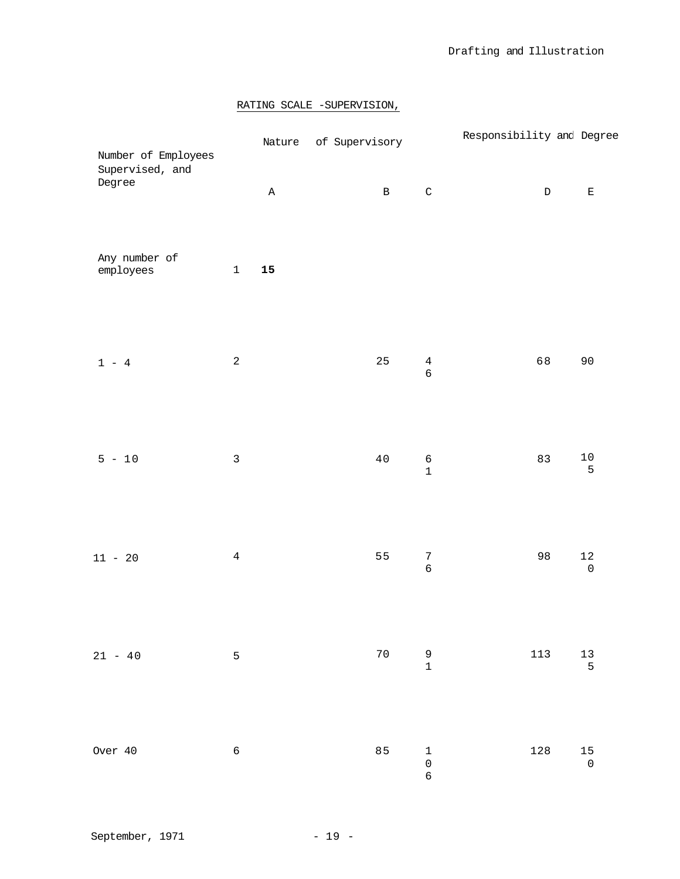## RATING SCALE -SUPERVISION,

| Number of Employees Supervised, and Degree | | Nature of Supervisory Responsibility and Degree | | | | |
|---|---|---|---|---|---|---|
| | | A | B | C | D | E |
| Any number of employees | 1 | **15** | | | | |
| 1 - 4 | 2 | | 25 | 46 | 68 | 90 |
| 5 - 10 | 3 | | 40 | 61 | 83 | 105 |
| 11 - 20 | 4 | | 55 | 76 | 98 | 120 |
| 21 - 40 | 5 | | 70 | 91 | 113 | 135 |
| Over 40 | 6 | | 85 | 106 | 128 | 150 |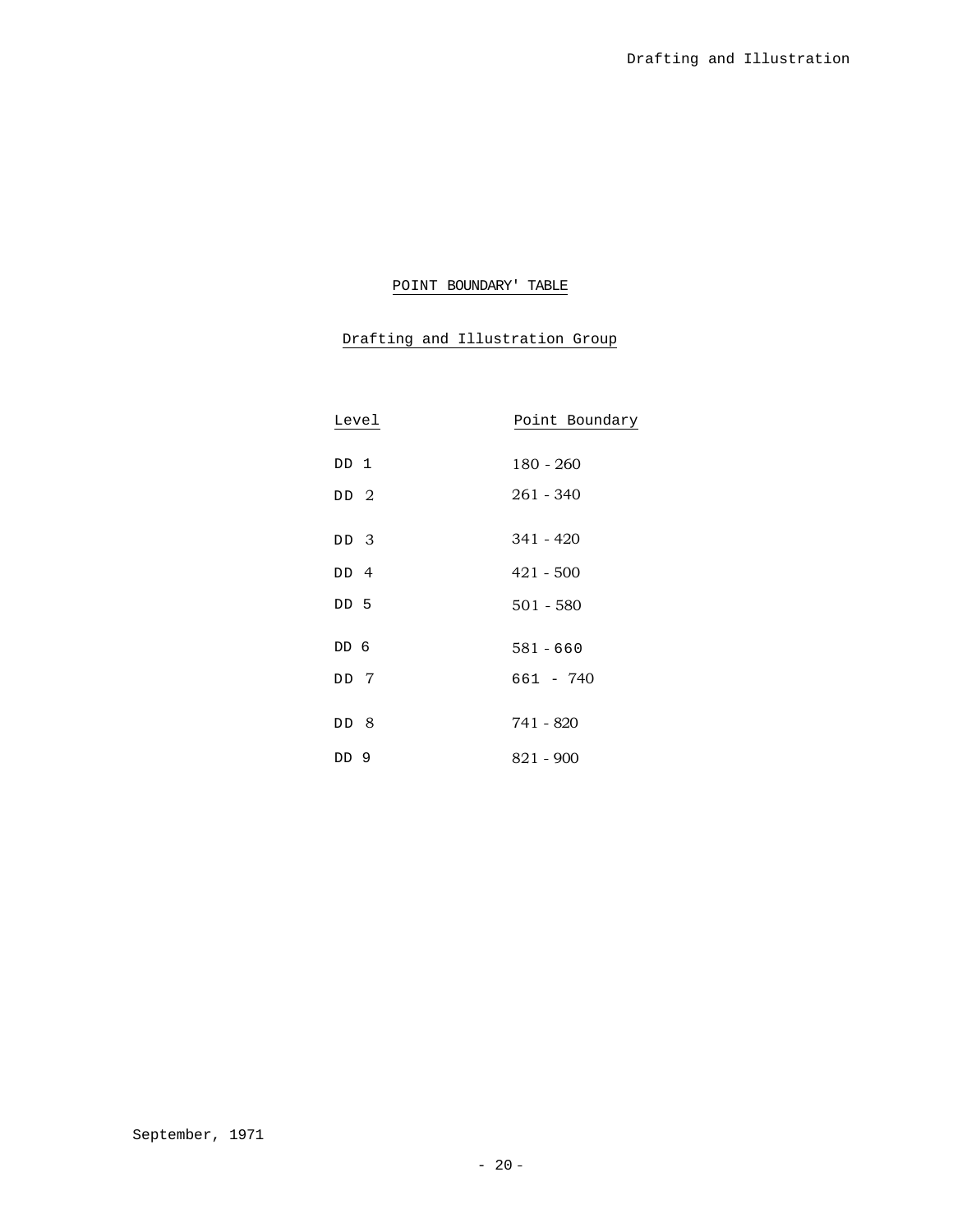## POINT BOUNDARY' TABLE

### Drafting and Illustration Group

| Level | Point Boundary |
|---|---|
| DD 1 | 180 - 260 |
| DD 2 | 261 - 340 |
| DD 3 | 341 - 420 |
| DD 4 | 421 - 500 |
| DD 5 | 501 - 580 |
| DD 6 | 581 - 660 |
| DD 7 | 661 - 740 |
| DD 8 | 741 - 820 |
| DD 9 | 821 - 900 |

September, 1971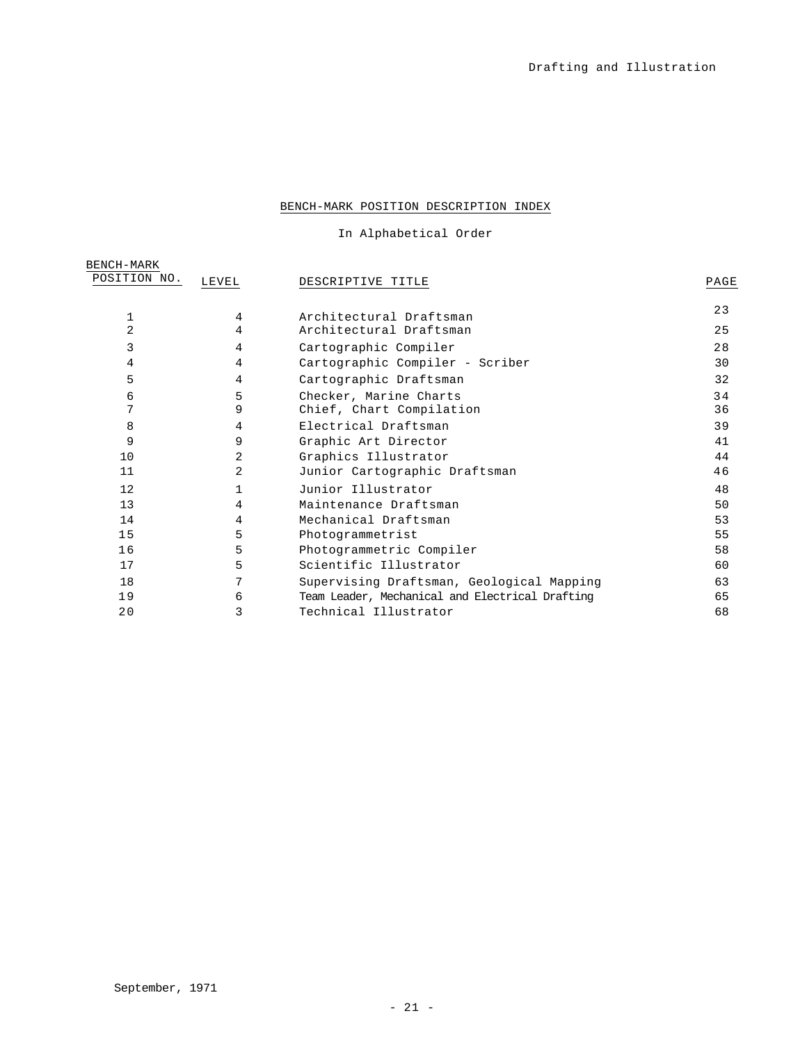## BENCH-MARK POSITION DESCRIPTION INDEX

In Alphabetical Order

| BENCH-MARK POSITION NO. | LEVEL | DESCRIPTIVE TITLE | PAGE |
|---|---|---|---|
| 1 | 4 | Architectural Draftsman | 23 |
| 2 | 4 | Architectural Draftsman | 25 |
| 3 | 4 | Cartographic Compiler | 28 |
| 4 | 4 | Cartographic Compiler - Scriber | 30 |
| 5 | 4 | Cartographic Draftsman | 32 |
| 6 | 5 | Checker, Marine Charts | 34 |
| 7 | 9 | Chief, Chart Compilation | 36 |
| 8 | 4 | Electrical Draftsman | 39 |
| 9 | 9 | Graphic Art Director | 41 |
| 10 | 2 | Graphics Illustrator | 44 |
| 11 | 2 | Junior Cartographic Draftsman | 46 |
| 12 | 1 | Junior Illustrator | 48 |
| 13 | 4 | Maintenance Draftsman | 50 |
| 14 | 4 | Mechanical Draftsman | 53 |
| 15 | 5 | Photogrammetrist | 55 |
| 16 | 5 | Photogrammetric Compiler | 58 |
| 17 | 5 | Scientific Illustrator | 60 |
| 18 | 7 | Supervising Draftsman, Geological Mapping | 63 |
| 19 | 6 | Team Leader, Mechanical and Electrical Drafting | 65 |
| 20 | 3 | Technical Illustrator | 68 |

September, 1971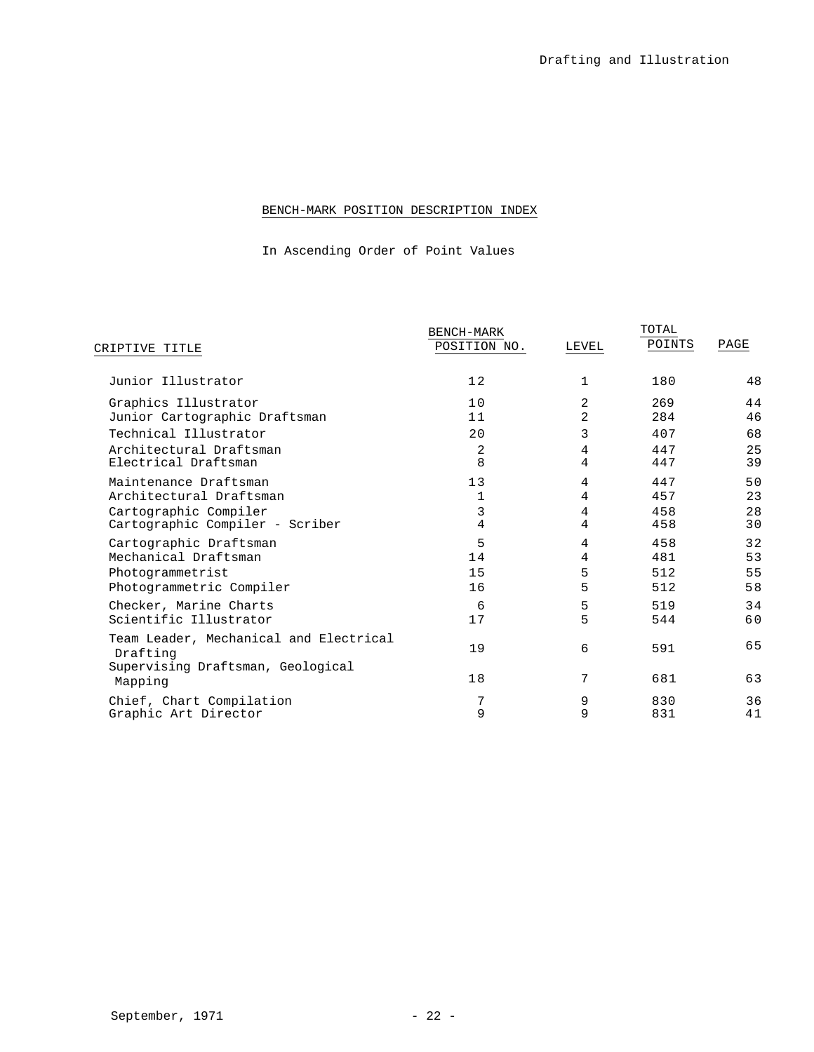## BENCH-MARK POSITION DESCRIPTION INDEX

In Ascending Order of Point Values

| CRIPTIVE TITLE | BENCH-MARK POSITION NO. | LEVEL | TOTAL POINTS | PAGE |
|---|---|---|---|---|
| Junior Illustrator | 12 | 1 | 180 | 48 |
| Graphics Illustrator | 10 | 2 | 269 | 44 |
| Junior Cartographic Draftsman | 11 | 2 | 284 | 46 |
| Technical Illustrator | 20 | 3 | 407 | 68 |
| Architectural Draftsman | 2 | 4 | 447 | 25 |
| Electrical Draftsman | 8 | 4 | 447 | 39 |
| Maintenance Draftsman | 13 | 4 | 447 | 50 |
| Architectural Draftsman | 1 | 4 | 457 | 23 |
| Cartographic Compiler | 3 | 4 | 458 | 28 |
| Cartographic Compiler - Scriber | 4 | 4 | 458 | 30 |
| Cartographic Draftsman | 5 | 4 | 458 | 32 |
| Mechanical Draftsman | 14 | 4 | 481 | 53 |
| Photogrammetrist | 15 | 5 | 512 | 55 |
| Photogrammetric Compiler | 16 | 5 | 512 | 58 |
| Checker, Marine Charts | 6 | 5 | 519 | 34 |
| Scientific Illustrator | 17 | 5 | 544 | 60 |
| Team Leader, Mechanical and Electrical Drafting | 19 | 6 | 591 | 65 |
| Supervising Draftsman, Geological Mapping | 18 | 7 | 681 | 63 |
| Chief, Chart Compilation | 7 | 9 | 830 | 36 |
| Graphic Art Director | 9 | 9 | 831 | 41 |

September, 1971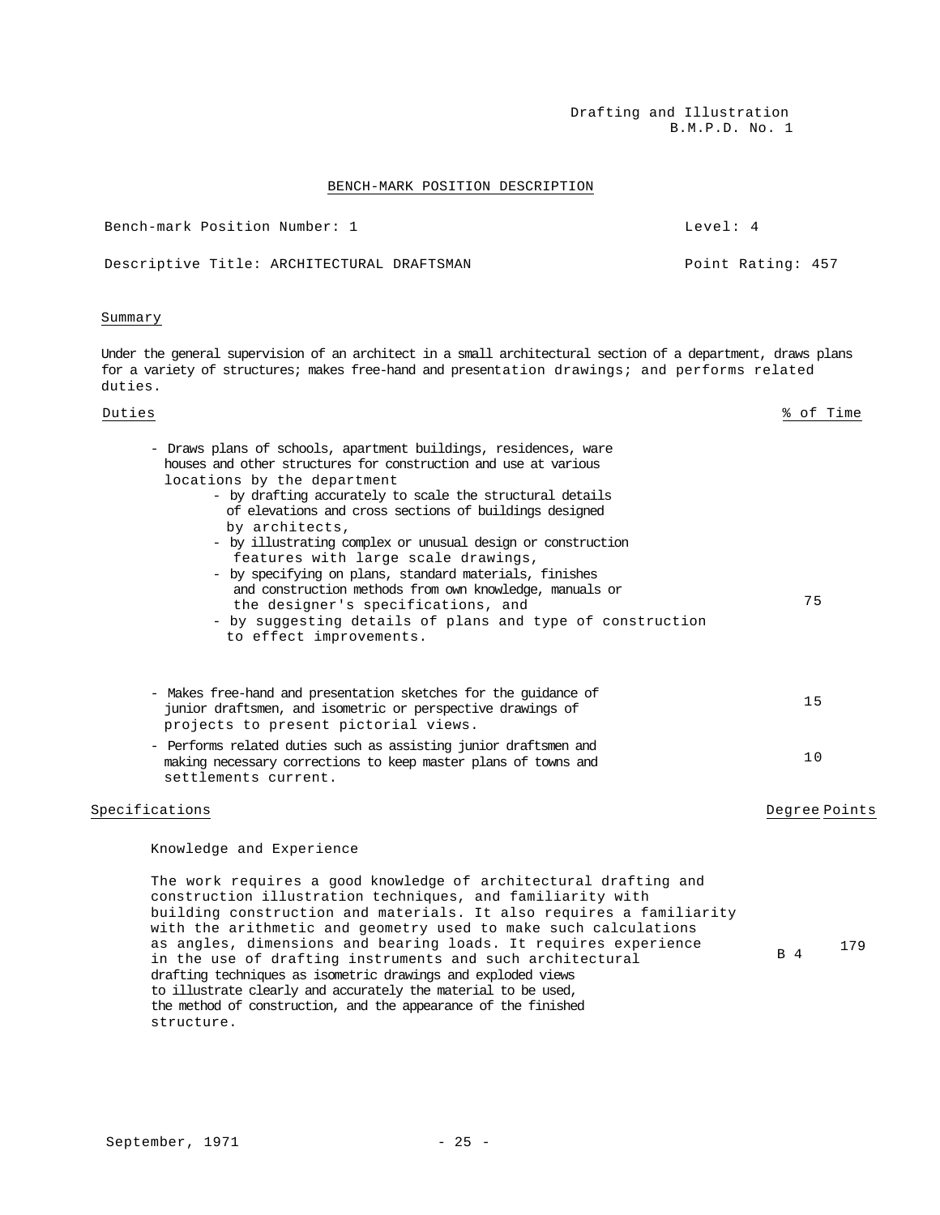Drafting and Illustration
B.M.P.D. No. 1

## BENCH-MARK POSITION DESCRIPTION

Bench-mark Position Number: 1 — Level: 4

Descriptive Title: ARCHITECTURAL DRAFTSMAN — Point Rating: 457

### Summary

Under the general supervision of an architect in a small architectural section of a department, draws plans for a variety of structures; makes free-hand and presentation drawings; and performs related duties.

| Duties | % of Time |
|---|---|
| - Draws plans of schools, apartment buildings, residences, ware houses and other structures for construction and use at various locations by the department<br>- by drafting accurately to scale the structural details of elevations and cross sections of buildings designed by architects,<br>- by illustrating complex or unusual design or construction features with large scale drawings,<br>- by specifying on plans, standard materials, finishes and construction methods from own knowledge, manuals or the designer's specifications, and<br>- by suggesting details of plans and type of construction to effect improvements. | 75 |
| - Makes free-hand and presentation sketches for the guidance of junior draftsmen, and isometric or perspective drawings of projects to present pictorial views. | 15 |
| - Performs related duties such as assisting junior draftsmen and making necessary corrections to keep master plans of towns and settlements current. | 10 |

| Specifications | Degree | Points |
|---|---|---|
| **Knowledge and Experience**<br><br>The work requires a good knowledge of architectural drafting and construction illustration techniques, and familiarity with building construction and materials. It also requires a familiarity with the arithmetic and geometry used to make such calculations as angles, dimensions and bearing loads. It requires experience in the use of drafting instruments and such architectural drafting techniques as isometric drawings and exploded views to illustrate clearly and accurately the material to be used, the method of construction, and the appearance of the finished structure. | B 4 | 179 |

September, 1971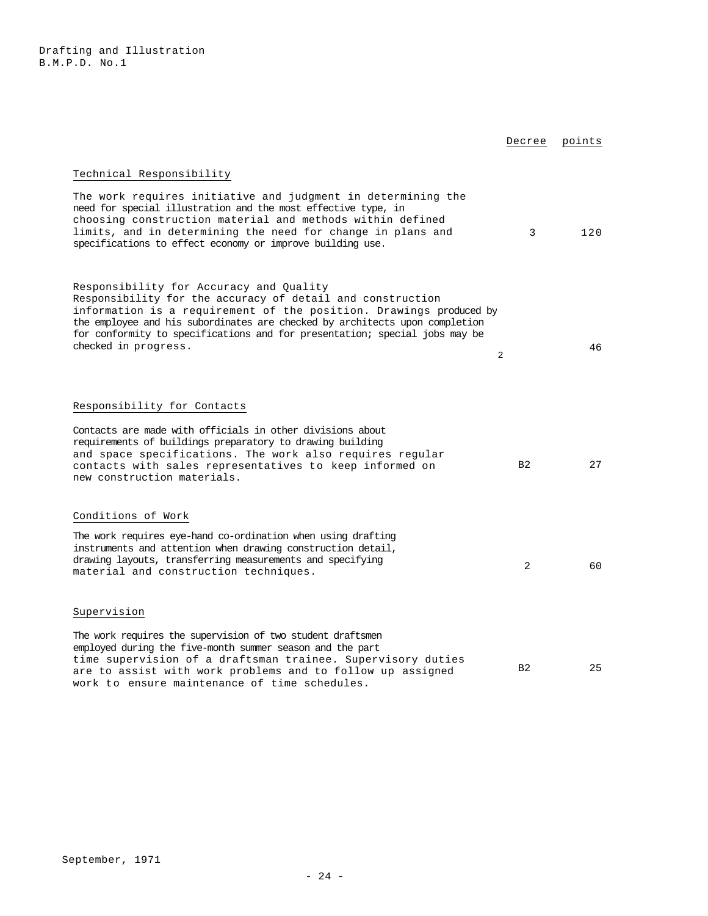Drafting and Illustration
B.M.P.D. No.1

| | Decree | points |
|---|---|---|
| **Technical Responsibility** | | |
| The work requires initiative and judgment in determining the need for special illustration and the most effective type, in choosing construction material and methods within defined limits, and in determining the need for change in plans and specifications to effect economy or improve building use. | 3 | 120 |
| Responsibility for Accuracy and Quality<br>Responsibility for the accuracy of detail and construction information is a requirement of the position. Drawings produced by the employee and his subordinates are checked by architects upon completion for conformity to specifications and for presentation; special jobs may be checked in progress. | 2 | 46 |
| **Responsibility for Contacts** | | |
| Contacts are made with officials in other divisions about requirements of buildings preparatory to drawing building and space specifications. The work also requires regular contacts with sales representatives to keep informed on new construction materials. | B2 | 27 |
| **Conditions of Work** | | |
| The work requires eye-hand co-ordination when using drafting instruments and attention when drawing construction detail, drawing layouts, transferring measurements and specifying material and construction techniques. | 2 | 60 |
| **Supervision** | | |
| The work requires the supervision of two student draftsmen employed during the five-month summer season and the part time supervision of a draftsman trainee. Supervisory duties are to assist with work problems and to follow up assigned work to ensure maintenance of time schedules. | B2 | 25 |

September, 1971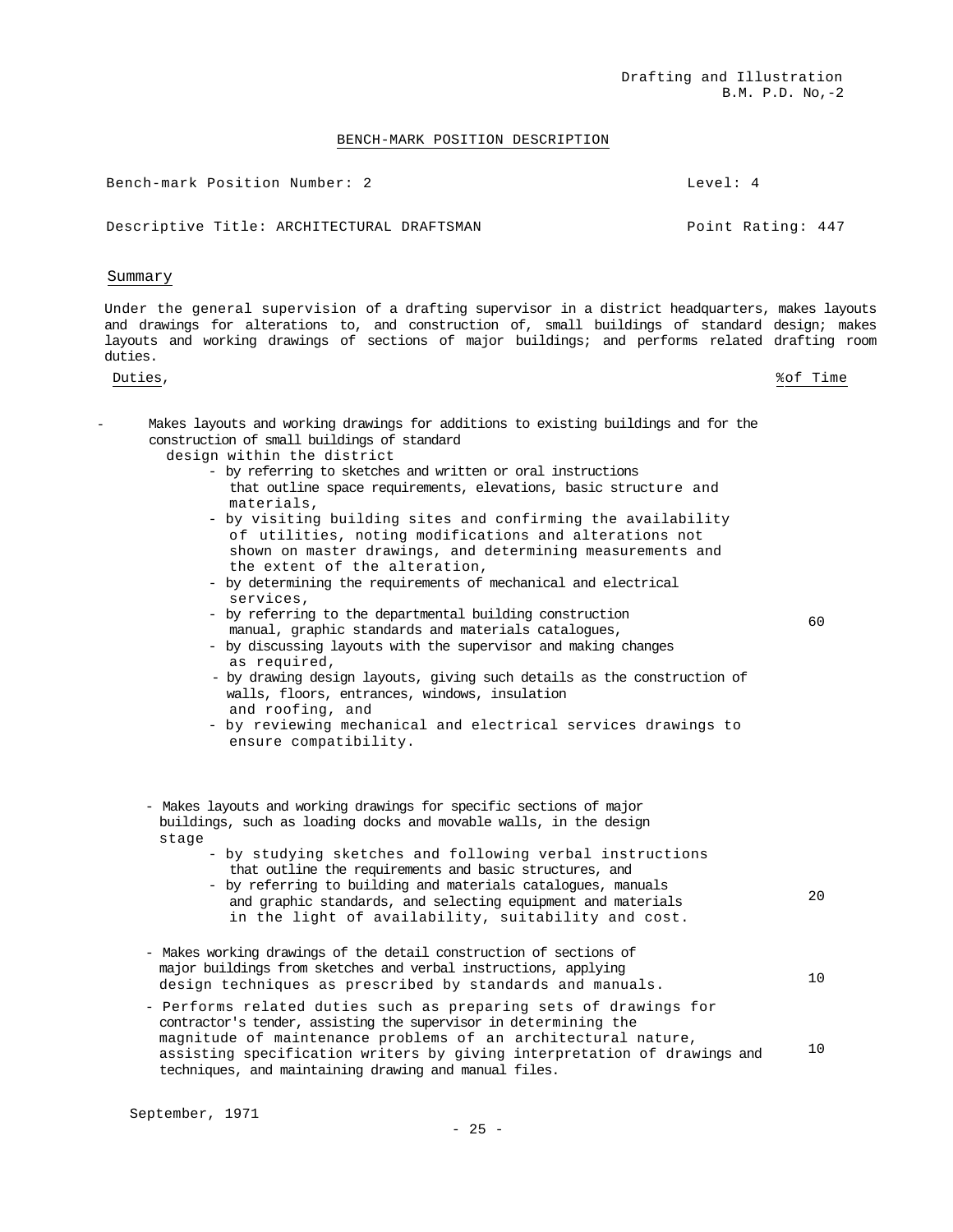Drafting and Illustration
B.M. P.D. No,-2

## BENCH-MARK POSITION DESCRIPTION

Bench-mark Position Number: 2 — Level: 4

Descriptive Title: ARCHITECTURAL DRAFTSMAN — Point Rating: 447

### Summary

Under the general supervision of a drafting supervisor in a district headquarters, makes layouts and drawings for alterations to, and construction of, small buildings of standard design; makes layouts and working drawings of sections of major buildings; and performs related drafting room duties.

| Duties, | %of Time |
|---|---|
| - Makes layouts and working drawings for additions to existing buildings and for the construction of small buildings of standard design within the district<br>- by referring to sketches and written or oral instructions that outline space requirements, elevations, basic structure and materials,<br>- by visiting building sites and confirming the availability of utilities, noting modifications and alterations not shown on master drawings, and determining measurements and the extent of the alteration,<br>- by determining the requirements of mechanical and electrical services,<br>- by referring to the departmental building construction manual, graphic standards and materials catalogues,<br>- by discussing layouts with the supervisor and making changes as required,<br>- by drawing design layouts, giving such details as the construction of walls, floors, entrances, windows, insulation and roofing, and<br>- by reviewing mechanical and electrical services drawings to ensure compatibility. | 60 |
| - Makes layouts and working drawings for specific sections of major buildings, such as loading docks and movable walls, in the design stage<br>- by studying sketches and following verbal instructions that outline the requirements and basic structures, and<br>- by referring to building and materials catalogues, manuals and graphic standards, and selecting equipment and materials in the light of availability, suitability and cost. | 20 |
| - Makes working drawings of the detail construction of sections of major buildings from sketches and verbal instructions, applying design techniques as prescribed by standards and manuals. | 10 |
| - Performs related duties such as preparing sets of drawings for contractor's tender, assisting the supervisor in determining the magnitude of maintenance problems of an architectural nature, assisting specification writers by giving interpretation of drawings and techniques, and maintaining drawing and manual files. | 10 |

September, 1971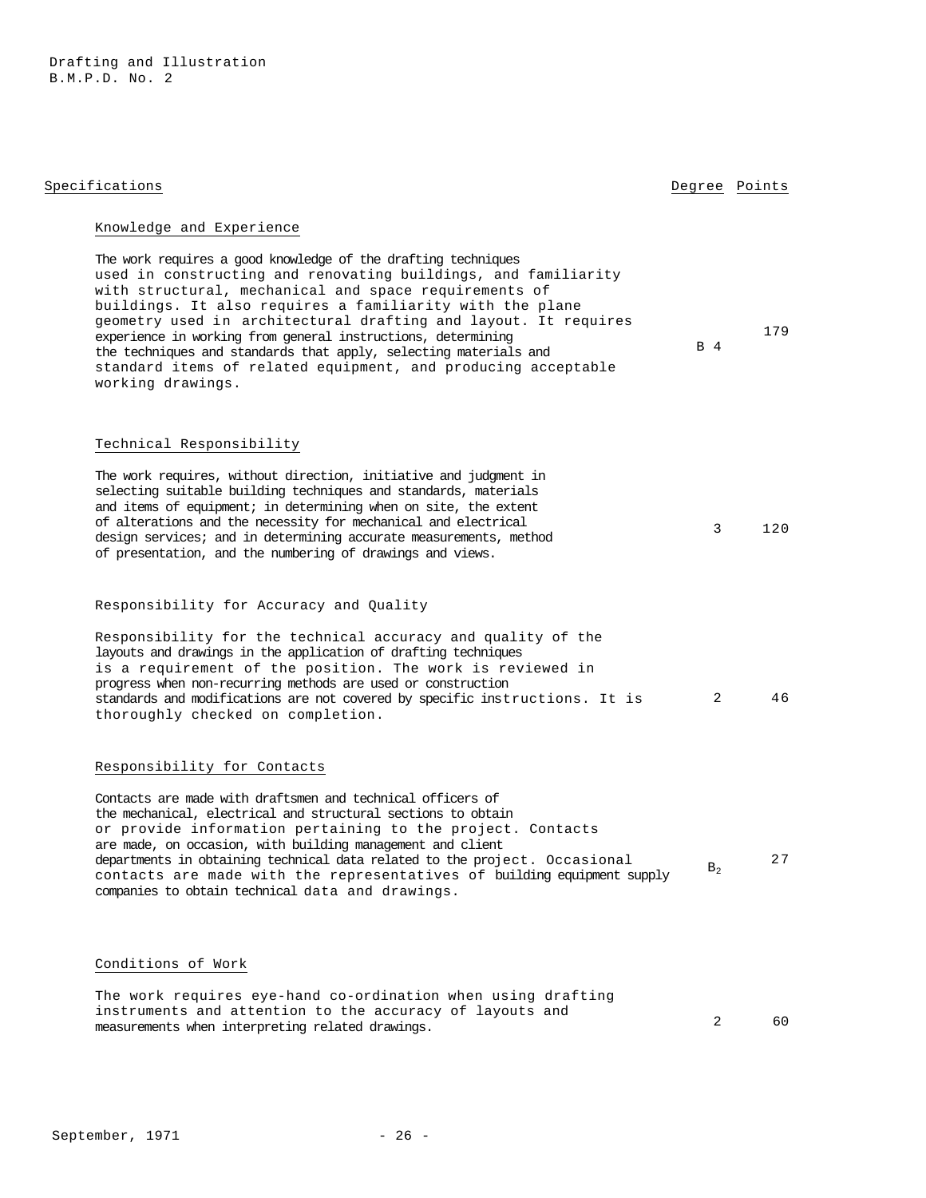Drafting and Illustration
B.M.P.D. No. 2

| Specifications | Degree | Points |
|---|---|---|
| **Knowledge and Experience**<br><br>The work requires a good knowledge of the drafting techniques used in constructing and renovating buildings, and familiarity with structural, mechanical and space requirements of buildings. It also requires a familiarity with the plane geometry used in architectural drafting and layout. It requires experience in working from general instructions, determining the techniques and standards that apply, selecting materials and standard items of related equipment, and producing acceptable working drawings. | B 4 | 179 |
| **Technical Responsibility**<br><br>The work requires, without direction, initiative and judgment in selecting suitable building techniques and standards, materials and items of equipment; in determining when on site, the extent of alterations and the necessity for mechanical and electrical design services; and in determining accurate measurements, method of presentation, and the numbering of drawings and views. | 3 | 120 |
| **Responsibility for Accuracy and Quality**<br><br>Responsibility for the technical accuracy and quality of the layouts and drawings in the application of drafting techniques is a requirement of the position. The work is reviewed in progress when non-recurring methods are used or construction standards and modifications are not covered by specific instructions. It is thoroughly checked on completion. | 2 | 46 |
| **Responsibility for Contacts**<br><br>Contacts are made with draftsmen and technical officers of the mechanical, electrical and structural sections to obtain or provide information pertaining to the project. Contacts are made, on occasion, with building management and client departments in obtaining technical data related to the project. Occasional contacts are made with the representatives of building equipment supply companies to obtain technical data and drawings. | $B_2$ | 27 |
| **Conditions of Work**<br><br>The work requires eye-hand co-ordination when using drafting instruments and attention to the accuracy of layouts and measurements when interpreting related drawings. | 2 | 60 |

September, 1971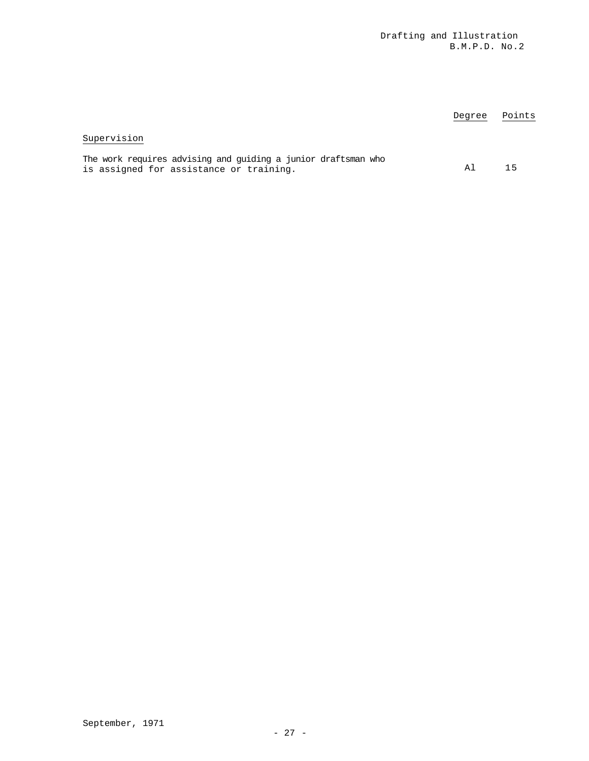| | Degree | Points |
|---|---|---|
| **Supervision** | | |
| The work requires advising and guiding a junior draftsman who is assigned for assistance or training. | A1 | 15 |

September, 1971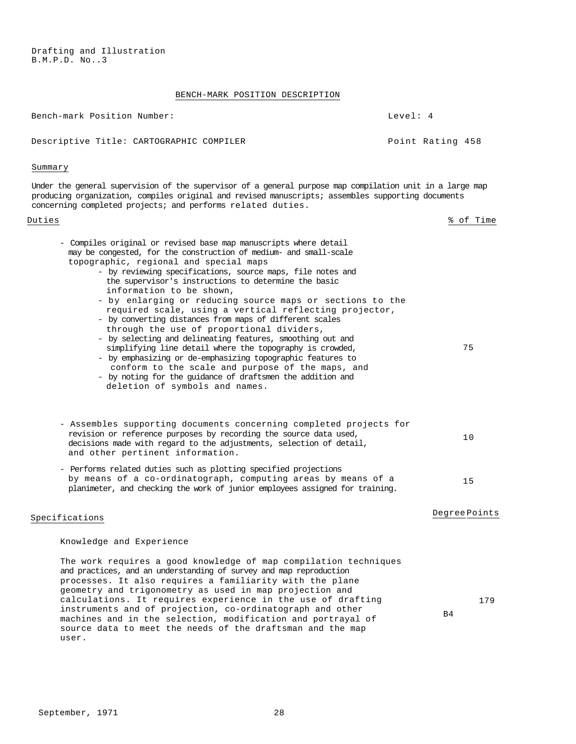Drafting and Illustration
B.M.P.D. No..3

## BENCH-MARK POSITION DESCRIPTION

Bench-mark Position Number: Level: 4

Descriptive Title: CARTOGRAPHIC COMPILER Point Rating 458

### Summary

Under the general supervision of the supervisor of a general purpose map compilation unit in a large map producing organization, compiles original and revised manuscripts; assembles supporting documents concerning completed projects; and performs related duties.

| Duties | % of Time |
|---|---|
| - Compiles original or revised base map manuscripts where detail may be congested, for the construction of medium- and small-scale topographic, regional and special maps<br>- by reviewing specifications, source maps, file notes and the supervisor's instructions to determine the basic information to be shown,<br>- by enlarging or reducing source maps or sections to the required scale, using a vertical reflecting projector,<br>- by converting distances from maps of different scales through the use of proportional dividers,<br>- by selecting and delineating features, smoothing out and simplifying line detail where the topography is crowded,<br>- by emphasizing or de-emphasizing topographic features to conform to the scale and purpose of the maps, and<br>- by noting for the guidance of draftsmen the addition and deletion of symbols and names. | 75 |
| - Assembles supporting documents concerning completed projects for revision or reference purposes by recording the source data used, decisions made with regard to the adjustments, selection of detail, and other pertinent information. | 10 |
| - Performs related duties such as plotting specified projections by means of a co-ordinatograph, computing areas by means of a planimeter, and checking the work of junior employees assigned for training. | 15 |

| Specifications | Degree | Points |
|---|---|---|
| **Knowledge and Experience**<br><br>The work requires a good knowledge of map compilation techniques and practices, and an understanding of survey and map reproduction processes. It also requires a familiarity with the plane geometry and trigonometry as used in map projection and calculations. It requires experience in the use of drafting instruments and of projection, co-ordinatograph and other machines and in the selection, modification and portrayal of source data to meet the needs of the draftsman and the map user. | B4 | 179 |

September, 1971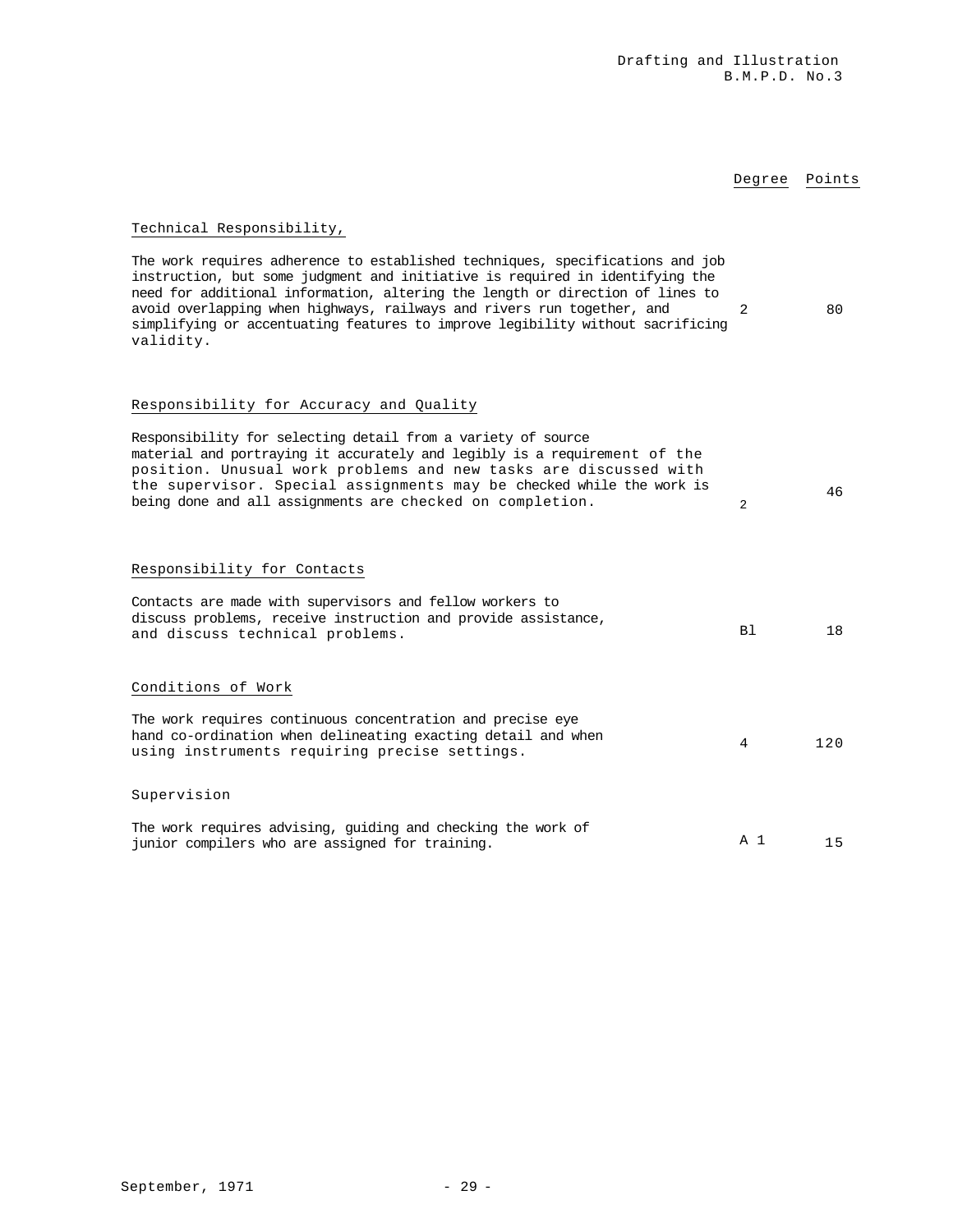| | Degree | Points |
|---|---|---|
| **Technical Responsibility,** | | |
| The work requires adherence to established techniques, specifications and job instruction, but some judgment and initiative is required in identifying the need for additional information, altering the length or direction of lines to avoid overlapping when highways, railways and rivers run together, and simplifying or accentuating features to improve legibility without sacrificing validity. | 2 | 80 |
| **Responsibility for Accuracy and Quality** | | |
| Responsibility for selecting detail from a variety of source material and portraying it accurately and legibly is a requirement of the position. Unusual work problems and new tasks are discussed with the supervisor. Special assignments may be checked while the work is being done and all assignments are checked on completion. | 2 | 46 |
| **Responsibility for Contacts** | | |
| Contacts are made with supervisors and fellow workers to discuss problems, receive instruction and provide assistance, and discuss technical problems. | B1 | 18 |
| **Conditions of Work** | | |
| The work requires continuous concentration and precise eye hand co-ordination when delineating exacting detail and when using instruments requiring precise settings. | 4 | 120 |
| **Supervision** | | |
| The work requires advising, guiding and checking the work of junior compilers who are assigned for training. | A 1 | 15 |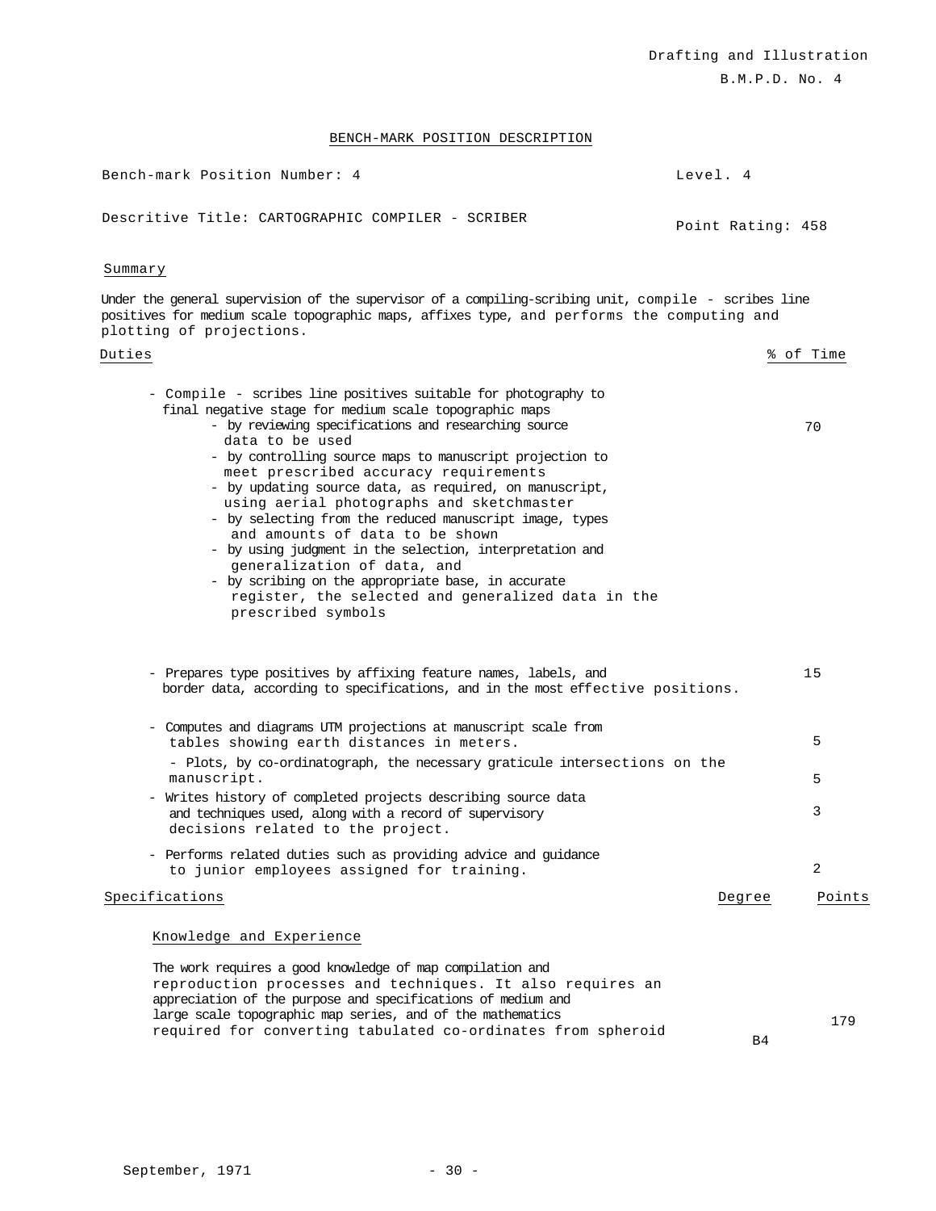Drafting and Illustration
B.M.P.D. No. 4

## BENCH-MARK POSITION DESCRIPTION

Bench-mark Position Number: 4 — Level. 4

Descritive Title: CARTOGRAPHIC COMPILER - SCRIBER — Point Rating: 458

### Summary

Under the general supervision of the supervisor of a compiling-scribing unit, compile - scribes line positives for medium scale topographic maps, affixes type, and performs the computing and plotting of projections.

| Duties | % of Time |
|---|---|
| - Compile - scribes line positives suitable for photography to final negative stage for medium scale topographic maps<br>- by reviewing specifications and researching source data to be used<br>- by controlling source maps to manuscript projection to meet prescribed accuracy requirements<br>- by updating source data, as required, on manuscript, using aerial photographs and sketchmaster<br>- by selecting from the reduced manuscript image, types and amounts of data to be shown<br>- by using judgment in the selection, interpretation and generalization of data, and<br>- by scribing on the appropriate base, in accurate register, the selected and generalized data in the prescribed symbols | 70 |
| - Prepares type positives by affixing feature names, labels, and border data, according to specifications, and in the most effective positions. | 15 |
| - Computes and diagrams UTM projections at manuscript scale from tables showing earth distances in meters. | 5 |
| - Plots, by co-ordinatograph, the necessary graticule intersections on the manuscript. | 5 |
| - Writes history of completed projects describing source data and techniques used, along with a record of supervisory decisions related to the project. | 3 |
| - Performs related duties such as providing advice and guidance to junior employees assigned for training. | 2 |

| Specifications | Degree | Points |
|---|---|---|
| **Knowledge and Experience**<br>The work requires a good knowledge of map compilation and reproduction processes and techniques. It also requires an appreciation of the purpose and specifications of medium and large scale topographic map series, and of the mathematics required for converting tabulated co-ordinates from spheroid | B4 | 179 |

September, 1971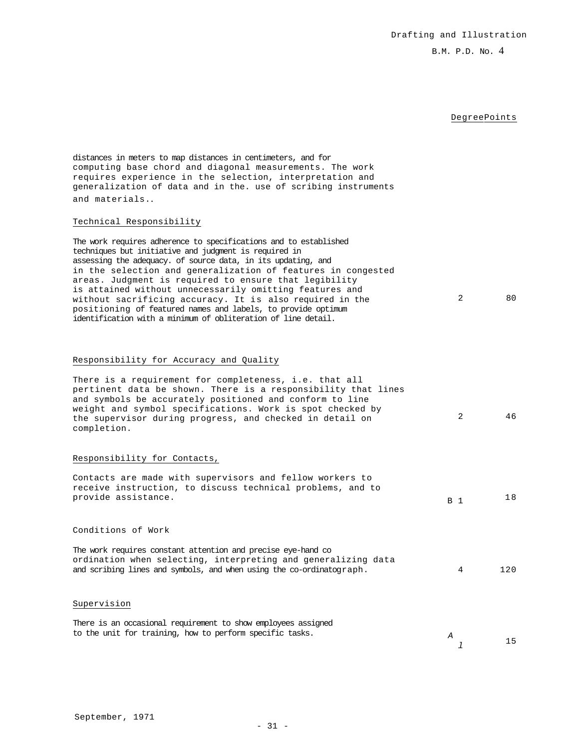| | Degree | Points |
|---|---|---|
| distances in meters to map distances in centimeters, and for computing base chord and diagonal measurements. The work requires experience in the selection, interpretation and generalization of data and in the. use of scribing instruments and materials.. | | |
| **Technical Responsibility** | | |
| The work requires adherence to specifications and to established techniques but initiative and judgment is required in assessing the adequacy. of source data, in its updating, and in the selection and generalization of features in congested areas. Judgment is required to ensure that legibility is attained without unnecessarily omitting features and without sacrificing accuracy. It is also required in the positioning of featured names and labels, to provide optimum identification with a minimum of obliteration of line detail. | 2 | 80 |
| **Responsibility for Accuracy and Quality** | | |
| There is a requirement for completeness, i.e. that all pertinent data be shown. There is a responsibility that lines and symbols be accurately positioned and conform to line weight and symbol specifications. Work is spot checked by the supervisor during progress, and checked in detail on completion. | 2 | 46 |
| **Responsibility for Contacts,** | | |
| Contacts are made with supervisors and fellow workers to receive instruction, to discuss technical problems, and to provide assistance. | B 1 | 18 |
| **Conditions of Work** | | |
| The work requires constant attention and precise eye-hand co ordination when selecting, interpreting and generalizing data and scribing lines and symbols, and when using the co-ordinatograph. | 4 | 120 |
| **Supervision** | | |
| There is an occasional requirement to show employees assigned to the unit for training, how to perform specific tasks. | A 1 | 15 |

September, 1971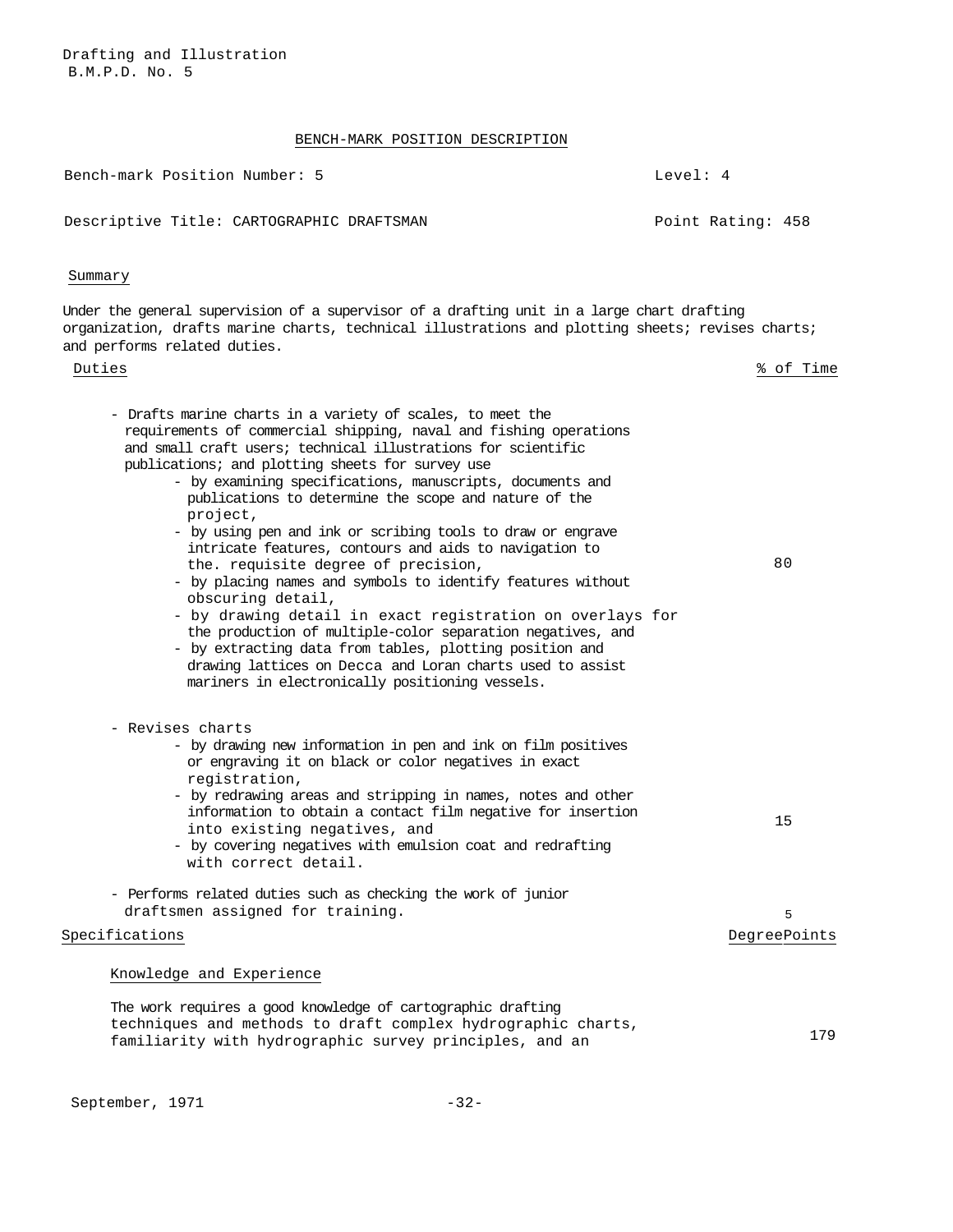Drafting and Illustration
B.M.P.D. No. 5

## BENCH-MARK POSITION DESCRIPTION

Bench-mark Position Number: 5 — Level: 4

Descriptive Title: CARTOGRAPHIC DRAFTSMAN — Point Rating: 458

### Summary

Under the general supervision of a supervisor of a drafting unit in a large chart drafting organization, drafts marine charts, technical illustrations and plotting sheets; revises charts; and performs related duties.

| Duties | % of Time |
|---|---|
| - Drafts marine charts in a variety of scales, to meet the requirements of commercial shipping, naval and fishing operations and small craft users; technical illustrations for scientific publications; and plotting sheets for survey use<br>- by examining specifications, manuscripts, documents and publications to determine the scope and nature of the project,<br>- by using pen and ink or scribing tools to draw or engrave intricate features, contours and aids to navigation to the. requisite degree of precision,<br>- by placing names and symbols to identify features without obscuring detail,<br>- by drawing detail in exact registration on overlays for the production of multiple-color separation negatives, and<br>- by extracting data from tables, plotting position and drawing lattices on Decca and Loran charts used to assist mariners in electronically positioning vessels. | 80 |
| - Revises charts<br>- by drawing new information in pen and ink on film positives or engraving it on black or color negatives in exact registration,<br>- by redrawing areas and stripping in names, notes and other information to obtain a contact film negative for insertion into existing negatives, and<br>- by covering negatives with emulsion coat and redrafting with correct detail. | 15 |
| - Performs related duties such as checking the work of junior draftsmen assigned for training. | 5 |

| Specifications | Degree | Points |
|---|---|---|
| **Knowledge and Experience**<br><br>The work requires a good knowledge of cartographic drafting techniques and methods to draft complex hydrographic charts, familiarity with hydrographic survey principles, and an | | 179 |

September, 1971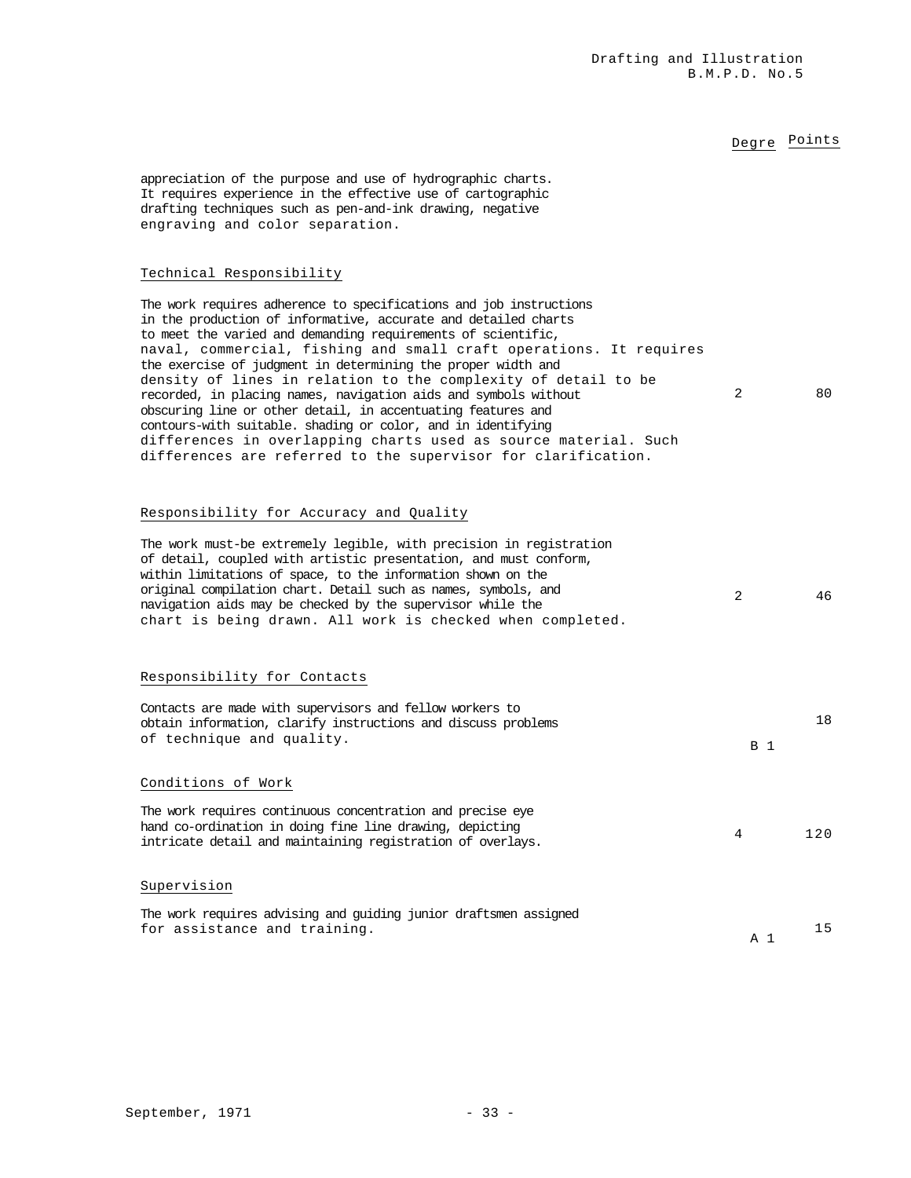| | Degre | Points |
|---|---|---|
| appreciation of the purpose and use of hydrographic charts. It requires experience in the effective use of cartographic drafting techniques such as pen-and-ink drawing, negative engraving and color separation. | | |
| **Technical Responsibility** | | |
| The work requires adherence to specifications and job instructions in the production of informative, accurate and detailed charts to meet the varied and demanding requirements of scientific, naval, commercial, fishing and small craft operations. It requires the exercise of judgment in determining the proper width and density of lines in relation to the complexity of detail to be recorded, in placing names, navigation aids and symbols without obscuring line or other detail, in accentuating features and contours-with suitable. shading or color, and in identifying differences in overlapping charts used as source material. Such differences are referred to the supervisor for clarification. | 2 | 80 |
| **Responsibility for Accuracy and Quality** | | |
| The work must-be extremely legible, with precision in registration of detail, coupled with artistic presentation, and must conform, within limitations of space, to the information shown on the original compilation chart. Detail such as names, symbols, and navigation aids may be checked by the supervisor while the chart is being drawn. All work is checked when completed. | 2 | 46 |
| **Responsibility for Contacts** | | |
| Contacts are made with supervisors and fellow workers to obtain information, clarify instructions and discuss problems of technique and quality. | B 1 | 18 |
| **Conditions of Work** | | |
| The work requires continuous concentration and precise eye hand co-ordination in doing fine line drawing, depicting intricate detail and maintaining registration of overlays. | 4 | 120 |
| **Supervision** | | |
| The work requires advising and guiding junior draftsmen assigned for assistance and training. | A 1 | 15 |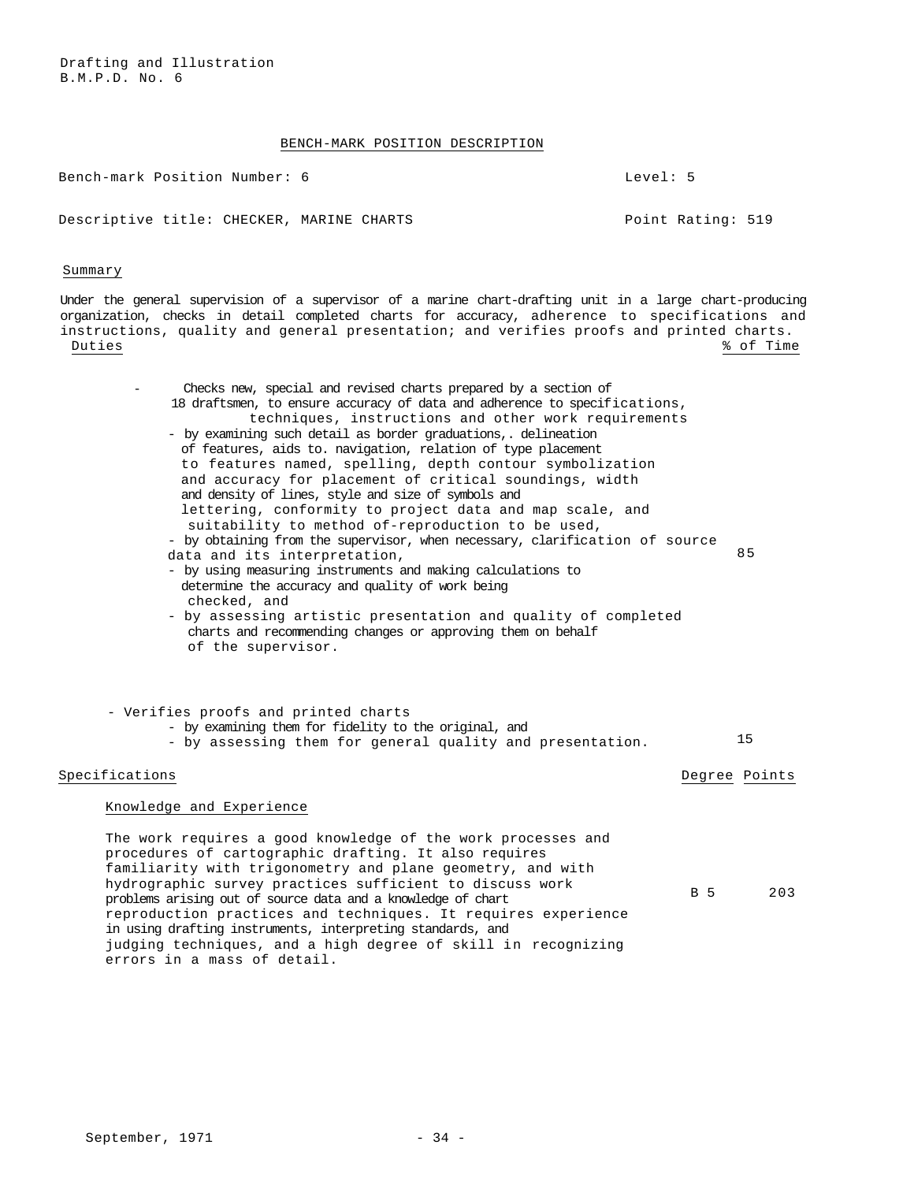Drafting and Illustration
B.M.P.D. No. 6

## BENCH-MARK POSITION DESCRIPTION

Bench-mark Position Number: 6 — Level: 5

Descriptive title: CHECKER, MARINE CHARTS — Point Rating: 519

### Summary

Under the general supervision of a supervisor of a marine chart-drafting unit in a large chart-producing organization, checks in detail completed charts for accuracy, adherence to specifications and instructions, quality and general presentation; and verifies proofs and printed charts.

| Duties | % of Time |
|---|---|
| - Checks new, special and revised charts prepared by a section of 18 draftsmen, to ensure accuracy of data and adherence to specifications, techniques, instructions and other work requirements<br>- by examining such detail as border graduations,. delineation of features, aids to. navigation, relation of type placement to features named, spelling, depth contour symbolization and accuracy for placement of critical soundings, width and density of lines, style and size of symbols and lettering, conformity to project data and map scale, and suitability to method of-reproduction to be used,<br>- by obtaining from the supervisor, when necessary, clarification of source data and its interpretation,<br>- by using measuring instruments and making calculations to determine the accuracy and quality of work being checked, and<br>- by assessing artistic presentation and quality of completed charts and recommending changes or approving them on behalf of the supervisor. | 85 |
| - Verifies proofs and printed charts<br>- by examining them for fidelity to the original, and<br>- by assessing them for general quality and presentation. | 15 |

| Specifications | Degree | Points |
|---|---|---|
| **Knowledge and Experience**<br><br>The work requires a good knowledge of the work processes and procedures of cartographic drafting. It also requires familiarity with trigonometry and plane geometry, and with hydrographic survey practices sufficient to discuss work problems arising out of source data and a knowledge of chart reproduction practices and techniques. It requires experience in using drafting instruments, interpreting standards, and judging techniques, and a high degree of skill in recognizing errors in a mass of detail. | B 5 | 203 |

September, 1971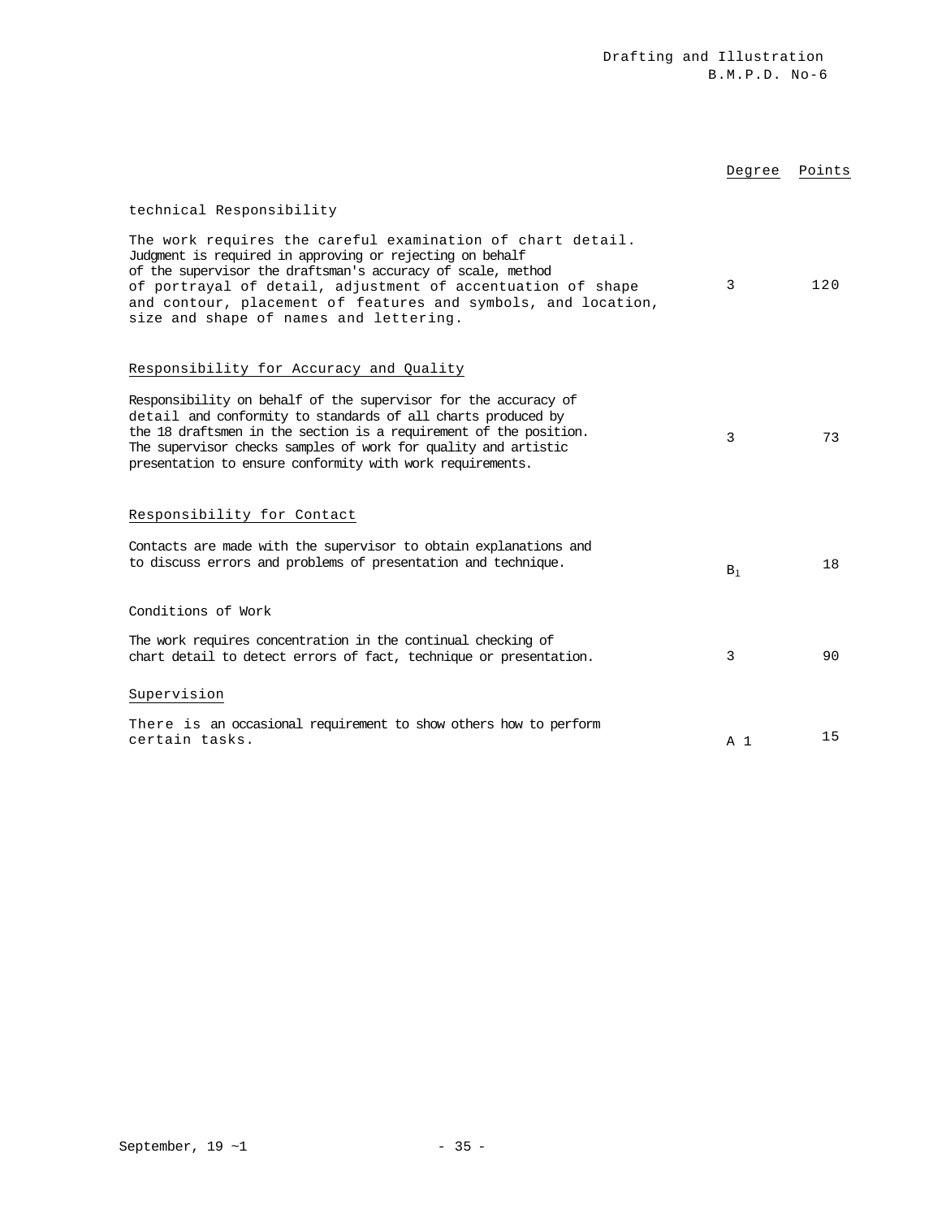| | Degree | Points |
|---|---|---|
| technical Responsibility | | |
| The work requires the careful examination of chart detail. Judgment is required in approving or rejecting on behalf of the supervisor the draftsman's accuracy of scale, method of portrayal of detail, adjustment of accentuation of shape and contour, placement of features and symbols, and location, size and shape of names and lettering. | 3 | 120 |
| Responsibility for Accuracy and Quality | | |
| Responsibility on behalf of the supervisor for the accuracy of detail and conformity to standards of all charts produced by the 18 draftsmen in the section is a requirement of the position. The supervisor checks samples of work for quality and artistic presentation to ensure conformity with work requirements. | 3 | 73 |
| Responsibility for Contact | | |
| Contacts are made with the supervisor to obtain explanations and to discuss errors and problems of presentation and technique. | $B_1$ | 18 |
| Conditions of Work | | |
| The work requires concentration in the continual checking of chart detail to detect errors of fact, technique or presentation. | 3 | 90 |
| Supervision | | |
| There is an occasional requirement to show others how to perform certain tasks. | A 1 | 15 |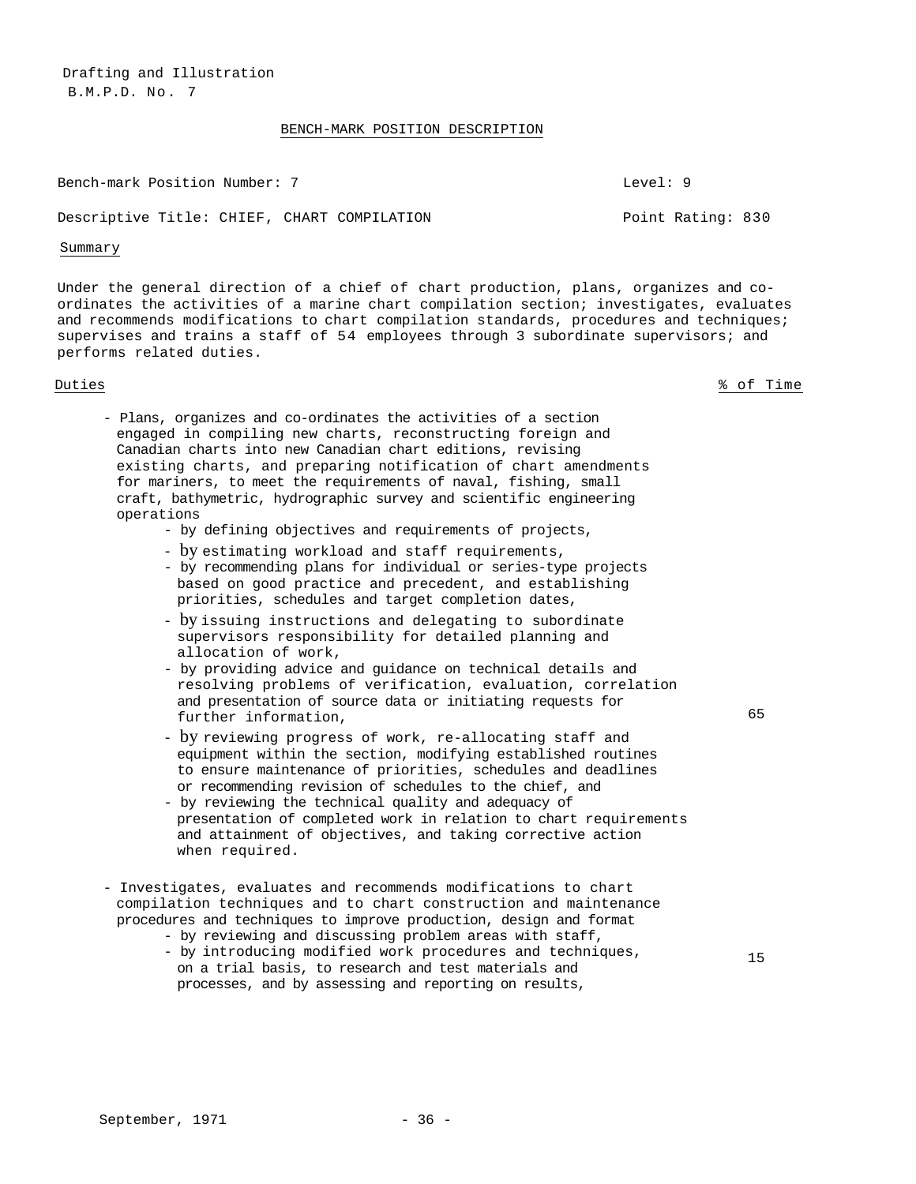Drafting and Illustration
B.M.P.D. No. 7

BENCH-MARK POSITION DESCRIPTION

Bench-mark Position Number: 7 — Level: 9

Descriptive Title: CHIEF, CHART COMPILATION — Point Rating: 830

Summary

Under the general direction of a chief of chart production, plans, organizes and co-ordinates the activities of a marine chart compilation section; investigates, evaluates and recommends modifications to chart compilation standards, procedures and techniques; supervises and trains a staff of 54 employees through 3 subordinate supervisors; and performs related duties.

| Duties | % of Time |
|---|---|
| - Plans, organizes and co-ordinates the activities of a section engaged in compiling new charts, reconstructing foreign and Canadian charts into new Canadian chart editions, revising existing charts, and preparing notification of chart amendments for mariners, to meet the requirements of naval, fishing, small craft, bathymetric, hydrographic survey and scientific engineering operations<br>- by defining objectives and requirements of projects,<br>- by estimating workload and staff requirements,<br>- by recommending plans for individual or series-type projects based on good practice and precedent, and establishing priorities, schedules and target completion dates,<br>- by issuing instructions and delegating to subordinate supervisors responsibility for detailed planning and allocation of work,<br>- by providing advice and guidance on technical details and resolving problems of verification, evaluation, correlation and presentation of source data or initiating requests for further information,<br>- by reviewing progress of work, re-allocating staff and equipment within the section, modifying established routines to ensure maintenance of priorities, schedules and deadlines or recommending revision of schedules to the chief, and<br>- by reviewing the technical quality and adequacy of presentation of completed work in relation to chart requirements and attainment of objectives, and taking corrective action when required. | 65 |
| - Investigates, evaluates and recommends modifications to chart compilation techniques and to chart construction and maintenance procedures and techniques to improve production, design and format<br>- by reviewing and discussing problem areas with staff,<br>- by introducing modified work procedures and techniques, on a trial basis, to research and test materials and processes, and by assessing and reporting on results, | 15 |

September, 1971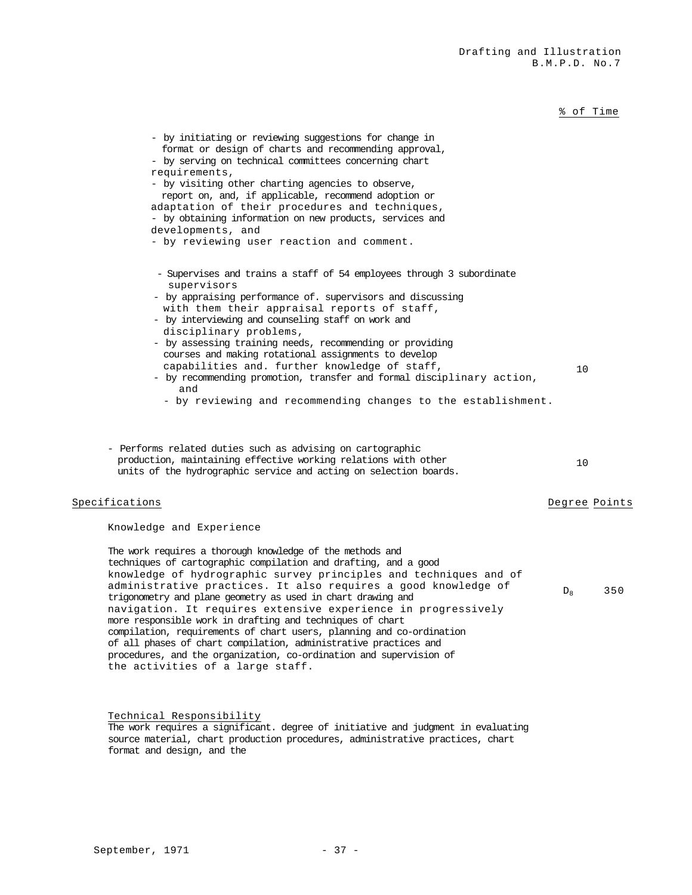% of Time

- by initiating or reviewing suggestions for change in format or design of charts and recommending approval,
- by serving on technical committees concerning chart requirements,
- by visiting other charting agencies to observe, report on, and, if applicable, recommend adoption or adaptation of their procedures and techniques,
- by obtaining information on new products, services and developments, and
- by reviewing user reaction and comment.

- Supervises and trains a staff of 54 employees through 3 subordinate supervisors — 10
  - by appraising performance of. supervisors and discussing with them their appraisal reports of staff,
  - by interviewing and counseling staff on work and disciplinary problems,
  - by assessing training needs, recommending or providing courses and making rotational assignments to develop capabilities and. further knowledge of staff,
  - by recommending promotion, transfer and formal disciplinary action, and
  - by reviewing and recommending changes to the establishment.

- Performs related duties such as advising on cartographic production, maintaining effective working relations with other units of the hydrographic service and acting on selection boards. — 10

## Specifications

| | Degree | Points |
|---|---|---|
| **Knowledge and Experience** | | |
| The work requires a thorough knowledge of the methods and techniques of cartographic compilation and drafting, and a good knowledge of hydrographic survey principles and techniques and of administrative practices. It also requires a good knowledge of trigonometry and plane geometry as used in chart drawing and navigation. It requires extensive experience in progressively more responsible work in drafting and techniques of chart compilation, requirements of chart users, planning and co-ordination of all phases of chart compilation, administrative practices and procedures, and the organization, co-ordination and supervision of the activities of a large staff. | $D_8$ | 350 |

**Technical Responsibility**

The work requires a significant. degree of initiative and judgment in evaluating source material, chart production procedures, administrative practices, chart format and design, and the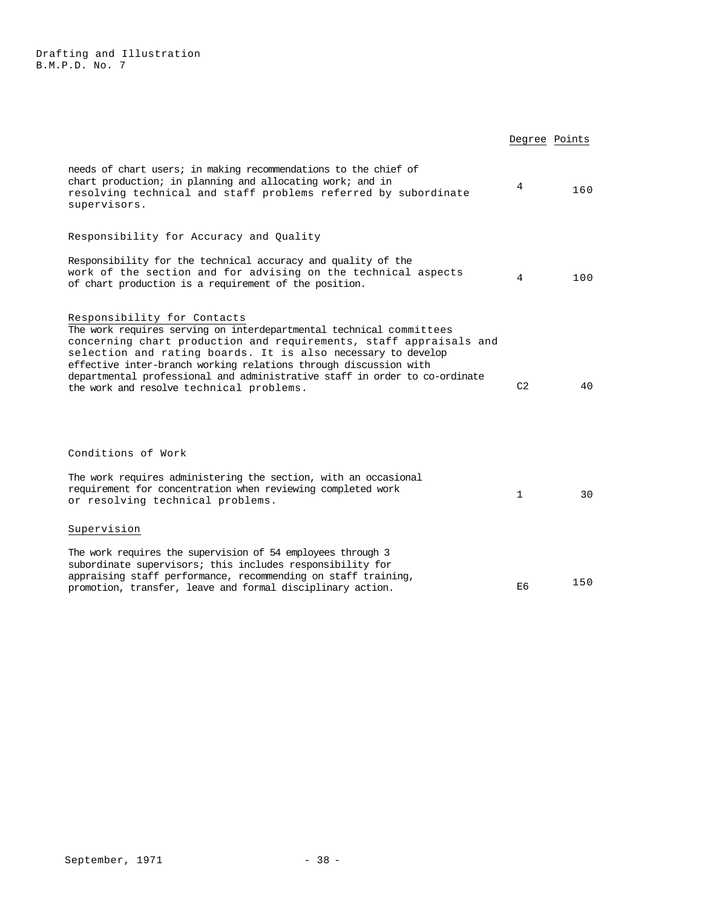| | Degree | Points |
|---|---|---|
| needs of chart users; in making recommendations to the chief of chart production; in planning and allocating work; and in resolving technical and staff problems referred by subordinate supervisors. | 4 | 160 |
| **Responsibility for Accuracy and Quality** | | |
| Responsibility for the technical accuracy and quality of the work of the section and for advising on the technical aspects of chart production is a requirement of the position. | 4 | 100 |
| **Responsibility for Contacts** | | |
| The work requires serving on interdepartmental technical committees concerning chart production and requirements, staff appraisals and selection and rating boards. It is also necessary to develop effective inter-branch working relations through discussion with departmental professional and administrative staff in order to co-ordinate the work and resolve technical problems. | C2 | 40 |
| **Conditions of Work** | | |
| The work requires administering the section, with an occasional requirement for concentration when reviewing completed work or resolving technical problems. | 1 | 30 |
| **Supervision** | | |
| The work requires the supervision of 54 employees through 3 subordinate supervisors; this includes responsibility for appraising staff performance, recommending on staff training, promotion, transfer, leave and formal disciplinary action. | E6 | 150 |

September, 1971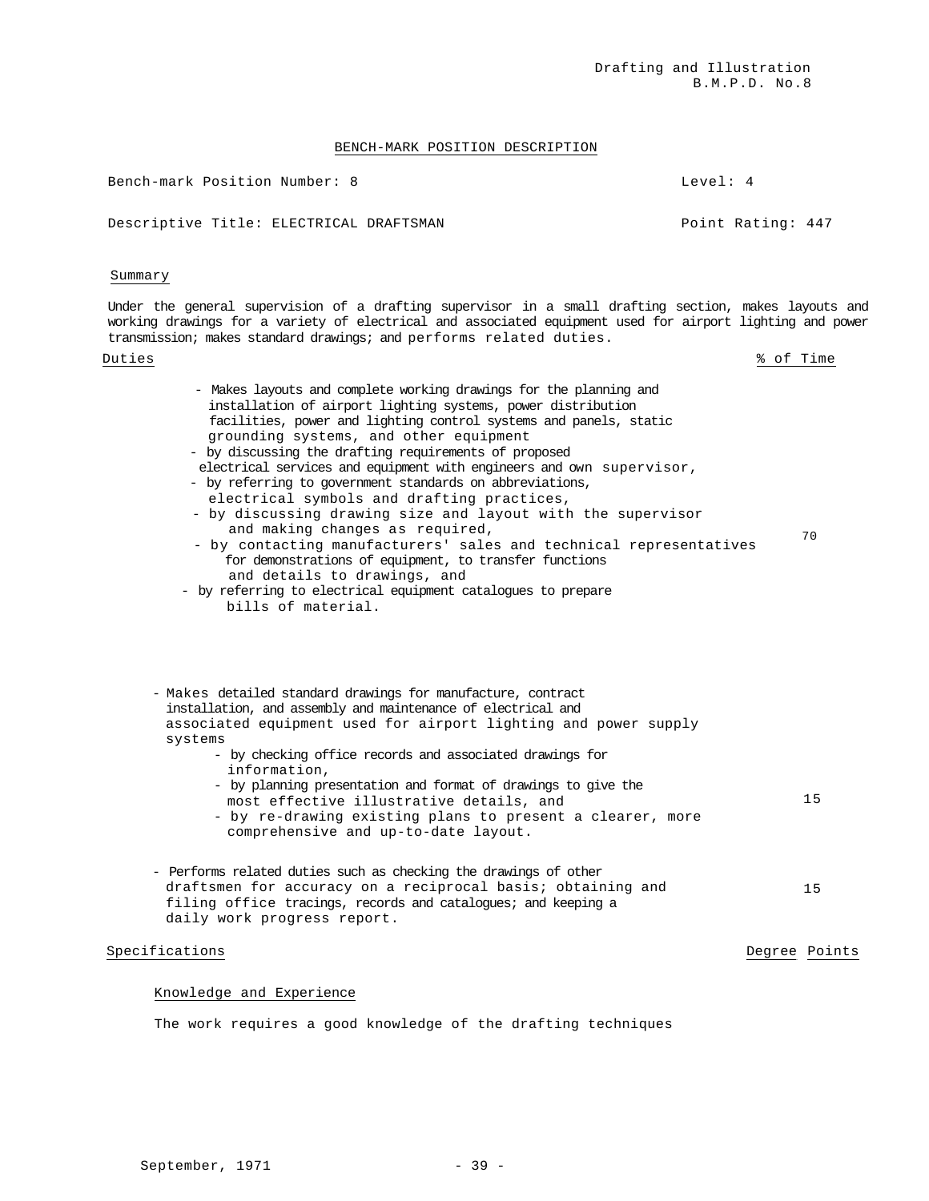Drafting and Illustration
B.M.P.D. No.8

## BENCH-MARK POSITION DESCRIPTION

Bench-mark Position Number: 8 — Level: 4

Descriptive Title: ELECTRICAL DRAFTSMAN — Point Rating: 447

### Summary

Under the general supervision of a drafting supervisor in a small drafting section, makes layouts and working drawings for a variety of electrical and associated equipment used for airport lighting and power transmission; makes standard drawings; and performs related duties.

| Duties | % of Time |
|---|---|
| - Makes layouts and complete working drawings for the planning and installation of airport lighting systems, power distribution facilities, power and lighting control systems and panels, static grounding systems, and other equipment<br>- by discussing the drafting requirements of proposed electrical services and equipment with engineers and own supervisor,<br>- by referring to government standards on abbreviations, electrical symbols and drafting practices,<br>- by discussing drawing size and layout with the supervisor and making changes as required,<br>- by contacting manufacturers' sales and technical representatives for demonstrations of equipment, to transfer functions and details to drawings, and<br>- by referring to electrical equipment catalogues to prepare bills of material. | 70 |
| - Makes detailed standard drawings for manufacture, contract installation, and assembly and maintenance of electrical and associated equipment used for airport lighting and power supply systems<br>- by checking office records and associated drawings for information,<br>- by planning presentation and format of drawings to give the most effective illustrative details, and<br>- by re-drawing existing plans to present a clearer, more comprehensive and up-to-date layout. | 15 |
| - Performs related duties such as checking the drawings of other draftsmen for accuracy on a reciprocal basis; obtaining and filing office tracings, records and catalogues; and keeping a daily work progress report. | 15 |

### Specifications — Degree Points

#### Knowledge and Experience

The work requires a good knowledge of the drafting techniques

September, 1971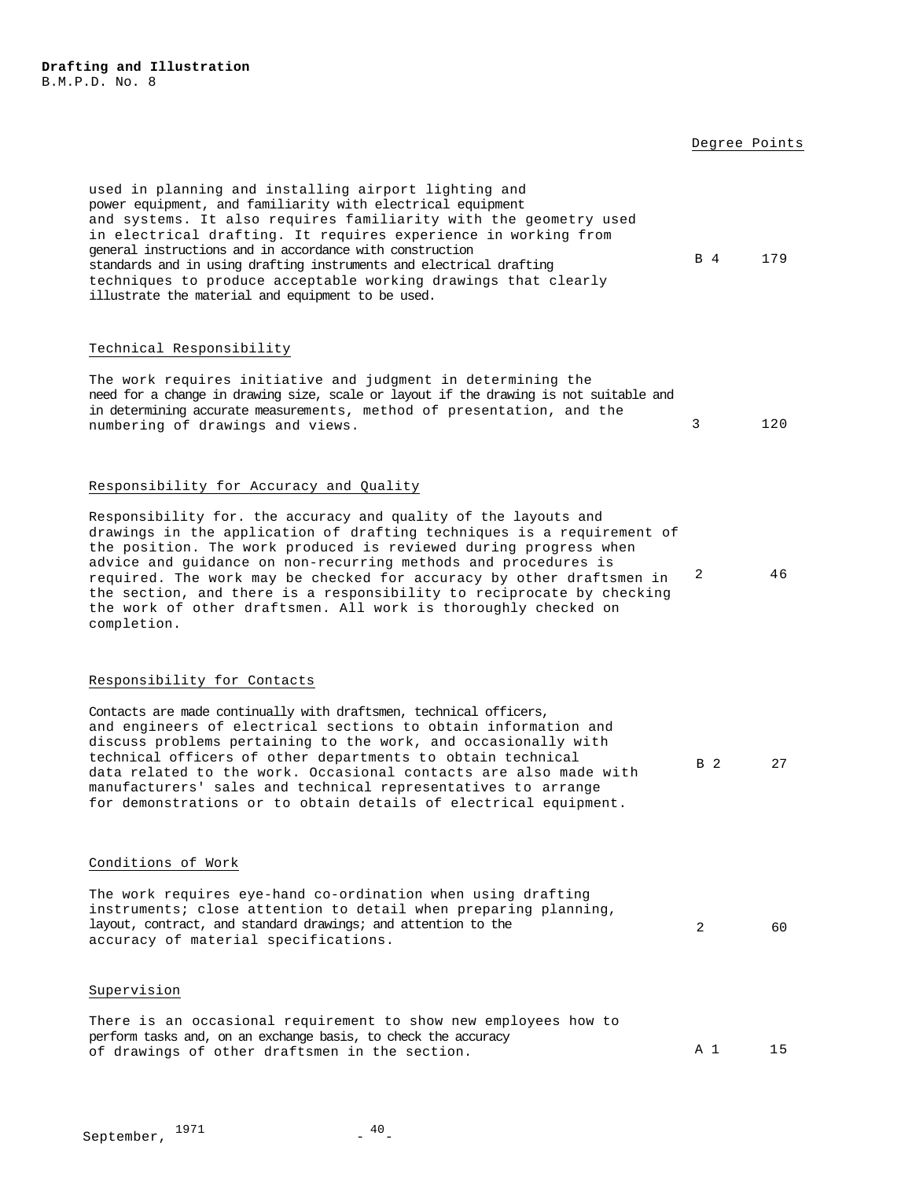| | Degree | Points |
|---|---|---|
| used in planning and installing airport lighting and power equipment, and familiarity with electrical equipment and systems. It also requires familiarity with the geometry used in electrical drafting. It requires experience in working from general instructions and in accordance with construction standards and in using drafting instruments and electrical drafting techniques to produce acceptable working drawings that clearly illustrate the material and equipment to be used. | B 4 | 179 |

### Technical Responsibility

| | | |
|---|---|---|
| The work requires initiative and judgment in determining the need for a change in drawing size, scale or layout if the drawing is not suitable and in determining accurate measurements, method of presentation, and the numbering of drawings and views. | 3 | 120 |

### Responsibility for Accuracy and Quality

| | | |
|---|---|---|
| Responsibility for. the accuracy and quality of the layouts and drawings in the application of drafting techniques is a requirement of the position. The work produced is reviewed during progress when advice and guidance on non-recurring methods and procedures is required. The work may be checked for accuracy by other draftsmen in the section, and there is a responsibility to reciprocate by checking the work of other draftsmen. All work is thoroughly checked on completion. | 2 | 46 |

### Responsibility for Contacts

| | | |
|---|---|---|
| Contacts are made continually with draftsmen, technical officers, and engineers of electrical sections to obtain information and discuss problems pertaining to the work, and occasionally with technical officers of other departments to obtain technical data related to the work. Occasional contacts are also made with manufacturers' sales and technical representatives to arrange for demonstrations or to obtain details of electrical equipment. | B 2 | 27 |

### Conditions of Work

| | | |
|---|---|---|
| The work requires eye-hand co-ordination when using drafting instruments; close attention to detail when preparing planning, layout, contract, and standard drawings; and attention to the accuracy of material specifications. | 2 | 60 |

### Supervision

| | | |
|---|---|---|
| There is an occasional requirement to show new employees how to perform tasks and, on an exchange basis, to check the accuracy of drawings of other draftsmen in the section. | A 1 | 15 |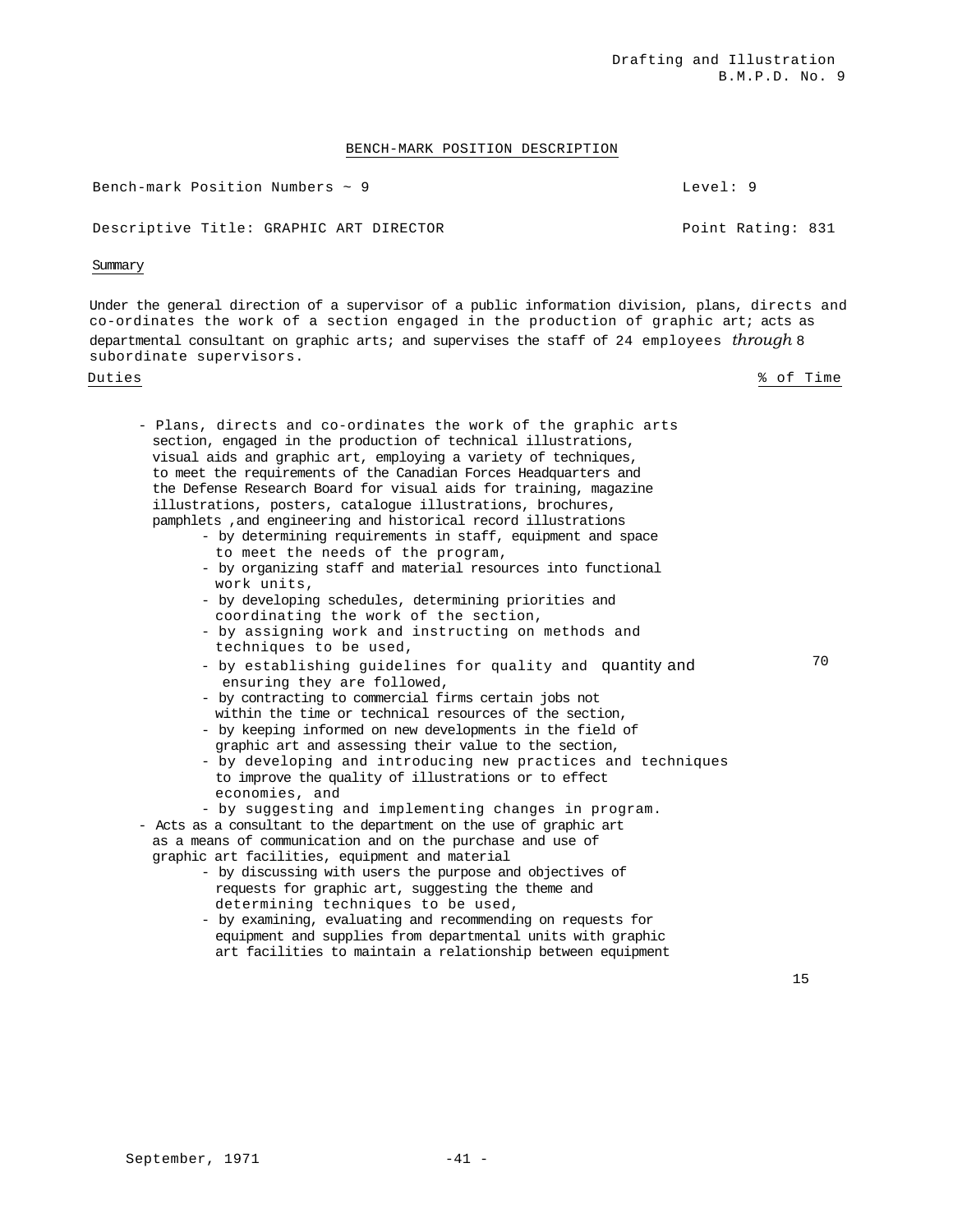BENCH-MARK POSITION DESCRIPTION

Bench-mark Position Numbers ~ 9 | Level: 9

Descriptive Title: GRAPHIC ART DIRECTOR | Point Rating: 831

Summary

Under the general direction of a supervisor of a public information division, plans, directs and co-ordinates the work of a section engaged in the production of graphic art; acts as departmental consultant on graphic arts; and supervises the staff of 24 employees *through* 8 subordinate supervisors.

| Duties | % of Time |
|---|---|
| - Plans, directs and co-ordinates the work of the graphic arts section, engaged in the production of technical illustrations, visual aids and graphic art, employing a variety of techniques, to meet the requirements of the Canadian Forces Headquarters and the Defense Research Board for visual aids for training, magazine illustrations, posters, catalogue illustrations, brochures, pamphlets ,and engineering and historical record illustrations<br>- by determining requirements in staff, equipment and space to meet the needs of the program,<br>- by organizing staff and material resources into functional work units,<br>- by developing schedules, determining priorities and coordinating the work of the section,<br>- by assigning work and instructing on methods and techniques to be used,<br>- by establishing guidelines for quality and quantity and ensuring they are followed,<br>- by contracting to commercial firms certain jobs not within the time or technical resources of the section,<br>- by keeping informed on new developments in the field of graphic art and assessing their value to the section,<br>- by developing and introducing new practices and techniques to improve the quality of illustrations or to effect economies, and<br>- by suggesting and implementing changes in program. | 70 |
| - Acts as a consultant to the department on the use of graphic art as a means of communication and on the purchase and use of graphic art facilities, equipment and material<br>- by discussing with users the purpose and objectives of requests for graphic art, suggesting the theme and determining techniques to be used,<br>- by examining, evaluating and recommending on requests for equipment and supplies from departmental units with graphic art facilities to maintain a relationship between equipment | 15 |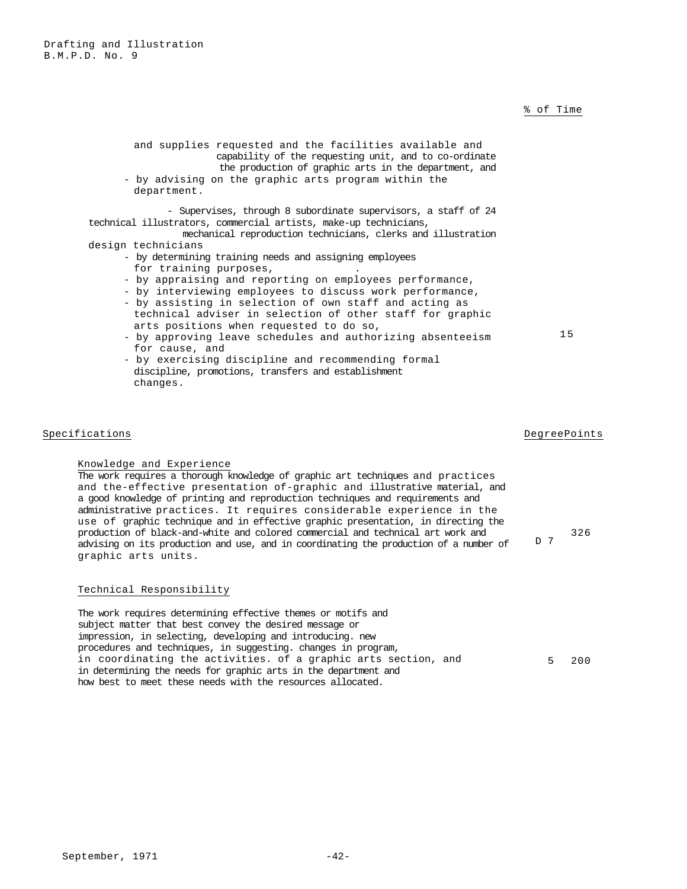% of Time

and supplies requested and the facilities available and capability of the requesting unit, and to co-ordinate the production of graphic arts in the department, and
- by advising on the graphic arts program within the department.

- Supervises, through 8 subordinate supervisors, a staff of 24 technical illustrators, commercial artists, make-up technicians, mechanical reproduction technicians, clerks and illustration design technicians
  - by determining training needs and assigning employees for training purposes,
  - by appraising and reporting on employees performance,
  - by interviewing employees to discuss work performance,
  - by assisting in selection of own staff and acting as technical adviser in selection of other staff for graphic arts positions when requested to do so,
  - by approving leave schedules and authorizing absenteeism for cause, and
  - by exercising discipline and recommending formal discipline, promotions, transfers and establishment changes.

15

| Specifications | Degree | Points |
|---|---|---|
| **Knowledge and Experience**<br>The work requires a thorough knowledge of graphic art techniques and practices and the effective presentation of graphic and illustrative material, and a good knowledge of printing and reproduction techniques and requirements and administrative practices. It requires considerable experience in the use of graphic technique and in effective graphic presentation, in directing the production of black-and-white and colored commercial and technical art work and advising on its production and use, and in coordinating the production of a number of graphic arts units. | D 7 | 326 |
| **Technical Responsibility**<br>The work requires determining effective themes or motifs and subject matter that best convey the desired message or impression, in selecting, developing and introducing new procedures and techniques, in suggesting changes in program, in coordinating the activities of a graphic arts section, and in determining the needs for graphic arts in the department and how best to meet these needs with the resources allocated. | 5 | 200 |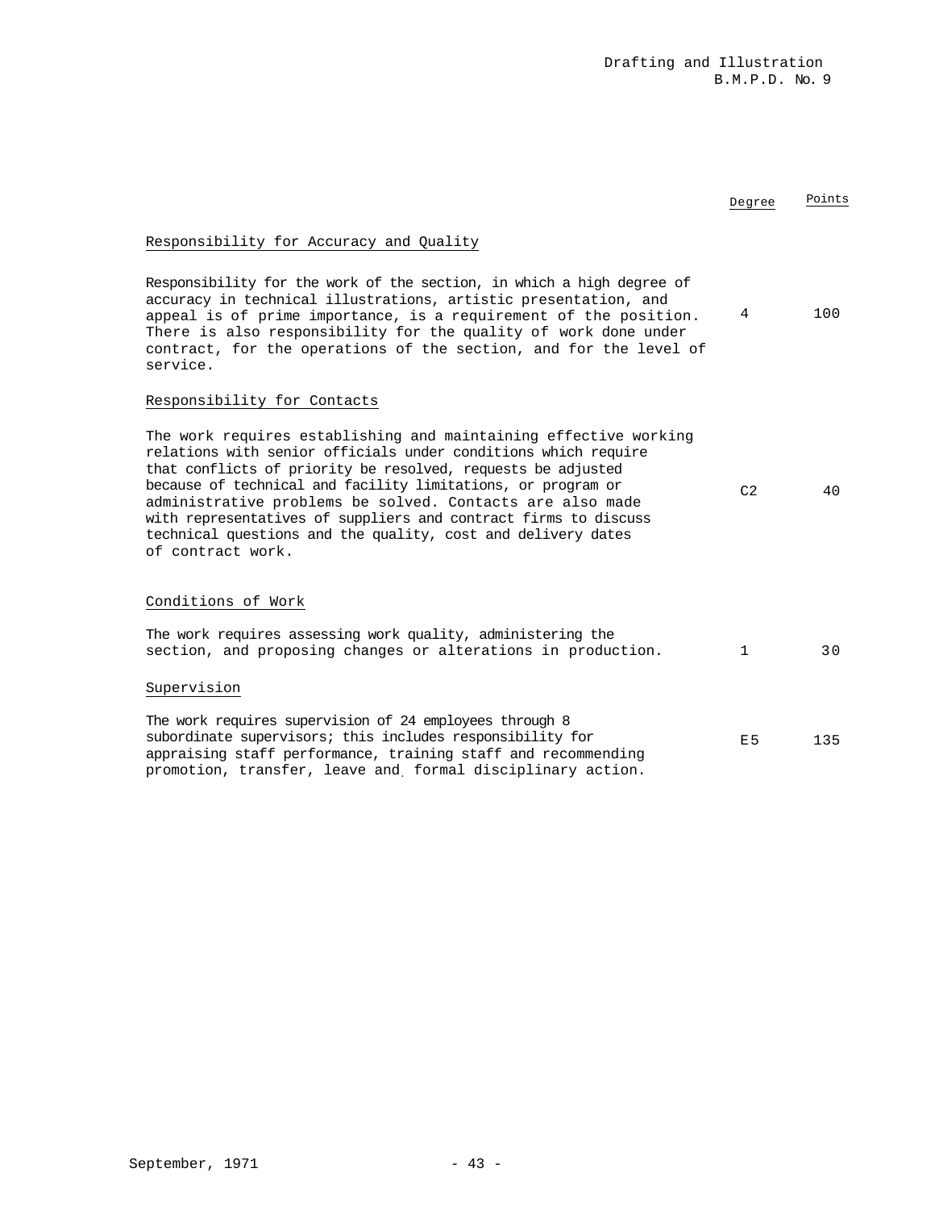| | Degree | Points |
|---|---|---|
| **Responsibility for Accuracy and Quality** | | |
| Responsibility for the work of the section, in which a high degree of accuracy in technical illustrations, artistic presentation, and appeal is of prime importance, is a requirement of the position. There is also responsibility for the quality of work done under contract, for the operations of the section, and for the level of service. | 4 | 100 |
| **Responsibility for Contacts** | | |
| The work requires establishing and maintaining effective working relations with senior officials under conditions which require that conflicts of priority be resolved, requests be adjusted because of technical and facility limitations, or program or administrative problems be solved. Contacts are also made with representatives of suppliers and contract firms to discuss technical questions and the quality, cost and delivery dates of contract work. | C2 | 40 |
| **Conditions of Work** | | |
| The work requires assessing work quality, administering the section, and proposing changes or alterations in production. | 1 | 30 |
| **Supervision** | | |
| The work requires supervision of 24 employees through 8 subordinate supervisors; this includes responsibility for appraising staff performance, training staff and recommending promotion, transfer, leave and formal disciplinary action. | E5 | 135 |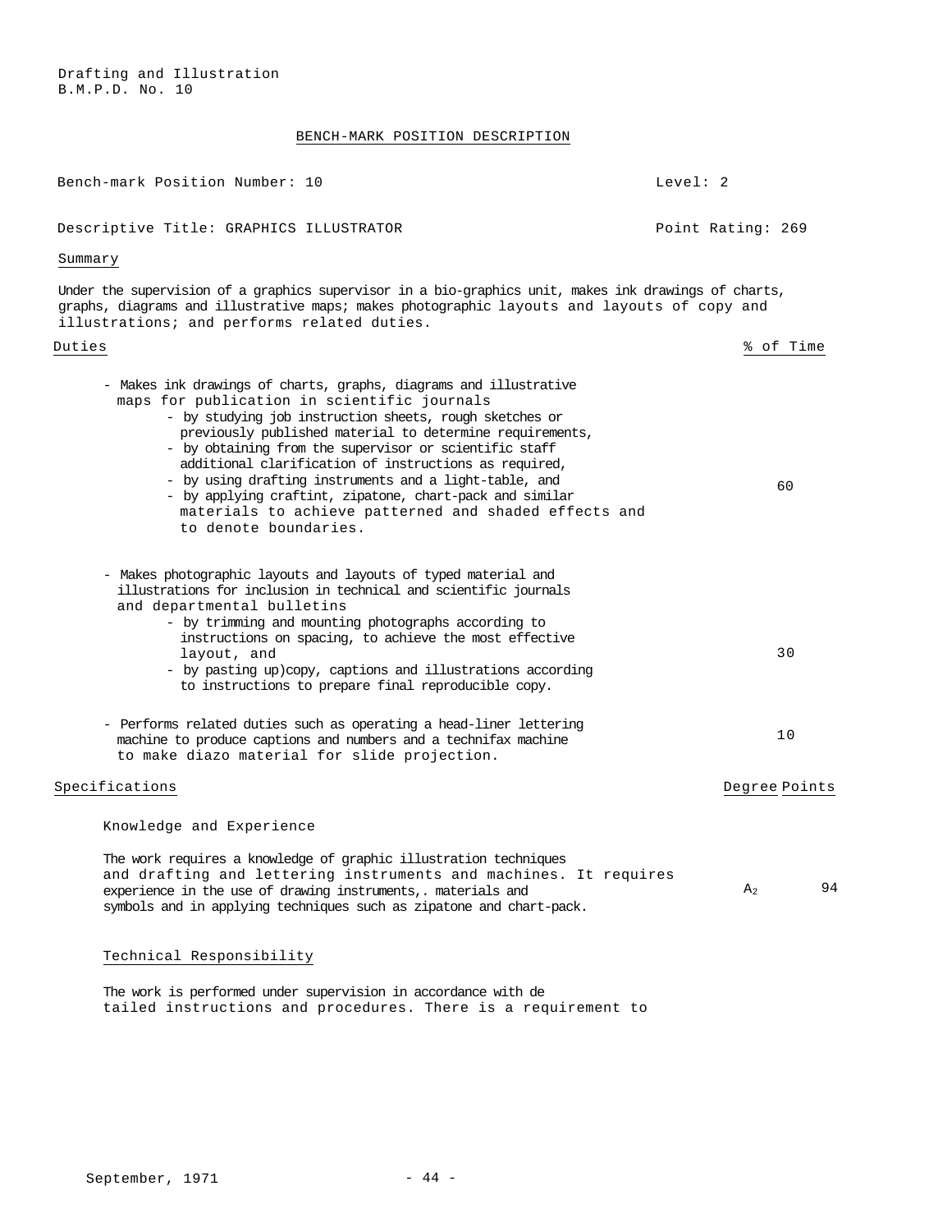Drafting and Illustration
B.M.P.D. No. 10

# BENCH-MARK POSITION DESCRIPTION

Bench-mark Position Number: 10 | Level: 2

Descriptive Title: GRAPHICS ILLUSTRATOR | Point Rating: 269

## Summary

Under the supervision of a graphics supervisor in a bio-graphics unit, makes ink drawings of charts, graphs, diagrams and illustrative maps; makes photographic layouts and layouts of copy and illustrations; and performs related duties.

## Duties

| Duties | % of Time |
|---|---|
| - Makes ink drawings of charts, graphs, diagrams and illustrative maps for publication in scientific journals<br>- by studying job instruction sheets, rough sketches or previously published material to determine requirements,<br>- by obtaining from the supervisor or scientific staff additional clarification of instructions as required,<br>- by using drafting instruments and a light-table, and<br>- by applying craftint, zipatone, chart-pack and similar materials to achieve patterned and shaded effects and to denote boundaries. | 60 |
| - Makes photographic layouts and layouts of typed material and illustrations for inclusion in technical and scientific journals and departmental bulletins<br>- by trimming and mounting photographs according to instructions on spacing, to achieve the most effective layout, and<br>- by pasting up)copy, captions and illustrations according to instructions to prepare final reproducible copy. | 30 |
| - Performs related duties such as operating a head-liner lettering machine to produce captions and numbers and a technifax machine to make diazo material for slide projection. | 10 |

## Specifications

| Specifications | Degree | Points |
|---|---|---|
| **Knowledge and Experience**<br><br>The work requires a knowledge of graphic illustration techniques and drafting and lettering instruments and machines. It requires experience in the use of drawing instruments,. materials and symbols and in applying techniques such as zipatone and chart-pack. | $A_2$ | 94 |

### Technical Responsibility

The work is performed under supervision in accordance with de tailed instructions and procedures. There is a requirement to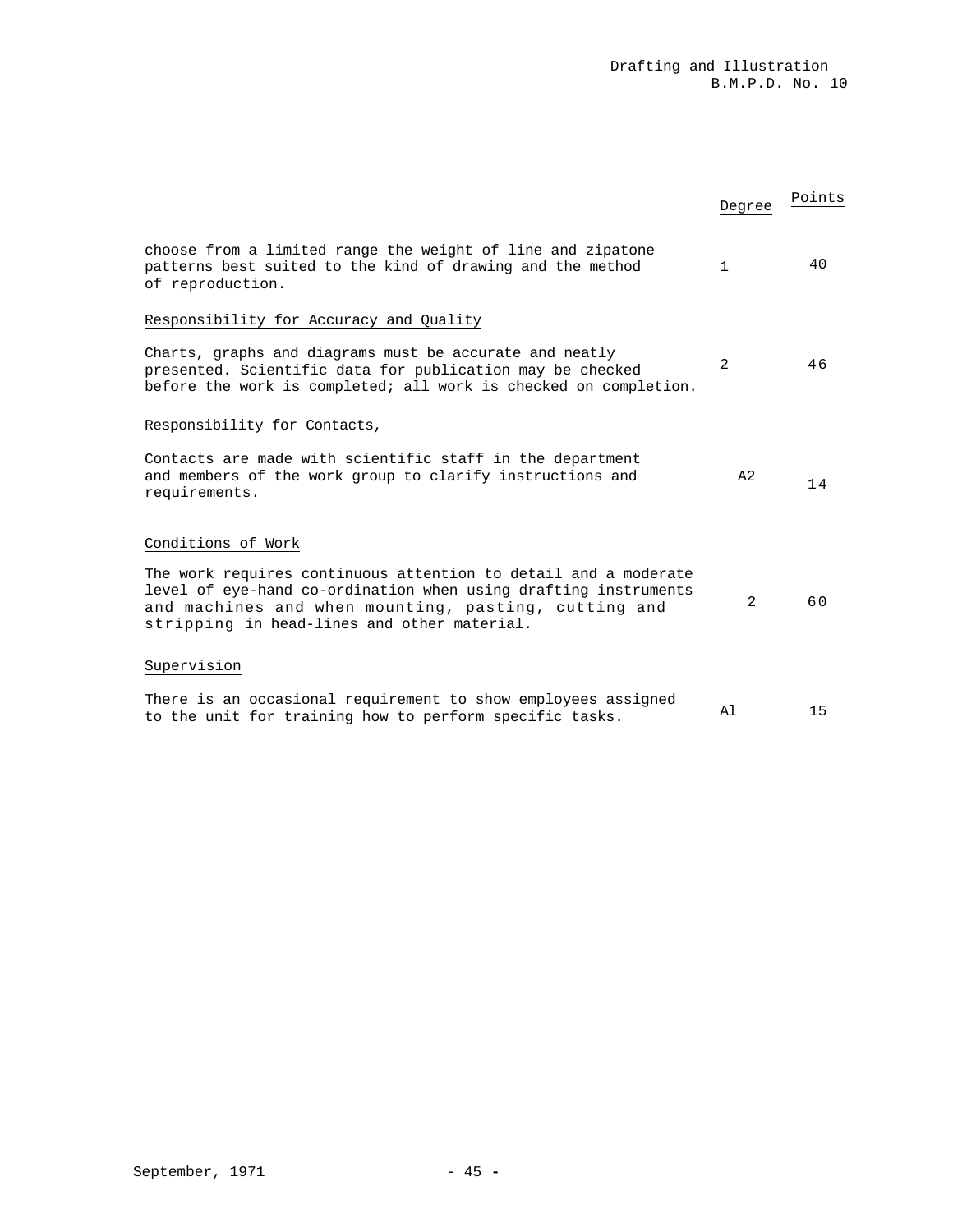| | Degree | Points |
|---|---|---|
| choose from a limited range the weight of line and zipatone patterns best suited to the kind of drawing and the method of reproduction. | 1 | 40 |
| Responsibility for Accuracy and Quality | | |
| Charts, graphs and diagrams must be accurate and neatly presented. Scientific data for publication may be checked before the work is completed; all work is checked on completion. | 2 | 46 |
| Responsibility for Contacts, | | |
| Contacts are made with scientific staff in the department and members of the work group to clarify instructions and requirements. | A2 | 14 |
| Conditions of Work | | |
| The work requires continuous attention to detail and a moderate level of eye-hand co-ordination when using drafting instruments and machines and when mounting, pasting, cutting and stripping in head-lines and other material. | 2 | 60 |
| Supervision | | |
| There is an occasional requirement to show employees assigned to the unit for training how to perform specific tasks. | Al | 15 |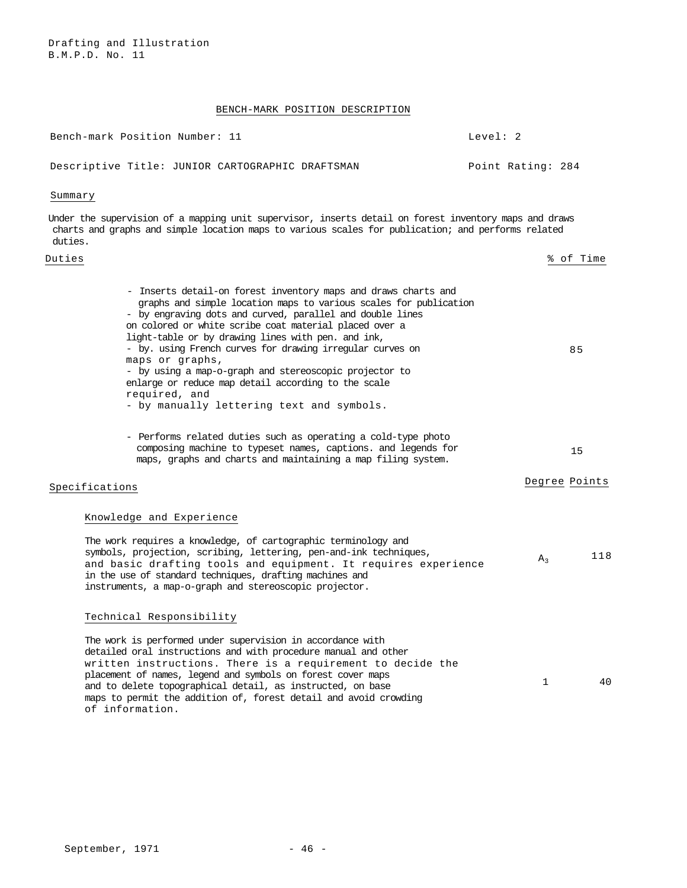Drafting and Illustration
B.M.P.D. No. 11

## BENCH-MARK POSITION DESCRIPTION

Bench-mark Position Number: 11 — Level: 2

Descriptive Title: JUNIOR CARTOGRAPHIC DRAFTSMAN — Point Rating: 284

### Summary

Under the supervision of a mapping unit supervisor, inserts detail on forest inventory maps and draws charts and graphs and simple location maps to various scales for publication; and performs related duties.

### Duties

| Duties | % of Time |
|---|---|
| - Inserts detail-on forest inventory maps and draws charts and graphs and simple location maps to various scales for publication<br>- by engraving dots and curved, parallel and double lines on colored or white scribe coat material placed over a light-table or by drawing lines with pen. and ink,<br>- by. using French curves for drawing irregular curves on maps or graphs,<br>- by using a map-o-graph and stereoscopic projector to enlarge or reduce map detail according to the scale required, and<br>- by manually lettering text and symbols. | 85 |
| - Performs related duties such as operating a cold-type photo composing machine to typeset names, captions. and legends for maps, graphs and charts and maintaining a map filing system. | 15 |

### Specifications

| | Degree | Points |
|---|---|---|
| **Knowledge and Experience**<br>The work requires a knowledge, of cartographic terminology and symbols, projection, scribing, lettering, pen-and-ink techniques, and basic drafting tools and equipment. It requires experience in the use of standard techniques, drafting machines and instruments, a map-o-graph and stereoscopic projector. | $A_3$ | 118 |
| **Technical Responsibility**<br>The work is performed under supervision in accordance with detailed oral instructions and with procedure manual and other written instructions. There is a requirement to decide the placement of names, legend and symbols on forest cover maps and to delete topographical detail, as instructed, on base maps to permit the addition of, forest detail and avoid crowding of information. | 1 | 40 |

September, 1971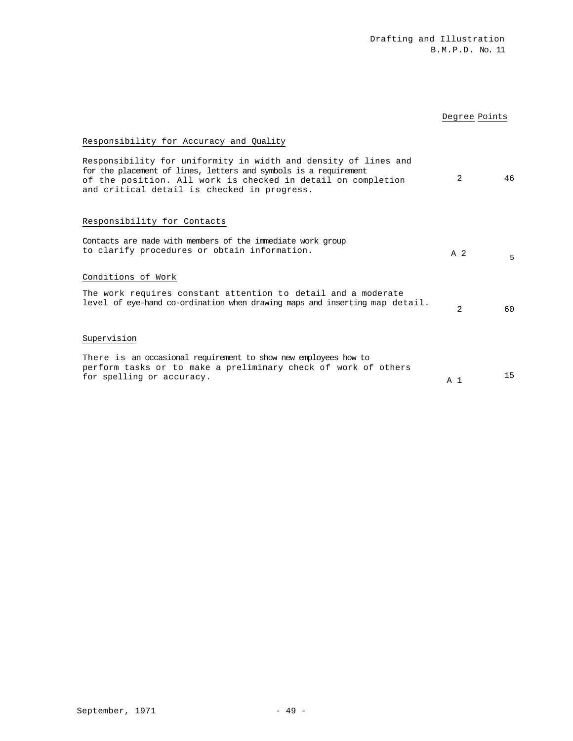| | Degree | Points |
|---|---|---|
| Responsibility for Accuracy and Quality | | |
| Responsibility for uniformity in width and density of lines and for the placement of lines, letters and symbols is a requirement of the position. All work is checked in detail on completion and critical detail is checked in progress. | 2 | 46 |
| Responsibility for Contacts | | |
| Contacts are made with members of the immediate work group to clarify procedures or obtain information. | A 2 | 5 |
| Conditions of Work | | |
| The work requires constant attention to detail and a moderate level of eye-hand co-ordination when drawing maps and inserting map detail. | 2 | 60 |
| Supervision | | |
| There is an occasional requirement to show new employees how to perform tasks or to make a preliminary check of work of others for spelling or accuracy. | A 1 | 15 |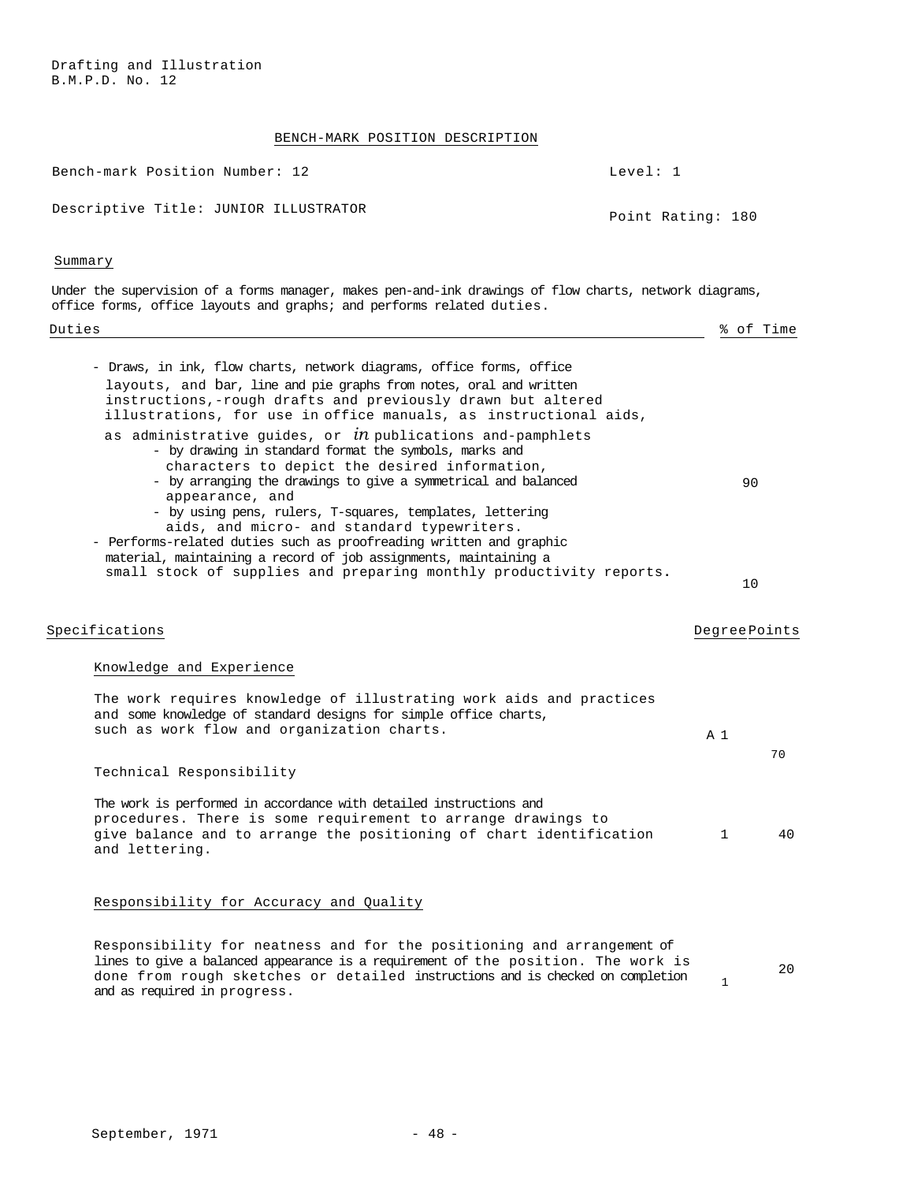Drafting and Illustration
B.M.P.D. No. 12

## BENCH-MARK POSITION DESCRIPTION

Bench-mark Position Number: 12 | Level: 1

Descriptive Title: JUNIOR ILLUSTRATOR | Point Rating: 180

### Summary

Under the supervision of a forms manager, makes pen-and-ink drawings of flow charts, network diagrams, office forms, office layouts and graphs; and performs related duties.

| Duties | % of Time |
|---|---|
| - Draws, in ink, flow charts, network diagrams, office forms, office layouts, and bar, line and pie graphs from notes, oral and written instructions,-rough drafts and previously drawn but altered illustrations, for use in office manuals, as instructional aids, as administrative guides, or *in* publications and-pamphlets<br>  - by drawing in standard format the symbols, marks and characters to depict the desired information,<br>  - by arranging the drawings to give a symmetrical and balanced appearance, and<br>  - by using pens, rulers, T-squares, templates, lettering aids, and micro- and standard typewriters. | 90 |
| - Performs-related duties such as proofreading written and graphic material, maintaining a record of job assignments, maintaining a small stock of supplies and preparing monthly productivity reports. | 10 |

| Specifications | Degree | Points |
|---|---|---|
| **Knowledge and Experience**<br>The work requires knowledge of illustrating work aids and practices and some knowledge of standard designs for simple office charts, such as work flow and organization charts. | A 1 | 70 |
| **Technical Responsibility**<br>The work is performed in accordance with detailed instructions and procedures. There is some requirement to arrange drawings to give balance and to arrange the positioning of chart identification and lettering. | 1 | 40 |
| **Responsibility for Accuracy and Quality**<br>Responsibility for neatness and for the positioning and arrangement of lines to give a balanced appearance is a requirement of the position. The work is done from rough sketches or detailed instructions and is checked on completion and as required in progress. | 1 | 20 |

September, 1971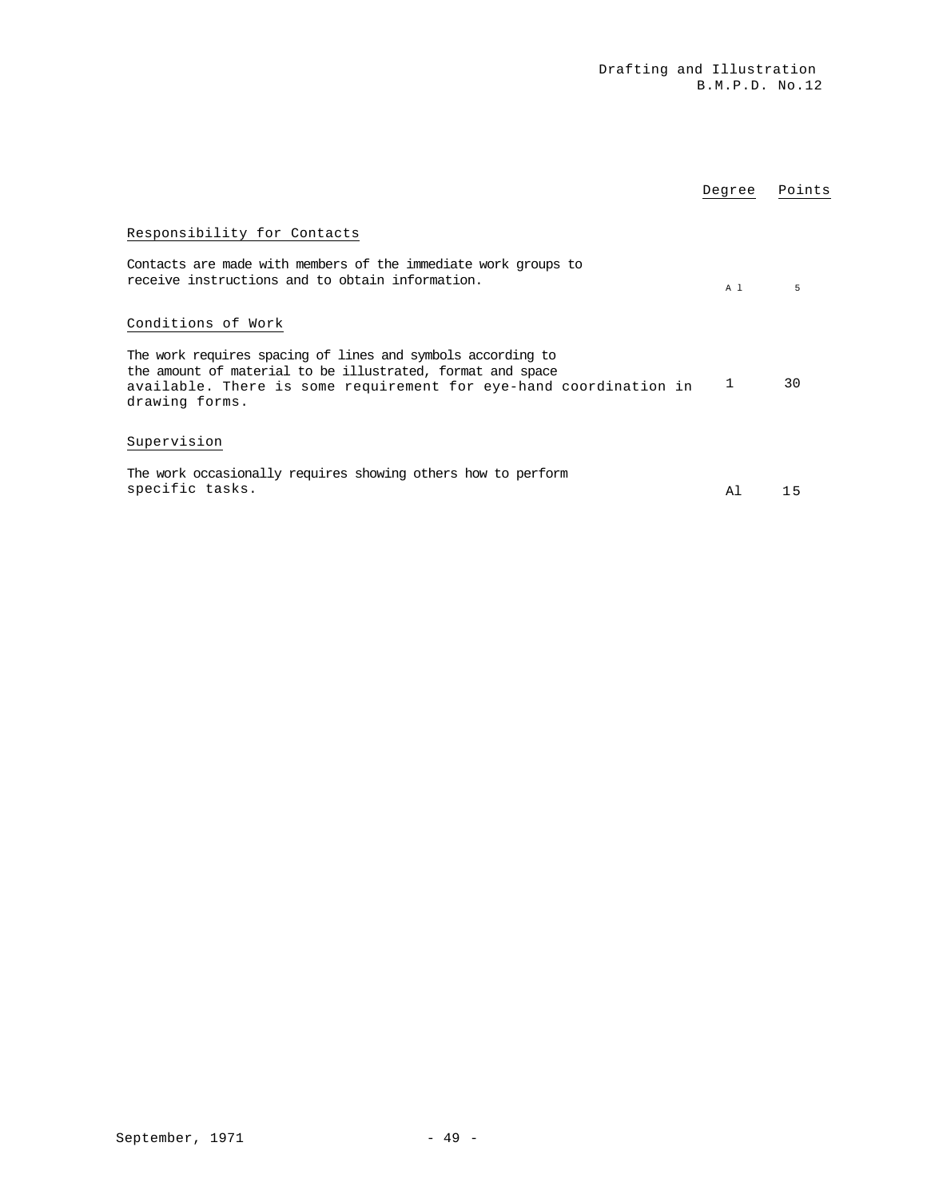| | Degree | Points |
|---|---|---|
| **Responsibility for Contacts** | | |
| Contacts are made with members of the immediate work groups to receive instructions and to obtain information. | A 1 | 5 |
| **Conditions of Work** | | |
| The work requires spacing of lines and symbols according to the amount of material to be illustrated, format and space available. There is some requirement for eye-hand coordination in drawing forms. | 1 | 30 |
| **Supervision** | | |
| The work occasionally requires showing others how to perform specific tasks. | Al | 15 |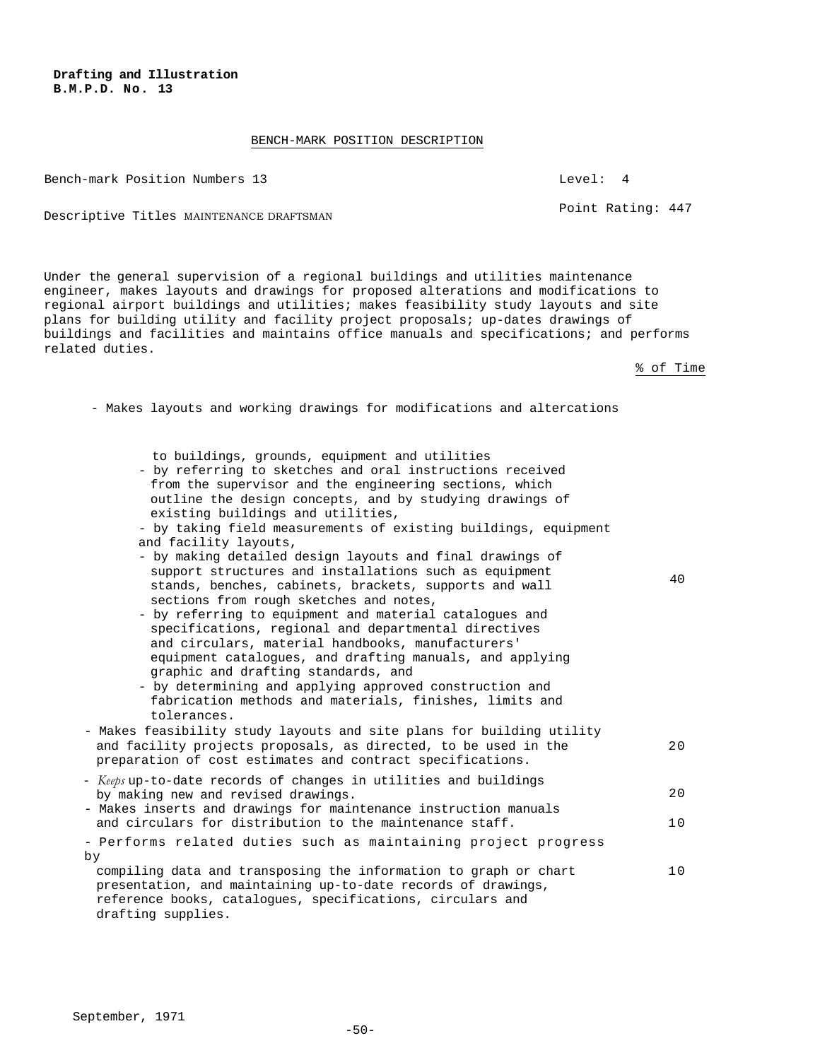**Drafting and Illustration**
**B.M.P.D. No. 13**

BENCH-MARK POSITION DESCRIPTION

Bench-mark Position Numbers 13 — Level: 4

Descriptive Titles MAINTENANCE DRAFTSMAN — Point Rating: 447

Under the general supervision of a regional buildings and utilities maintenance engineer, makes layouts and drawings for proposed alterations and modifications to regional airport buildings and utilities; makes feasibility study layouts and site plans for building utility and facility project proposals; up-dates drawings of buildings and facilities and maintains office manuals and specifications; and performs related duties.

| Duties | % of Time |
|---|---|
| - Makes layouts and working drawings for modifications and altercations to buildings, grounds, equipment and utilities<br>- by referring to sketches and oral instructions received from the supervisor and the engineering sections, which outline the design concepts, and by studying drawings of existing buildings and utilities,<br>- by taking field measurements of existing buildings, equipment and facility layouts,<br>- by making detailed design layouts and final drawings of support structures and installations such as equipment stands, benches, cabinets, brackets, supports and wall sections from rough sketches and notes,<br>- by referring to equipment and material catalogues and specifications, regional and departmental directives and circulars, material handbooks, manufacturers' equipment catalogues, and drafting manuals, and applying graphic and drafting standards, and<br>- by determining and applying approved construction and fabrication methods and materials, finishes, limits and tolerances. | 40 |
| - Makes feasibility study layouts and site plans for building utility and facility projects proposals, as directed, to be used in the preparation of cost estimates and contract specifications. | 20 |
| - Keeps up-to-date records of changes in utilities and buildings by making new and revised drawings. | 20 |
| - Makes inserts and drawings for maintenance instruction manuals and circulars for distribution to the maintenance staff. | 10 |
| - Performs related duties such as maintaining project progress by compiling data and transposing the information to graph or chart presentation, and maintaining up-to-date records of drawings, reference books, catalogues, specifications, circulars and drafting supplies. | 10 |

September, 1971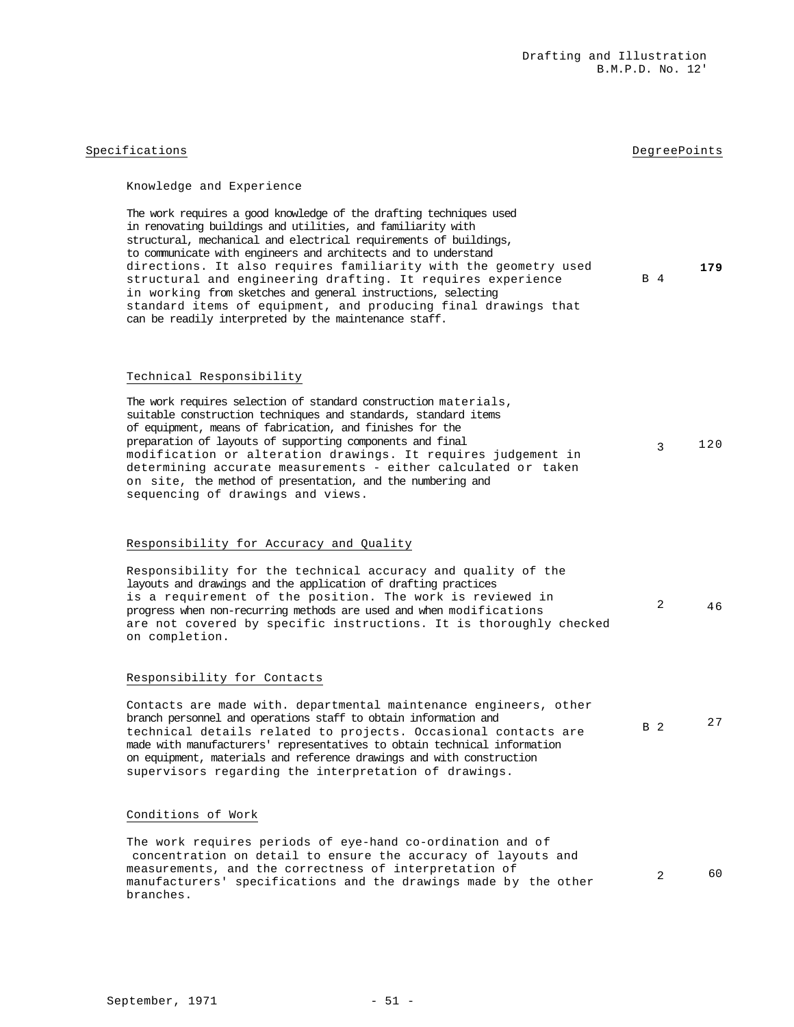| Specifications | Degree | Points |
|---|---|---|
| **Knowledge and Experience**<br><br>The work requires a good knowledge of the drafting techniques used in renovating buildings and utilities, and familiarity with structural, mechanical and electrical requirements of buildings, to communicate with engineers and architects and to understand directions. It also requires familiarity with the geometry used structural and engineering drafting. It requires experience in working from sketches and general instructions, selecting standard items of equipment, and producing final drawings that can be readily interpreted by the maintenance staff. | B 4 | **179** |
| **Technical Responsibility**<br><br>The work requires selection of standard construction materials, suitable construction techniques and standards, standard items of equipment, means of fabrication, and finishes for the preparation of layouts of supporting components and final modification or alteration drawings. It requires judgement in determining accurate measurements - either calculated or taken on site, the method of presentation, and the numbering and sequencing of drawings and views. | 3 | 120 |
| **Responsibility for Accuracy and Quality**<br><br>Responsibility for the technical accuracy and quality of the layouts and drawings and the application of drafting practices is a requirement of the position. The work is reviewed in progress when non-recurring methods are used and when modifications are not covered by specific instructions. It is thoroughly checked on completion. | 2 | 46 |
| **Responsibility for Contacts**<br><br>Contacts are made with. departmental maintenance engineers, other branch personnel and operations staff to obtain information and technical details related to projects. Occasional contacts are made with manufacturers' representatives to obtain technical information on equipment, materials and reference drawings and with construction supervisors regarding the interpretation of drawings. | B 2 | 27 |
| **Conditions of Work**<br><br>The work requires periods of eye-hand co-ordination and of concentration on detail to ensure the accuracy of layouts and measurements, and the correctness of interpretation of manufacturers' specifications and the drawings made by the other branches. | 2 | 60 |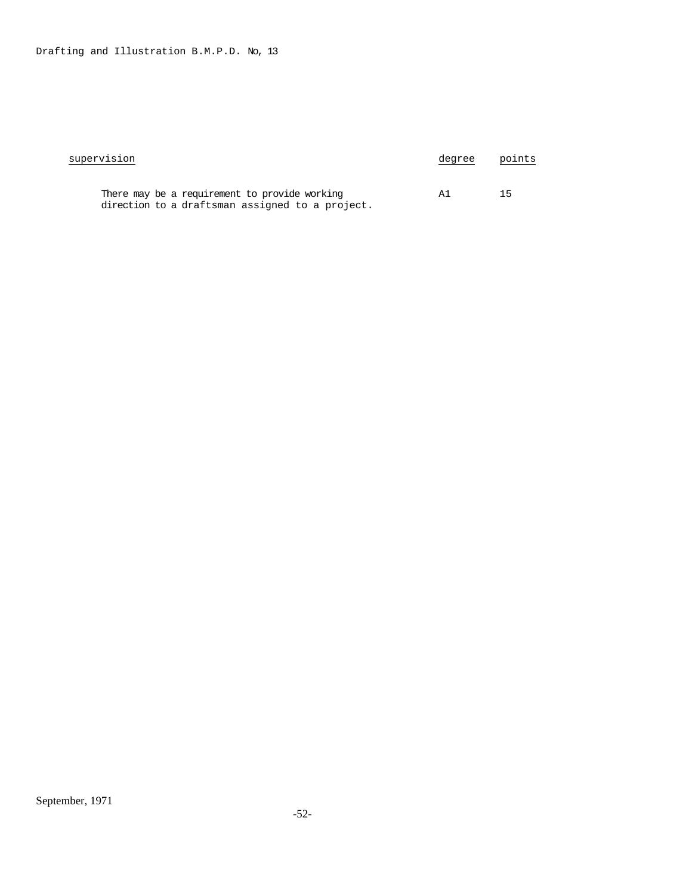| supervision | degree | points |
| --- | --- | --- |
| There may be a requirement to provide working direction to a draftsman assigned to a project. | A1 | 15 |

September, 1971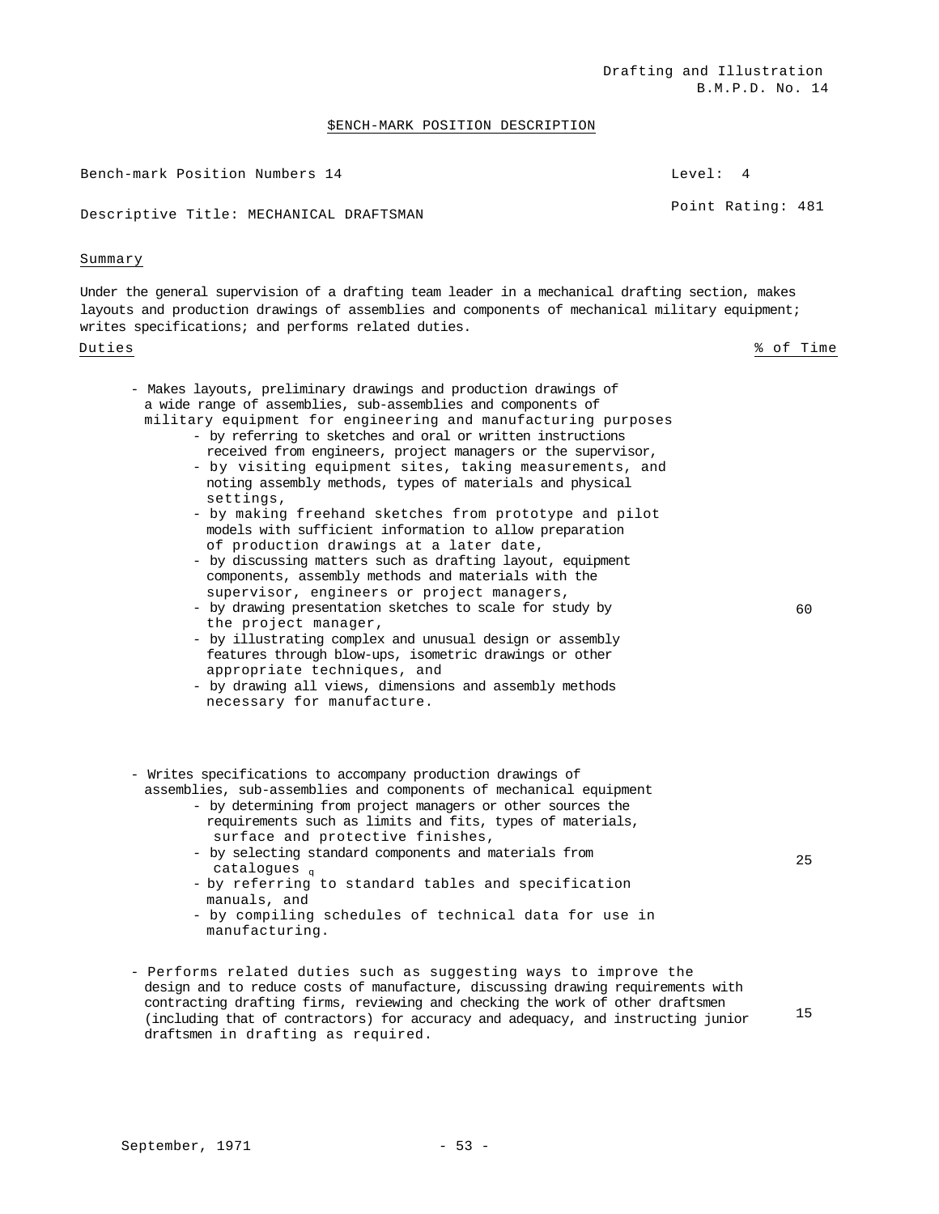Drafting and Illustration
B.M.P.D. No. 14

# $ENCH-MARK POSITION DESCRIPTION

Bench-mark Position Numbers 14 — Level: 4

Descriptive Title: MECHANICAL DRAFTSMAN — Point Rating: 481

## Summary

Under the general supervision of a drafting team leader in a mechanical drafting section, makes layouts and production drawings of assemblies and components of mechanical military equipment; writes specifications; and performs related duties.

| Duties | % of Time |
|---|---|
| - Makes layouts, preliminary drawings and production drawings of a wide range of assemblies, sub-assemblies and components of military equipment for engineering and manufacturing purposes<br>- by referring to sketches and oral or written instructions received from engineers, project managers or the supervisor,<br>- by visiting equipment sites, taking measurements, and noting assembly methods, types of materials and physical settings,<br>- by making freehand sketches from prototype and pilot models with sufficient information to allow preparation of production drawings at a later date,<br>- by discussing matters such as drafting layout, equipment components, assembly methods and materials with the supervisor, engineers or project managers,<br>- by drawing presentation sketches to scale for study by the project manager,<br>- by illustrating complex and unusual design or assembly features through blow-ups, isometric drawings or other appropriate techniques, and<br>- by drawing all views, dimensions and assembly methods necessary for manufacture. | 60 |
| - Writes specifications to accompany production drawings of assemblies, sub-assemblies and components of mechanical equipment<br>- by determining from project managers or other sources the requirements such as limits and fits, types of materials, surface and protective finishes,<br>- by selecting standard components and materials from catalogues q<br>- by referring to standard tables and specification manuals, and<br>- by compiling schedules of technical data for use in manufacturing. | 25 |
| - Performs related duties such as suggesting ways to improve the design and to reduce costs of manufacture, discussing drawing requirements with contracting drafting firms, reviewing and checking the work of other draftsmen (including that of contractors) for accuracy and adequacy, and instructing junior draftsmen in drafting as required. | 15 |

September, 1971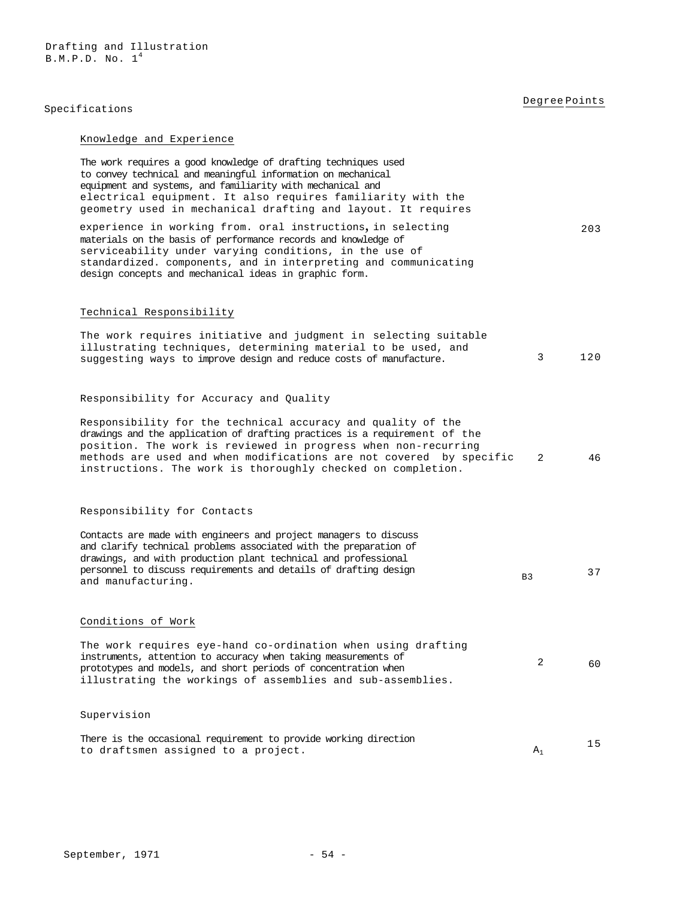Drafting and Illustration
B.M.P.D. No. 1[4]

| Specifications | Degree | Points |
|---|---|---|
| **Knowledge and Experience** | | |
| The work requires a good knowledge of drafting techniques used to convey technical and meaningful information on mechanical equipment and systems, and familiarity with mechanical and electrical equipment. It also requires familiarity with the geometry used in mechanical drafting and layout. It requires experience in working from. oral instructions, in selecting materials on the basis of performance records and knowledge of serviceability under varying conditions, in the use of standardized. components, and in interpreting and communicating design concepts and mechanical ideas in graphic form. | | 203 |
| **Technical Responsibility** | | |
| The work requires initiative and judgment in selecting suitable illustrating techniques, determining material to be used, and suggesting ways to improve design and reduce costs of manufacture. | 3 | 120 |
| **Responsibility for Accuracy and Quality** | | |
| Responsibility for the technical accuracy and quality of the drawings and the application of drafting practices is a requirement of the position. The work is reviewed in progress when non-recurring methods are used and when modifications are not covered by specific instructions. The work is thoroughly checked on completion. | 2 | 46 |
| **Responsibility for Contacts** | | |
| Contacts are made with engineers and project managers to discuss and clarify technical problems associated with the preparation of drawings, and with production plant technical and professional personnel to discuss requirements and details of drafting design and manufacturing. | B3 | 37 |
| **Conditions of Work** | | |
| The work requires eye-hand co-ordination when using drafting instruments, attention to accuracy when taking measurements of prototypes and models, and short periods of concentration when illustrating the workings of assemblies and sub-assemblies. | 2 | 60 |
| **Supervision** | | |
| There is the occasional requirement to provide working direction to draftsmen assigned to a project. | $A_1$ | 15 |

September, 1971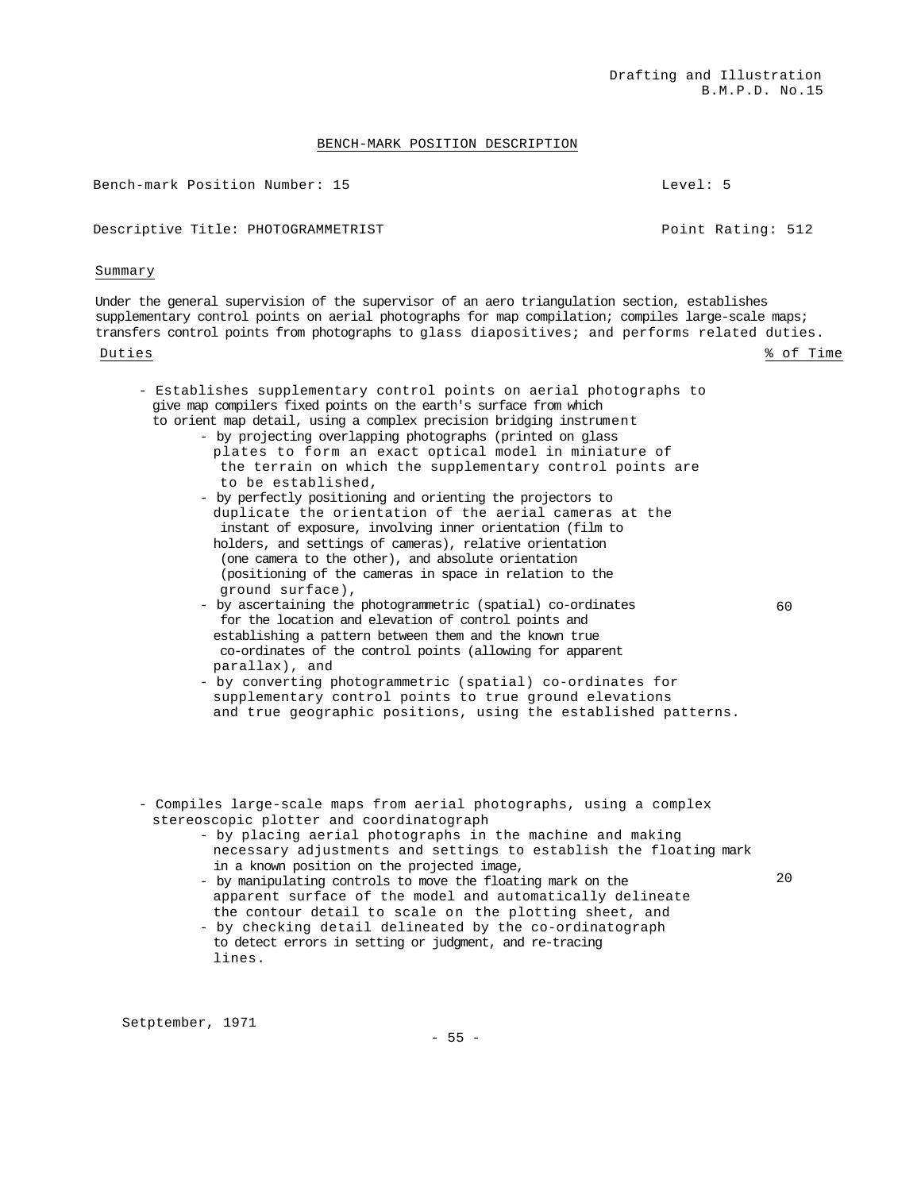Drafting and Illustration
B.M.P.D. No.15

## BENCH-MARK POSITION DESCRIPTION

Bench-mark Position Number: 15 | Level: 5

Descriptive Title: PHOTOGRAMMETRIST | Point Rating: 512

### Summary

Under the general supervision of the supervisor of an aero triangulation section, establishes supplementary control points on aerial photographs for map compilation; compiles large-scale maps; transfers control points from photographs to glass diapositives; and performs related duties.

| Duties | % of Time |
|---|---|
| - Establishes supplementary control points on aerial photographs to give map compilers fixed points on the earth's surface from which to orient map detail, using a complex precision bridging instrument<br>- by projecting overlapping photographs (printed on glass plates to form an exact optical model in miniature of the terrain on which the supplementary control points are to be established,<br>- by perfectly positioning and orienting the projectors to duplicate the orientation of the aerial cameras at the instant of exposure, involving inner orientation (film to holders, and settings of cameras), relative orientation (one camera to the other), and absolute orientation (positioning of the cameras in space in relation to the ground surface),<br>- by ascertaining the photogrammetric (spatial) co-ordinates for the location and elevation of control points and establishing a pattern between them and the known true co-ordinates of the control points (allowing for apparent parallax), and<br>- by converting photogrammetric (spatial) co-ordinates for supplementary control points to true ground elevations and true geographic positions, using the established patterns. | 60 |
| - Compiles large-scale maps from aerial photographs, using a complex stereoscopic plotter and coordinatograph<br>- by placing aerial photographs in the machine and making necessary adjustments and settings to establish the floating mark in a known position on the projected image,<br>- by manipulating controls to move the floating mark on the apparent surface of the model and automatically delineate the contour detail to scale on the plotting sheet, and<br>- by checking detail delineated by the co-ordinatograph to detect errors in setting or judgment, and re-tracing lines. | 20 |

Setptember, 1971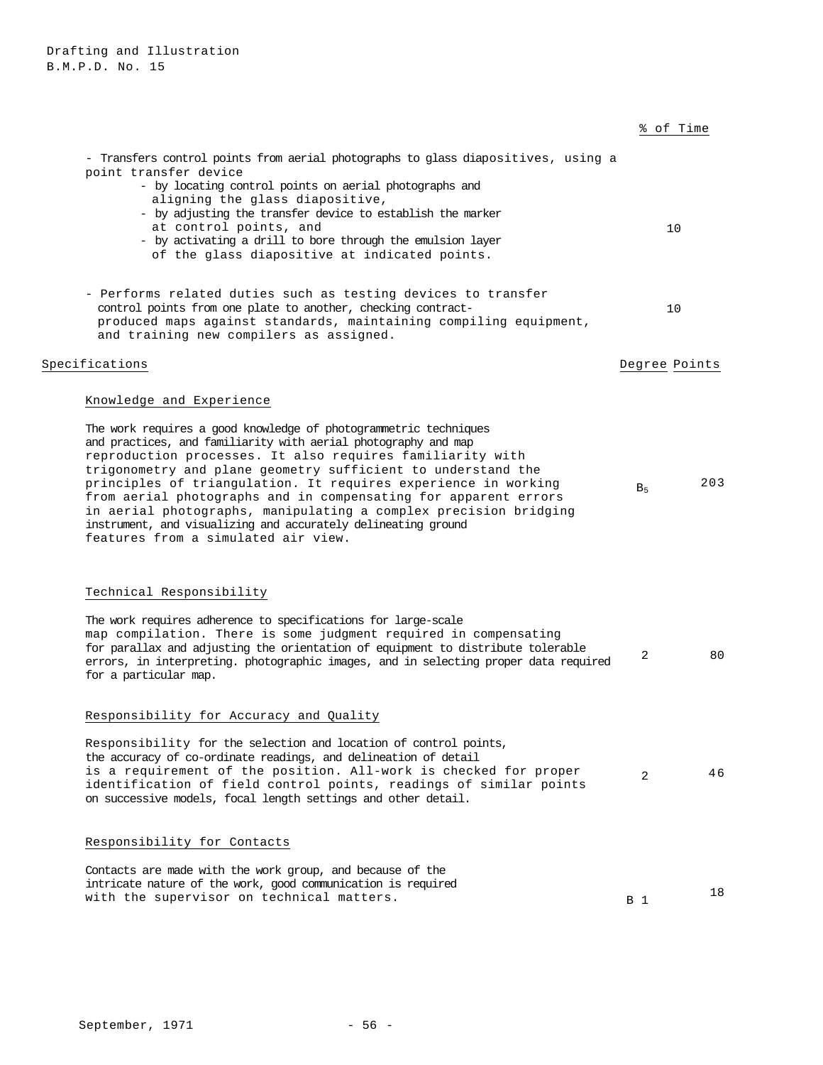| | % of Time |
|---|---|
| - Transfers control points from aerial photographs to glass diapositives, using a point transfer device<br>- by locating control points on aerial photographs and aligning the glass diapositive,<br>- by adjusting the transfer device to establish the marker at control points, and<br>- by activating a drill to bore through the emulsion layer of the glass diapositive at indicated points. | 10 |
| - Performs related duties such as testing devices to transfer control points from one plate to another, checking contract-produced maps against standards, maintaining compiling equipment, and training new compilers as assigned. | 10 |

## Specifications

| | Degree | Points |
|---|---|---|
| **Knowledge and Experience**<br><br>The work requires a good knowledge of photogrammetric techniques and practices, and familiarity with aerial photography and map reproduction processes. It also requires familiarity with trigonometry and plane geometry sufficient to understand the principles of triangulation. It requires experience in working from aerial photographs and in compensating for apparent errors in aerial photographs, manipulating a complex precision bridging instrument, and visualizing and accurately delineating ground features from a simulated air view. | $B_5$ | 203 |
| **Technical Responsibility**<br><br>The work requires adherence to specifications for large-scale map compilation. There is some judgment required in compensating for parallax and adjusting the orientation of equipment to distribute tolerable errors, in interpreting. photographic images, and in selecting proper data required for a particular map. | 2 | 80 |
| **Responsibility for Accuracy and Quality**<br><br>Responsibility for the selection and location of control points, the accuracy of co-ordinate readings, and delineation of detail is a requirement of the position. All-work is checked for proper identification of field control points, readings of similar points on successive models, focal length settings and other detail. | 2 | 46 |
| **Responsibility for Contacts**<br><br>Contacts are made with the work group, and because of the intricate nature of the work, good communication is required with the supervisor on technical matters. | B 1 | 18 |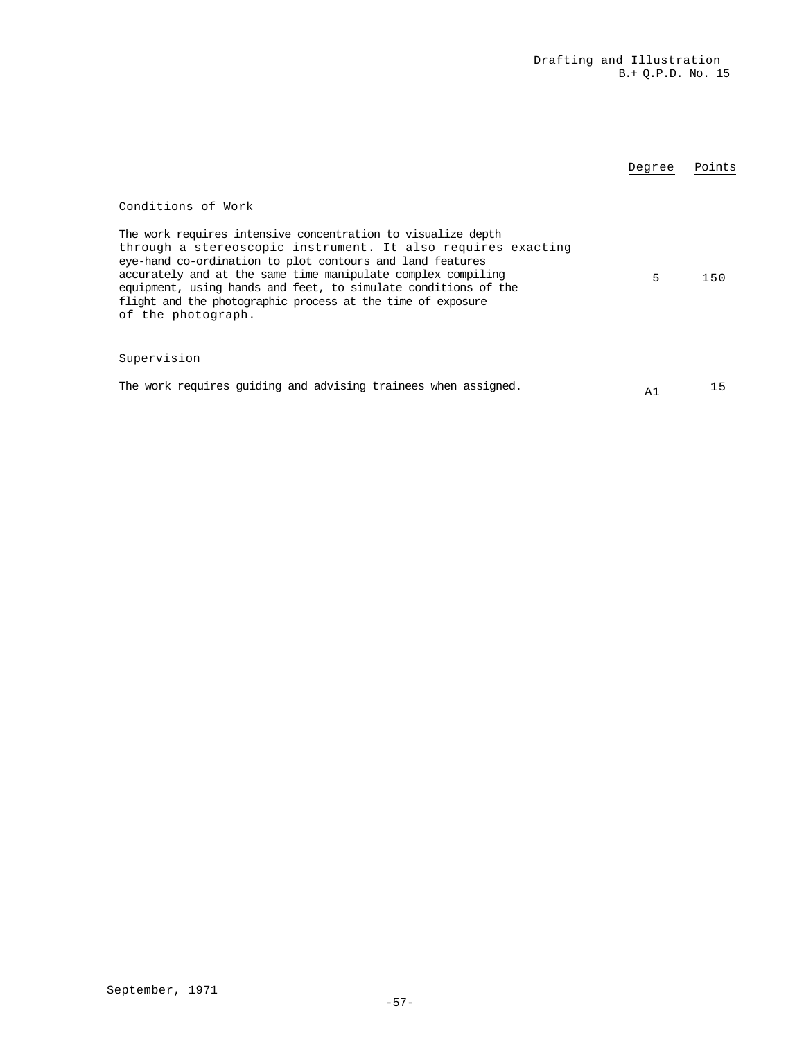| | Degree | Points |
|---|---|---|
| **Conditions of Work** | | |
| The work requires intensive concentration to visualize depth through a stereoscopic instrument. It also requires exacting eye-hand co-ordination to plot contours and land features accurately and at the same time manipulate complex compiling equipment, using hands and feet, to simulate conditions of the flight and the photographic process at the time of exposure of the photograph. | 5 | 150 |
| **Supervision** | | |
| The work requires guiding and advising trainees when assigned. | A1 | 15 |

September, 1971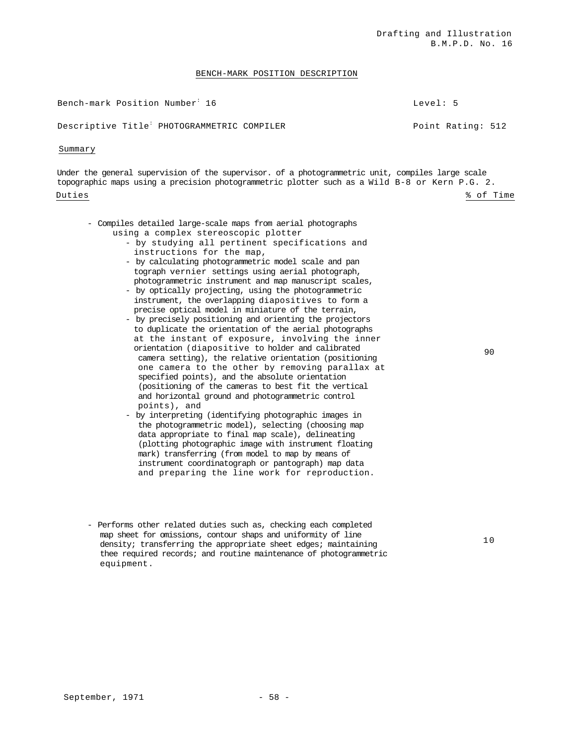Drafting and Illustration
B.M.P.D. No. 16

# BENCH-MARK POSITION DESCRIPTION

Bench-mark Position Number: 16 Level: 5

Descriptive Title: PHOTOGRAMMETRIC COMPILER Point Rating: 512

## Summary

Under the general supervision of the supervisor. of a photogrammetric unit, compiles large scale topographic maps using a precision photogrammetric plotter such as a Wild B-8 or Kern P.G. 2.

| Duties | % of Time |
|---|---|
| - Compiles detailed large-scale maps from aerial photographs using a complex stereoscopic plotter<br>- by studying all pertinent specifications and instructions for the map,<br>- by calculating photogrammetric model scale and pan tograph vernier settings using aerial photograph, photogrammetric instrument and map manuscript scales,<br>- by optically projecting, using the photogrammetric instrument, the overlapping diapositives to form a precise optical model in miniature of the terrain,<br>- by precisely positioning and orienting the projectors to duplicate the orientation of the aerial photographs at the instant of exposure, involving the inner orientation (diapositive to holder and calibrated camera setting), the relative orientation (positioning one camera to the other by removing parallax at specified points), and the absolute orientation (positioning of the cameras to best fit the vertical and horizontal ground and photogrammetric control points), and<br>- by interpreting (identifying photographic images in the photogrammetric model), selecting (choosing map data appropriate to final map scale), delineating (plotting photographic image with instrument floating mark) transferring (from model to map by means of instrument coordinatograph or pantograph) map data and preparing the line work for reproduction. | 90 |
| - Performs other related duties such as, checking each completed map sheet for omissions, contour shaps and uniformity of line density; transferring the appropriate sheet edges; maintaining thee required records; and routine maintenance of photogrammetric equipment. | 10 |

September, 1971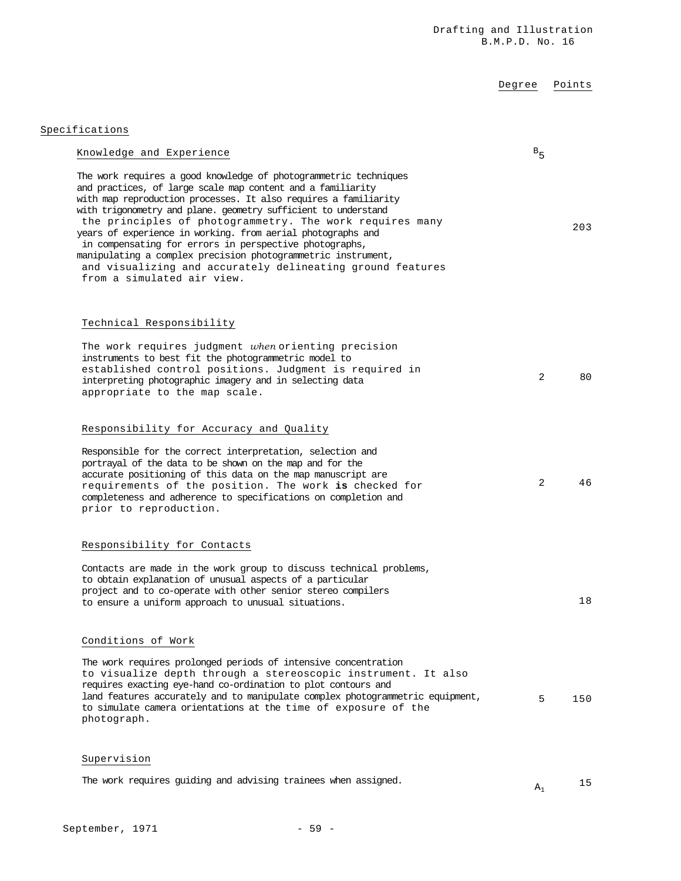Degree | Points

## Specifications

### Knowledge and Experience

Degree: $B_5$ — Points: 203

The work requires a good knowledge of photogrammetric techniques and practices, of large scale map content and a familiarity with map reproduction processes. It also requires a familiarity with trigonometry and plane. geometry sufficient to understand the principles of photogrammetry. The work requires many years of experience in working. from aerial photographs and in compensating for errors in perspective photographs, manipulating a complex precision photogrammetric instrument, and visualizing and accurately delineating ground features from a simulated air view.

### Technical Responsibility

Degree: 2 — Points: 80

The work requires judgment *when* orienting precision instruments to best fit the photogrammetric model to established control positions. Judgment is required in interpreting photographic imagery and in selecting data appropriate to the map scale.

### Responsibility for Accuracy and Quality

Degree: 2 — Points: 46

Responsible for the correct interpretation, selection and portrayal of the data to be shown on the map and for the accurate positioning of this data on the map manuscript are requirements of the position. The work **is** checked for completeness and adherence to specifications on completion and prior to reproduction.

### Responsibility for Contacts

Points: 18

Contacts are made in the work group to discuss technical problems, to obtain explanation of unusual aspects of a particular project and to co-operate with other senior stereo compilers to ensure a uniform approach to unusual situations.

### Conditions of Work

Degree: 5 — Points: 150

The work requires prolonged periods of intensive concentration to visualize depth through a stereoscopic instrument. It also requires exacting eye-hand co-ordination to plot contours and land features accurately and to manipulate complex photogrammetric equipment, to simulate camera orientations at the time of exposure of the photograph.

### Supervision

Degree: $A_1$ — Points: 15

The work requires guiding and advising trainees when assigned.

September, 1971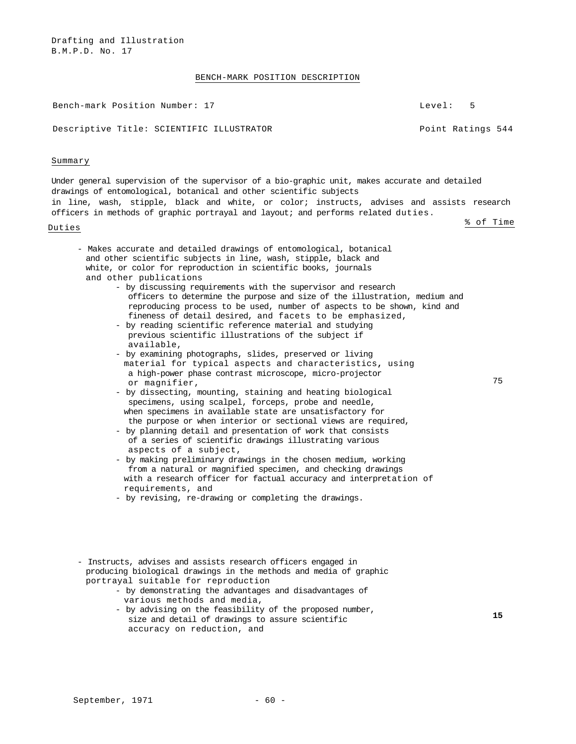Drafting and Illustration
B.M.P.D. No. 17

BENCH-MARK POSITION DESCRIPTION

| Bench-mark Position Number: 17 | Level: 5 |
| --- | --- |
| Descriptive Title: SCIENTIFIC ILLUSTRATOR | Point Ratings 544 |

Summary

Under general supervision of the supervisor of a bio-graphic unit, makes accurate and detailed drawings of entomological, botanical and other scientific subjects in line, wash, stipple, black and white, or color; instructs, advises and assists research officers in methods of graphic portrayal and layout; and performs related duties.

| Duties | % of Time |
| --- | --- |
| - Makes accurate and detailed drawings of entomological, botanical and other scientific subjects in line, wash, stipple, black and white, or color for reproduction in scientific books, journals and other publications<br>- by discussing requirements with the supervisor and research officers to determine the purpose and size of the illustration, medium and reproducing process to be used, number of aspects to be shown, kind and fineness of detail desired, and facets to be emphasized,<br>- by reading scientific reference material and studying previous scientific illustrations of the subject if available,<br>- by examining photographs, slides, preserved or living material for typical aspects and characteristics, using a high-power phase contrast microscope, micro-projector or magnifier,<br>- by dissecting, mounting, staining and heating biological specimens, using scalpel, forceps, probe and needle, when specimens in available state are unsatisfactory for the purpose or when interior or sectional views are required,<br>- by planning detail and presentation of work that consists of a series of scientific drawings illustrating various aspects of a subject,<br>- by making preliminary drawings in the chosen medium, working from a natural or magnified specimen, and checking drawings with a research officer for factual accuracy and interpretation of requirements, and<br>- by revising, re-drawing or completing the drawings. | 75 |
| - Instructs, advises and assists research officers engaged in producing biological drawings in the methods and media of graphic portrayal suitable for reproduction<br>- by demonstrating the advantages and disadvantages of various methods and media,<br>- by advising on the feasibility of the proposed number, size and detail of drawings to assure scientific accuracy on reduction, and | 15 |

September, 1971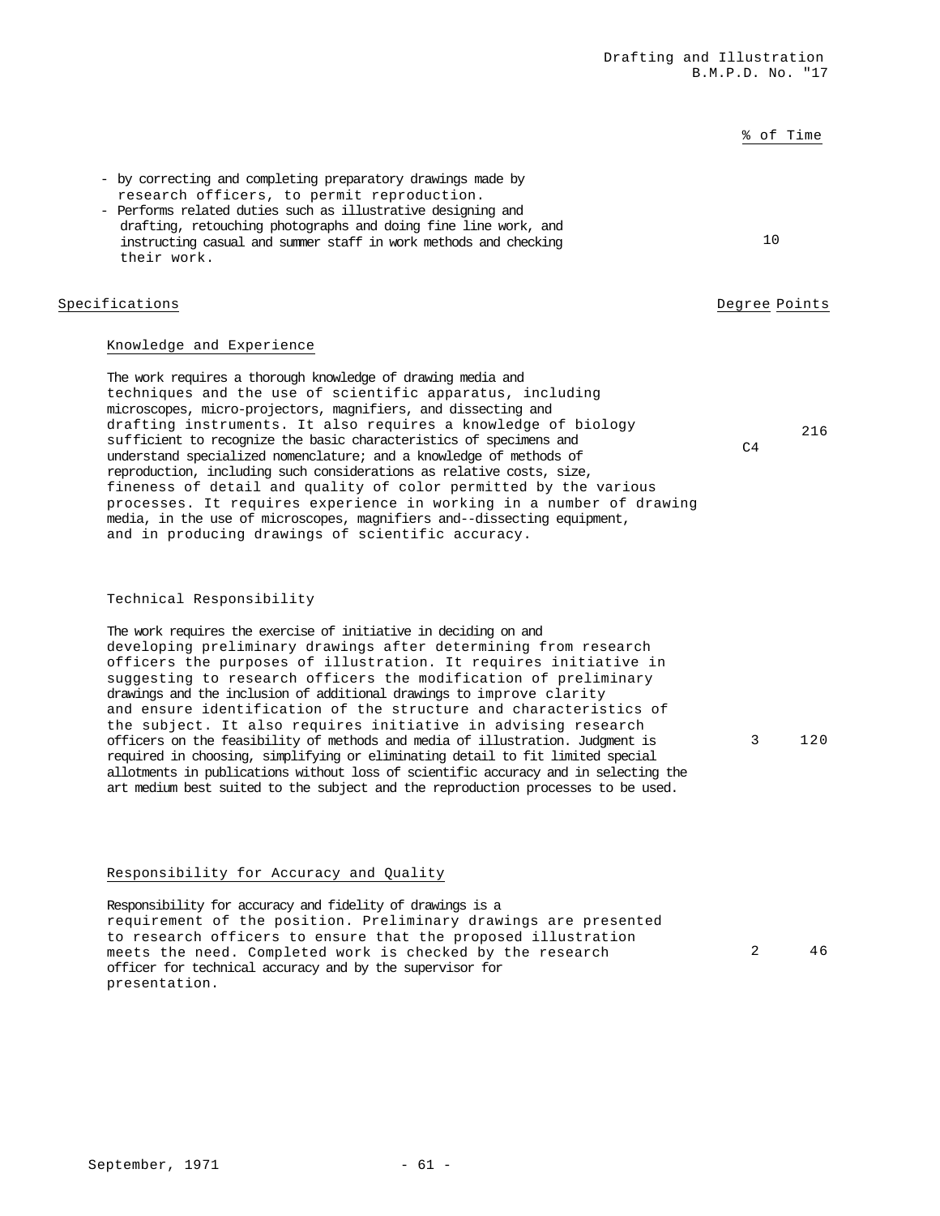% of Time

- by correcting and completing preparatory drawings made by research officers, to permit reproduction.
- Performs related duties such as illustrative designing and drafting, retouching photographs and doing fine line work, and instructing casual and summer staff in work methods and checking their work. — 10

| Specifications | Degree | Points |
|---|---|---|
| **Knowledge and Experience**<br><br>The work requires a thorough knowledge of drawing media and techniques and the use of scientific apparatus, including microscopes, micro-projectors, magnifiers, and dissecting and drafting instruments. It also requires a knowledge of biology sufficient to recognize the basic characteristics of specimens and understand specialized nomenclature; and a knowledge of methods of reproduction, including such considerations as relative costs, size, fineness of detail and quality of color permitted by the various processes. It requires experience in working in a number of drawing media, in the use of microscopes, magnifiers and--dissecting equipment, and in producing drawings of scientific accuracy. | C4 | 216 |
| **Technical Responsibility**<br><br>The work requires the exercise of initiative in deciding on and developing preliminary drawings after determining from research officers the purposes of illustration. It requires initiative in suggesting to research officers the modification of preliminary drawings and the inclusion of additional drawings to improve clarity and ensure identification of the structure and characteristics of the subject. It also requires initiative in advising research officers on the feasibility of methods and media of illustration. Judgment is required in choosing, simplifying or eliminating detail to fit limited special allotments in publications without loss of scientific accuracy and in selecting the art medium best suited to the subject and the reproduction processes to be used. | 3 | 120 |
| **Responsibility for Accuracy and Quality**<br><br>Responsibility for accuracy and fidelity of drawings is a requirement of the position. Preliminary drawings are presented to research officers to ensure that the proposed illustration meets the need. Completed work is checked by the research officer for technical accuracy and by the supervisor for presentation. | 2 | 46 |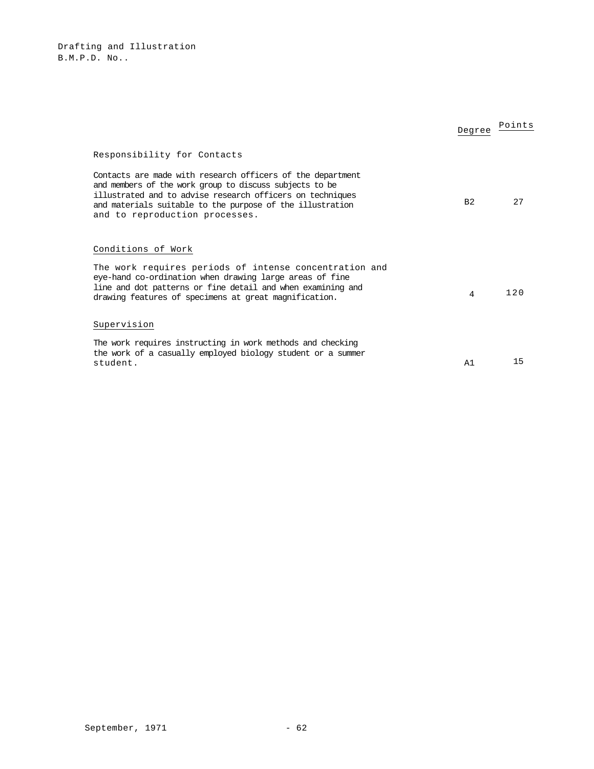Drafting and Illustration
B.M.P.D. No..

| | Degree | Points |
|---|---|---|
| Responsibility for Contacts | | |
| Contacts are made with research officers of the department and members of the work group to discuss subjects to be illustrated and to advise research officers on techniques and materials suitable to the purpose of the illustration and to reproduction processes. | B2 | 27 |
| Conditions of Work | | |
| The work requires periods of intense concentration and eye-hand co-ordination when drawing large areas of fine line and dot patterns or fine detail and when examining and drawing features of specimens at great magnification. | 4 | 120 |
| Supervision | | |
| The work requires instructing in work methods and checking the work of a casually employed biology student or a summer student. | A1 | 15 |

September, 1971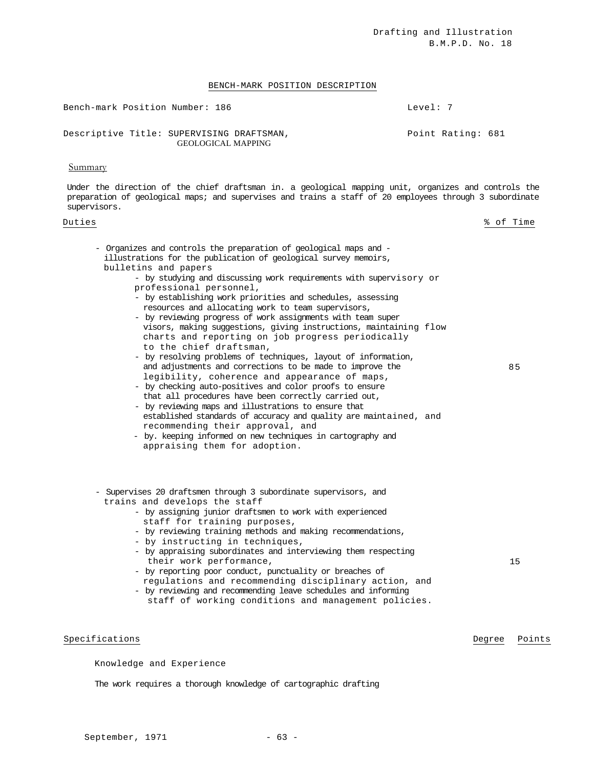Drafting and Illustration
B.M.P.D. No. 18

## BENCH-MARK POSITION DESCRIPTION

Bench-mark Position Number: 186 | Level: 7

Descriptive Title: SUPERVISING DRAFTSMAN, GEOLOGICAL MAPPING | Point Rating: 681

### Summary

Under the direction of the chief draftsman in. a geological mapping unit, organizes and controls the preparation of geological maps; and supervises and trains a staff of 20 employees through 3 subordinate supervisors.

| Duties | % of Time |
|---|---|
| - Organizes and controls the preparation of geological maps and - illustrations for the publication of geological survey memoirs, bulletins and papers<br>- by studying and discussing work requirements with supervisory or professional personnel,<br>- by establishing work priorities and schedules, assessing resources and allocating work to team supervisors,<br>- by reviewing progress of work assignments with team super visors, making suggestions, giving instructions, maintaining flow charts and reporting on job progress periodically to the chief draftsman,<br>- by resolving problems of techniques, layout of information, and adjustments and corrections to be made to improve the legibility, coherence and appearance of maps,<br>- by checking auto-positives and color proofs to ensure that all procedures have been correctly carried out,<br>- by reviewing maps and illustrations to ensure that established standards of accuracy and quality are maintained, and recommending their approval, and<br>- by. keeping informed on new techniques in cartography and appraising them for adoption. | 85 |
| - Supervises 20 draftsmen through 3 subordinate supervisors, and trains and develops the staff<br>- by assigning junior draftsmen to work with experienced staff for training purposes,<br>- by reviewing training methods and making recommendations,<br>- by instructing in techniques,<br>- by appraising subordinates and interviewing them respecting their work performance,<br>- by reporting poor conduct, punctuality or breaches of regulations and recommending disciplinary action, and<br>- by reviewing and recommending leave schedules and informing staff of working conditions and management policies. | 15 |

| Specifications | Degree | Points |
|---|---|---|

Knowledge and Experience

The work requires a thorough knowledge of cartographic drafting

September, 1971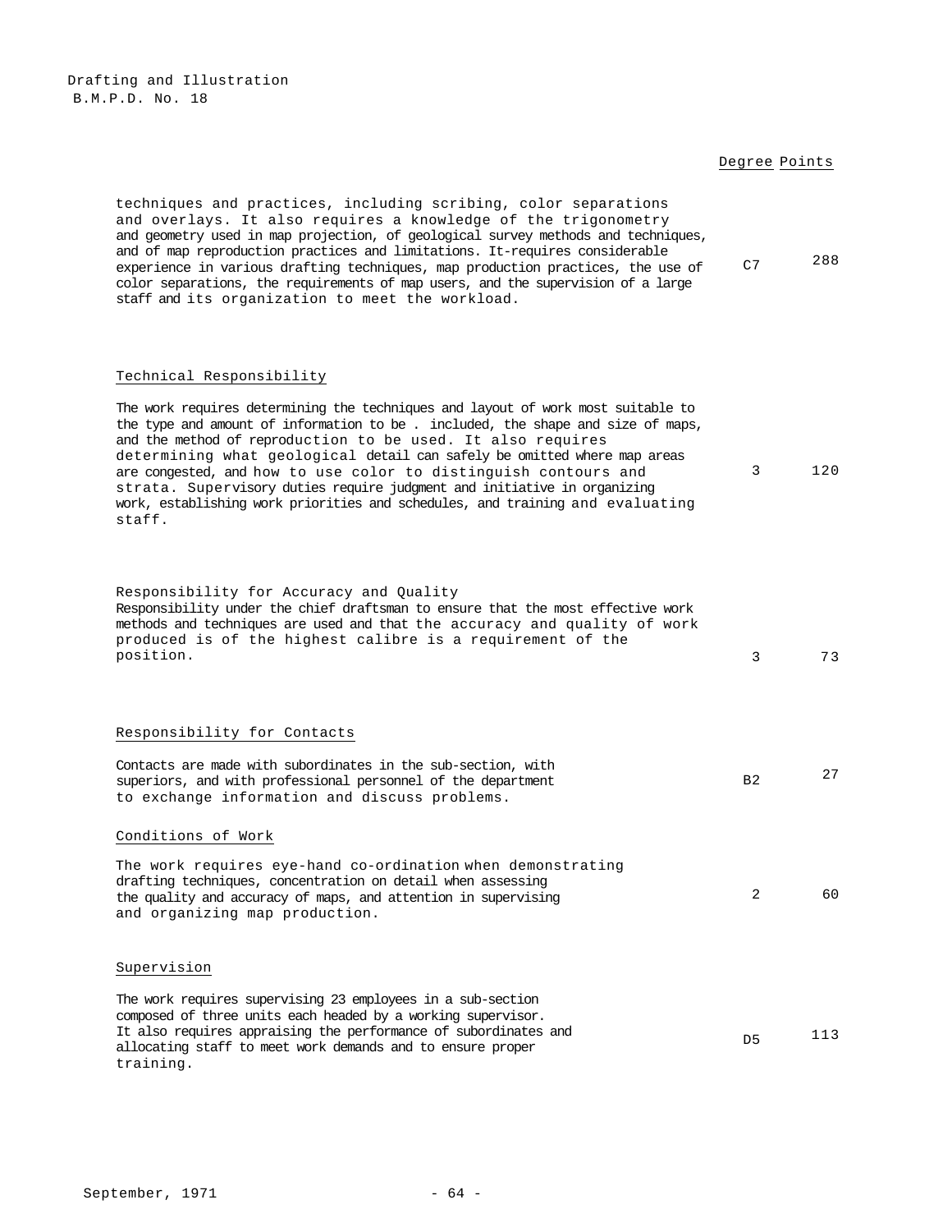| | Degree | Points |
|---|---|---|
| techniques and practices, including scribing, color separations and overlays. It also requires a knowledge of the trigonometry and geometry used in map projection, of geological survey methods and techniques, and of map reproduction practices and limitations. It-requires considerable experience in various drafting techniques, map production practices, the use of color separations, the requirements of map users, and the supervision of a large staff and its organization to meet the workload. | C7 | 288 |
| **Technical Responsibility**<br><br>The work requires determining the techniques and layout of work most suitable to the type and amount of information to be . included, the shape and size of maps, and the method of reproduction to be used. It also requires determining what geological detail can safely be omitted where map areas are congested, and how to use color to distinguish contours and strata. Supervisory duties require judgment and initiative in organizing work, establishing work priorities and schedules, and training and evaluating staff. | 3 | 120 |
| Responsibility for Accuracy and Quality<br>Responsibility under the chief draftsman to ensure that the most effective work methods and techniques are used and that the accuracy and quality of work produced is of the highest calibre is a requirement of the position. | 3 | 73 |
| **Responsibility for Contacts**<br><br>Contacts are made with subordinates in the sub-section, with superiors, and with professional personnel of the department to exchange information and discuss problems. | B2 | 27 |
| **Conditions of Work**<br><br>The work requires eye-hand co-ordination when demonstrating drafting techniques, concentration on detail when assessing the quality and accuracy of maps, and attention in supervising and organizing map production. | 2 | 60 |
| **Supervision**<br><br>The work requires supervising 23 employees in a sub-section composed of three units each headed by a working supervisor. It also requires appraising the performance of subordinates and allocating staff to meet work demands and to ensure proper training. | D5 | 113 |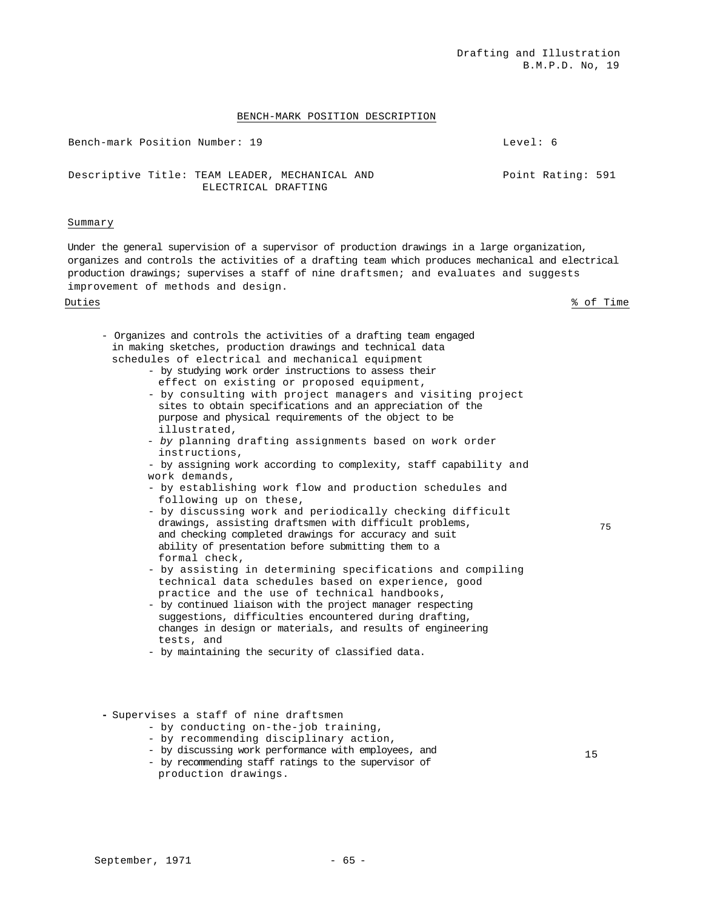Drafting and Illustration
B.M.P.D. No, 19

## BENCH-MARK POSITION DESCRIPTION

Bench-mark Position Number: 19 | Level: 6

Descriptive Title: TEAM LEADER, MECHANICAL AND ELECTRICAL DRAFTING | Point Rating: 591

### Summary

Under the general supervision of a supervisor of production drawings in a large organization, organizes and controls the activities of a drafting team which produces mechanical and electrical production drawings; supervises a staff of nine draftsmen; and evaluates and suggests improvement of methods and design.

| Duties | % of Time |
|---|---|
| - Organizes and controls the activities of a drafting team engaged in making sketches, production drawings and technical data schedules of electrical and mechanical equipment<br>- by studying work order instructions to assess their effect on existing or proposed equipment,<br>- by consulting with project managers and visiting project sites to obtain specifications and an appreciation of the purpose and physical requirements of the object to be illustrated,<br>- *by* planning drafting assignments based on work order instructions,<br>- by assigning work according to complexity, staff capability and work demands,<br>- by establishing work flow and production schedules and following up on these,<br>- by discussing work and periodically checking difficult drawings, assisting draftsmen with difficult problems, and checking completed drawings for accuracy and suit ability of presentation before submitting them to a formal check,<br>- by assisting in determining specifications and compiling technical data schedules based on experience, good practice and the use of technical handbooks,<br>- by continued liaison with the project manager respecting suggestions, difficulties encountered during drafting, changes in design or materials, and results of engineering tests, and<br>- by maintaining the security of classified data. | 75 |
| - Supervises a staff of nine draftsmen<br>- by conducting on-the-job training,<br>- by recommending disciplinary action,<br>- by discussing work performance with employees, and<br>- by recommending staff ratings to the supervisor of production drawings. | 15 |

September, 1971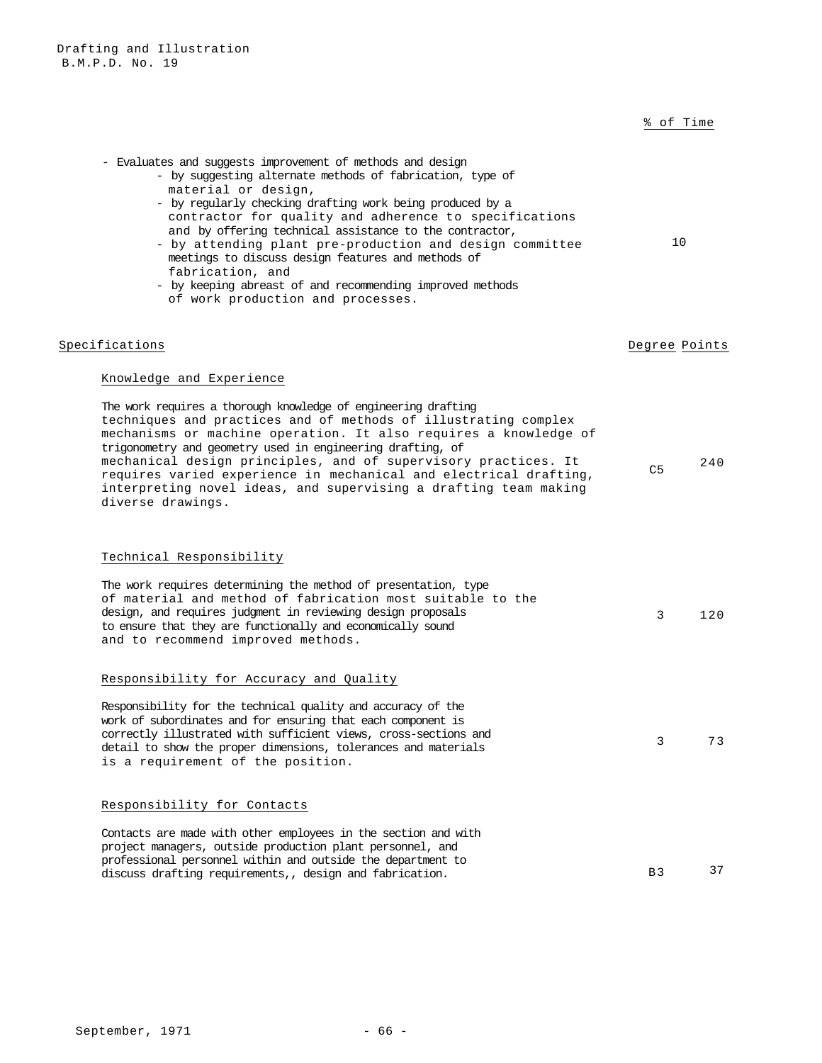% of Time

- Evaluates and suggests improvement of methods and design
  - by suggesting alternate methods of fabrication, type of material or design,
  - by regularly checking drafting work being produced by a contractor for quality and adherence to specifications and by offering technical assistance to the contractor,
  - by attending plant pre-production and design committee meetings to discuss design features and methods of fabrication, and
  - by keeping abreast of and recommending improved methods of work production and processes.

10

## Specifications

| | Degree | Points |
|---|---|---|
| **Knowledge and Experience** | | |
| The work requires a thorough knowledge of engineering drafting techniques and practices and of methods of illustrating complex mechanisms or machine operation. It also requires a knowledge of trigonometry and geometry used in engineering drafting, of mechanical design principles, and of supervisory practices. It requires varied experience in mechanical and electrical drafting, interpreting novel ideas, and supervising a drafting team making diverse drawings. | C5 | 240 |
| **Technical Responsibility** | | |
| The work requires determining the method of presentation, type of material and method of fabrication most suitable to the design, and requires judgment in reviewing design proposals to ensure that they are functionally and economically sound and to recommend improved methods. | 3 | 120 |
| **Responsibility for Accuracy and Quality** | | |
| Responsibility for the technical quality and accuracy of the work of subordinates and for ensuring that each component is correctly illustrated with sufficient views, cross-sections and detail to show the proper dimensions, tolerances and materials is a requirement of the position. | 3 | 73 |
| **Responsibility for Contacts** | | |
| Contacts are made with other employees in the section and with project managers, outside production plant personnel, and professional personnel within and outside the department to discuss drafting requirements,, design and fabrication. | B3 | 37 |

September, 1971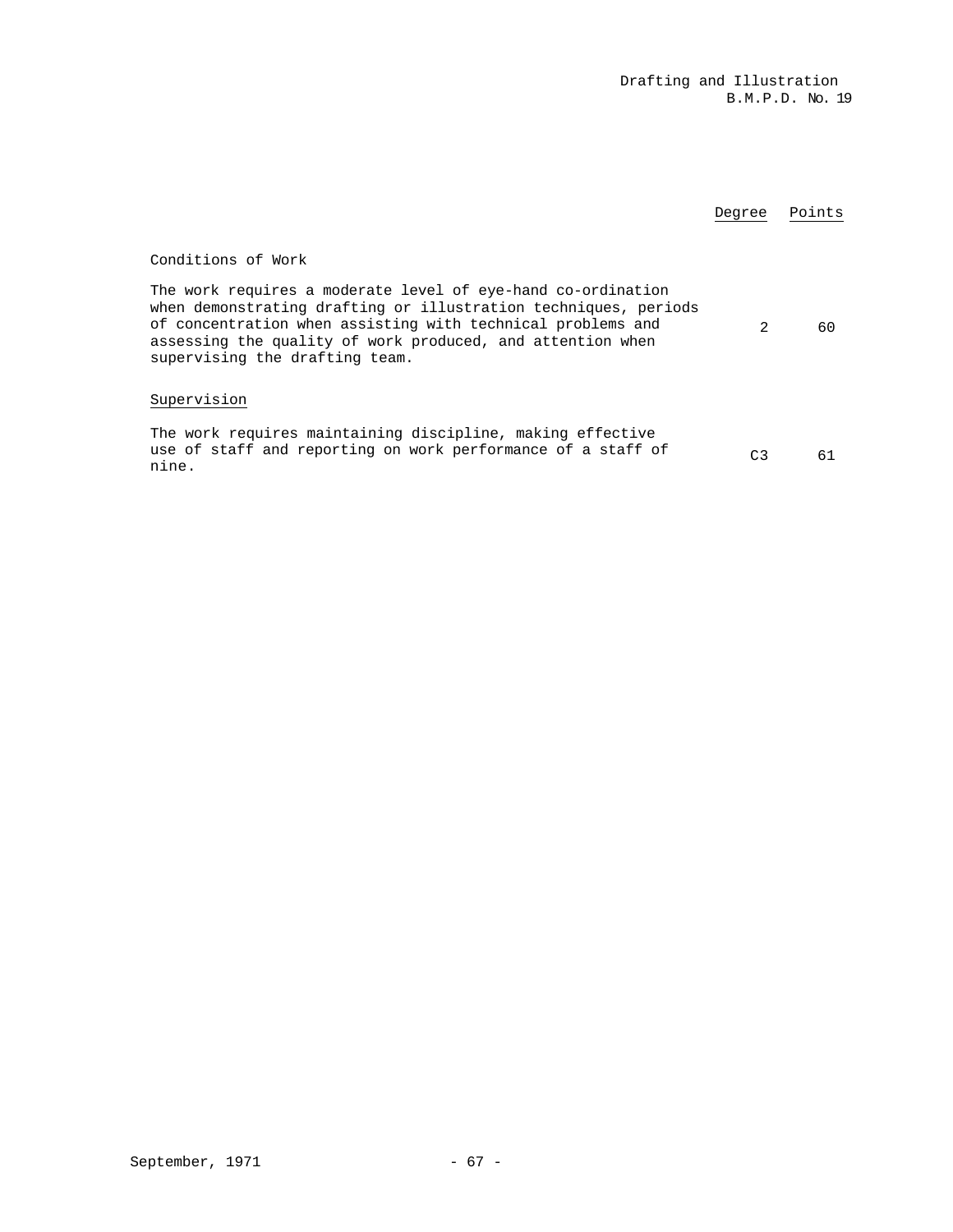| | Degree | Points |
|---|---|---|
| Conditions of Work | | |
| The work requires a moderate level of eye-hand co-ordination when demonstrating drafting or illustration techniques, periods of concentration when assisting with technical problems and assessing the quality of work produced, and attention when supervising the drafting team. | 2 | 60 |
| Supervision | | |
| The work requires maintaining discipline, making effective use of staff and reporting on work performance of a staff of nine. | C3 | 61 |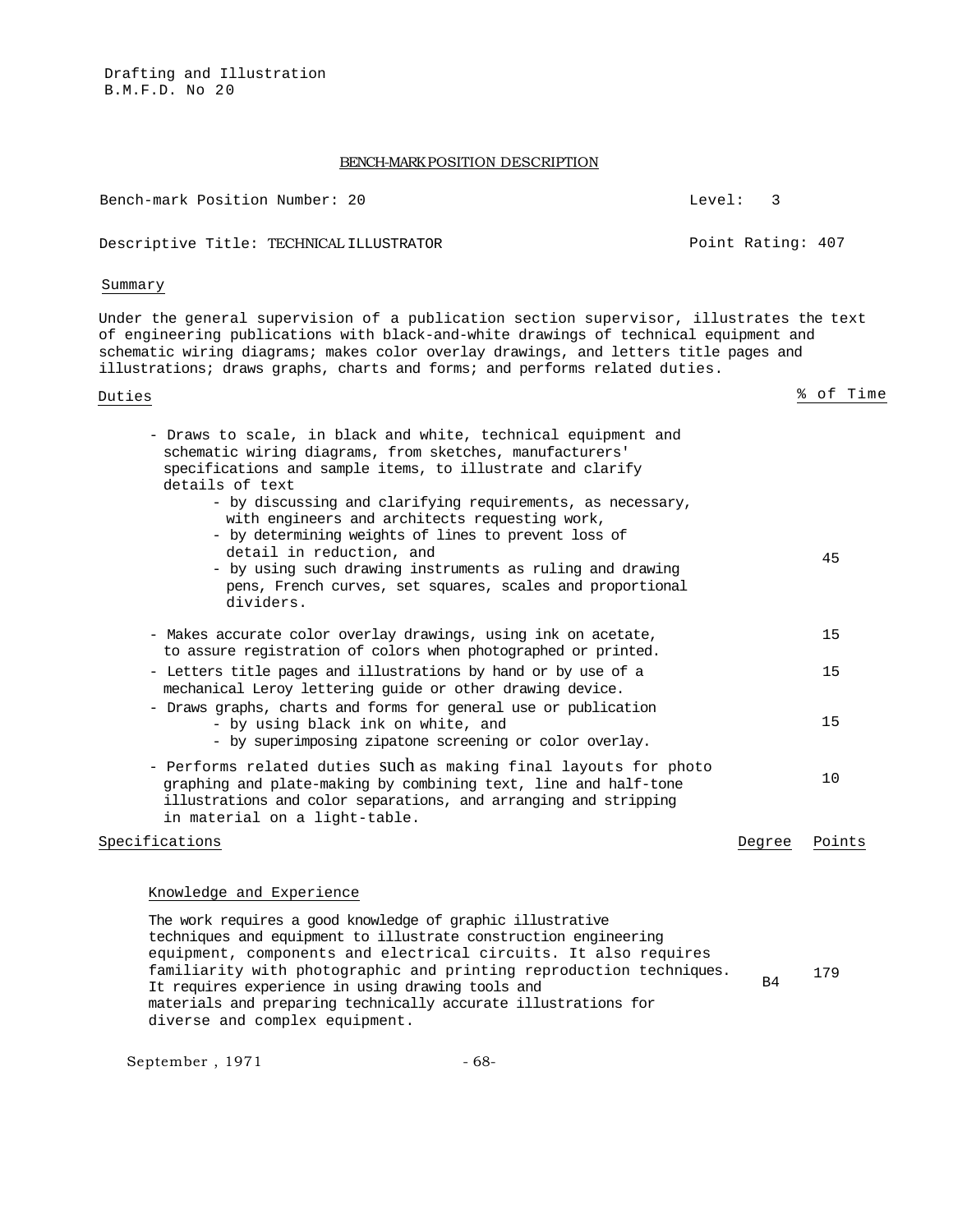Drafting and Illustration
B.M.F.D. No 20

## BENCH-MARK POSITION DESCRIPTION

Bench-mark Position Number: 20 — Level: 3

Descriptive Title: TECHNICAL ILLUSTRATOR — Point Rating: 407

### Summary

Under the general supervision of a publication section supervisor, illustrates the text of engineering publications with black-and-white drawings of technical equipment and schematic wiring diagrams; makes color overlay drawings, and letters title pages and illustrations; draws graphs, charts and forms; and performs related duties.

### Duties

| Duties | % of Time |
|---|---|
| - Draws to scale, in black and white, technical equipment and schematic wiring diagrams, from sketches, manufacturers' specifications and sample items, to illustrate and clarify details of text<br>- by discussing and clarifying requirements, as necessary, with engineers and architects requesting work,<br>- by determining weights of lines to prevent loss of detail in reduction, and<br>- by using such drawing instruments as ruling and drawing pens, French curves, set squares, scales and proportional dividers. | 45 |
| - Makes accurate color overlay drawings, using ink on acetate, to assure registration of colors when photographed or printed. | 15 |
| - Letters title pages and illustrations by hand or by use of a mechanical Leroy lettering guide or other drawing device. | 15 |
| - Draws graphs, charts and forms for general use or publication<br>- by using black ink on white, and<br>- by superimposing zipatone screening or color overlay. | 15 |
| - Performs related duties such as making final layouts for photo graphing and plate-making by combining text, line and half-tone illustrations and color separations, and arranging and stripping in material on a light-table. | 10 |

### Specifications

| Specifications | Degree | Points |
|---|---|---|
| **Knowledge and Experience**<br>The work requires a good knowledge of graphic illustrative techniques and equipment to illustrate construction engineering equipment, components and electrical circuits. It also requires familiarity with photographic and printing reproduction techniques. It requires experience in using drawing tools and materials and preparing technically accurate illustrations for diverse and complex equipment. | B4 | 179 |

September , 1971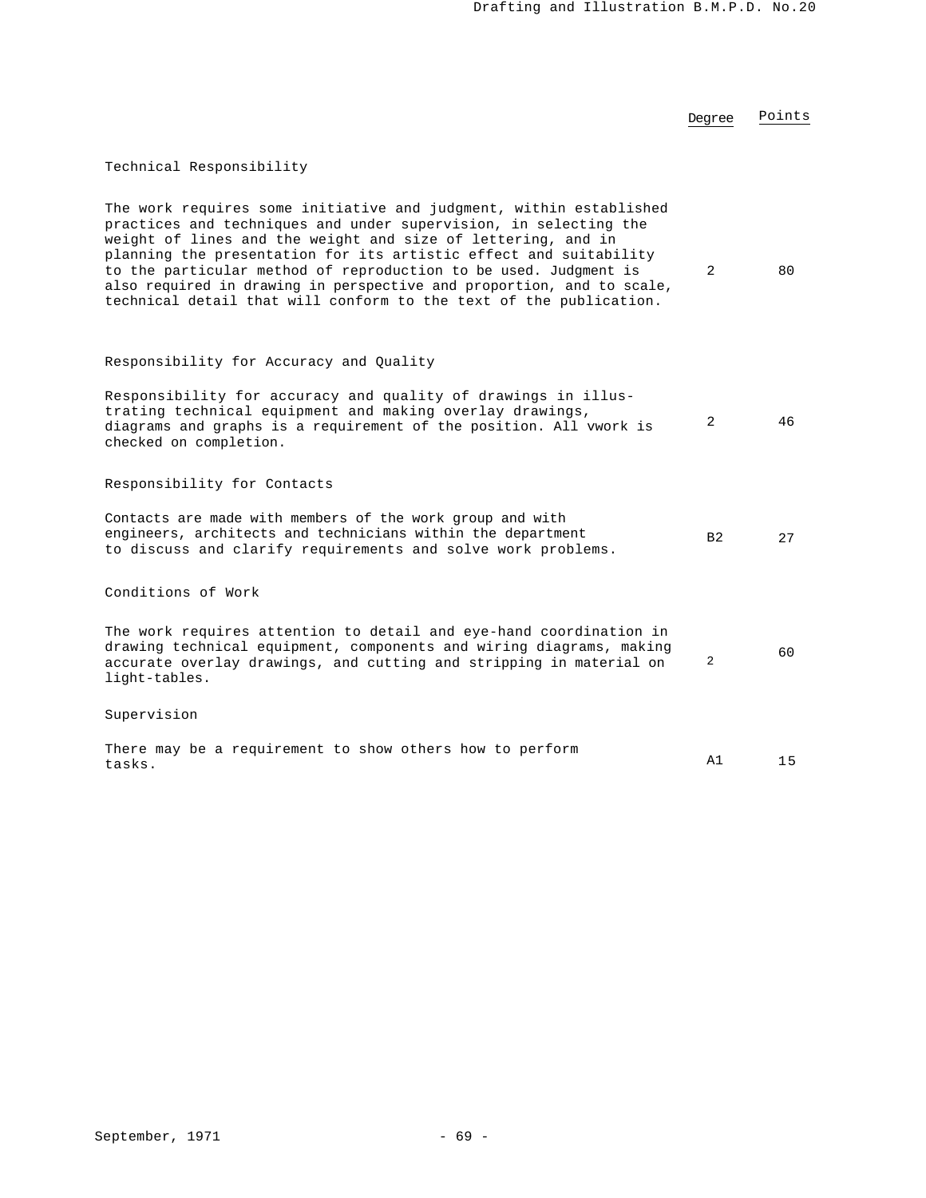| | Degree | Points |
|---|---|---|
| **Technical Responsibility** | | |
| The work requires some initiative and judgment, within established practices and techniques and under supervision, in selecting the weight of lines and the weight and size of lettering, and in planning the presentation for its artistic effect and suitability to the particular method of reproduction to be used. Judgment is also required in drawing in perspective and proportion, and to scale, technical detail that will conform to the text of the publication. | 2 | 80 |
| **Responsibility for Accuracy and Quality** | | |
| Responsibility for accuracy and quality of drawings in illustrating technical equipment and making overlay drawings, diagrams and graphs is a requirement of the position. All vwork is checked on completion. | 2 | 46 |
| **Responsibility for Contacts** | | |
| Contacts are made with members of the work group and with engineers, architects and technicians within the department to discuss and clarify requirements and solve work problems. | B2 | 27 |
| **Conditions of Work** | | |
| The work requires attention to detail and eye-hand coordination in drawing technical equipment, components and wiring diagrams, making accurate overlay drawings, and cutting and stripping in material on light-tables. | 2 | 60 |
| **Supervision** | | |
| There may be a requirement to show others how to perform tasks. | A1 | 15 |

September, 1971